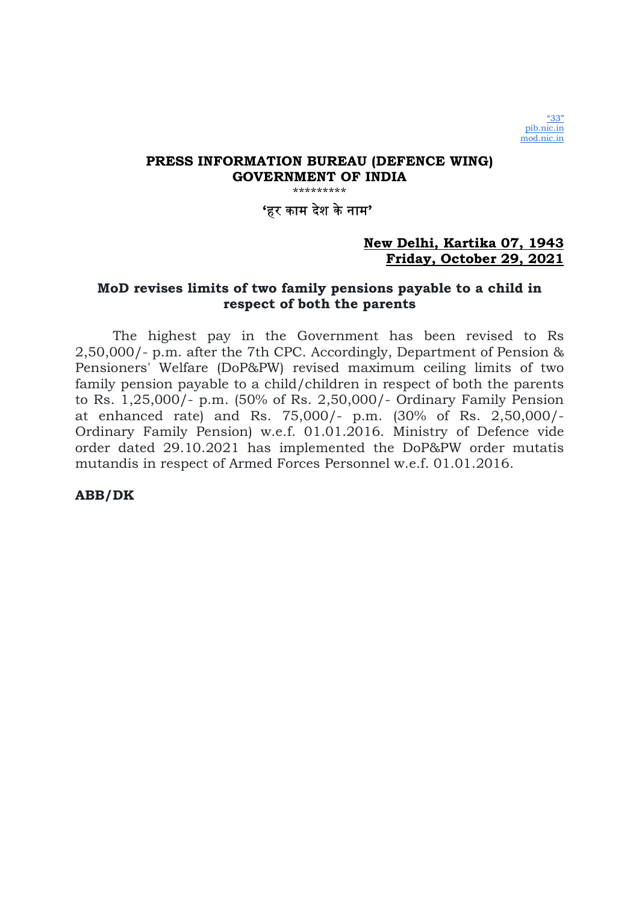"33"
pib.nic.in
mod.nic.in

**PRESS INFORMATION BUREAU (DEFENCE WING)**
**GOVERNMENT OF INDIA**

\*\*\*\*\*\*\*\*\*

**'हर काम देश के नाम'**

**New Delhi, Kartika 07, 1943**
**Friday, October 29, 2021**

## MoD revises limits of two family pensions payable to a child in respect of both the parents

The highest pay in the Government has been revised to Rs 2,50,000/- p.m. after the 7th CPC. Accordingly, Department of Pension & Pensioners' Welfare (DoP&PW) revised maximum ceiling limits of two family pension payable to a child/children in respect of both the parents to Rs. 1,25,000/- p.m. (50% of Rs. 2,50,000/- Ordinary Family Pension at enhanced rate) and Rs. 75,000/- p.m. (30% of Rs. 2,50,000/- Ordinary Family Pension) w.e.f. 01.01.2016. Ministry of Defence vide order dated 29.10.2021 has implemented the DoP&PW order mutatis mutandis in respect of Armed Forces Personnel w.e.f. 01.01.2016.

**ABB/DK**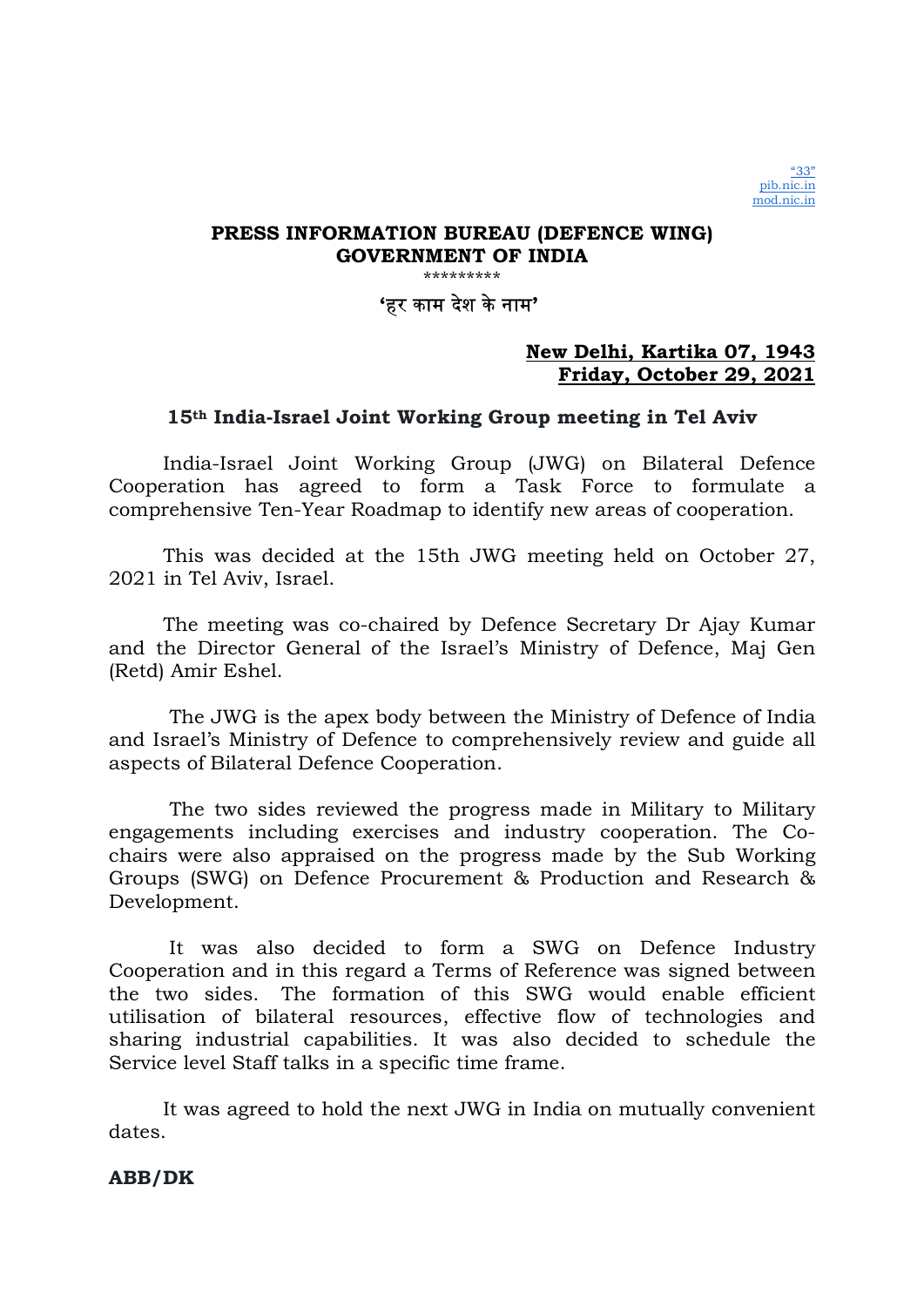"33"
pib.nic.in
mod.nic.in

**PRESS INFORMATION BUREAU (DEFENCE WING)**
**GOVERNMENT OF INDIA**

\*\*\*\*\*\*\*\*\*

**'हर काम देश के नाम'**

**New Delhi, Kartika 07, 1943**
**Friday, October 29, 2021**

## 15th India-Israel Joint Working Group meeting in Tel Aviv

India-Israel Joint Working Group (JWG) on Bilateral Defence Cooperation has agreed to form a Task Force to formulate a comprehensive Ten-Year Roadmap to identify new areas of cooperation.

This was decided at the 15th JWG meeting held on October 27, 2021 in Tel Aviv, Israel.

The meeting was co-chaired by Defence Secretary Dr Ajay Kumar and the Director General of the Israel's Ministry of Defence, Maj Gen (Retd) Amir Eshel.

The JWG is the apex body between the Ministry of Defence of India and Israel's Ministry of Defence to comprehensively review and guide all aspects of Bilateral Defence Cooperation.

The two sides reviewed the progress made in Military to Military engagements including exercises and industry cooperation. The Co-chairs were also appraised on the progress made by the Sub Working Groups (SWG) on Defence Procurement & Production and Research & Development.

It was also decided to form a SWG on Defence Industry Cooperation and in this regard a Terms of Reference was signed between the two sides. The formation of this SWG would enable efficient utilisation of bilateral resources, effective flow of technologies and sharing industrial capabilities. It was also decided to schedule the Service level Staff talks in a specific time frame.

It was agreed to hold the next JWG in India on mutually convenient dates.

**ABB/DK**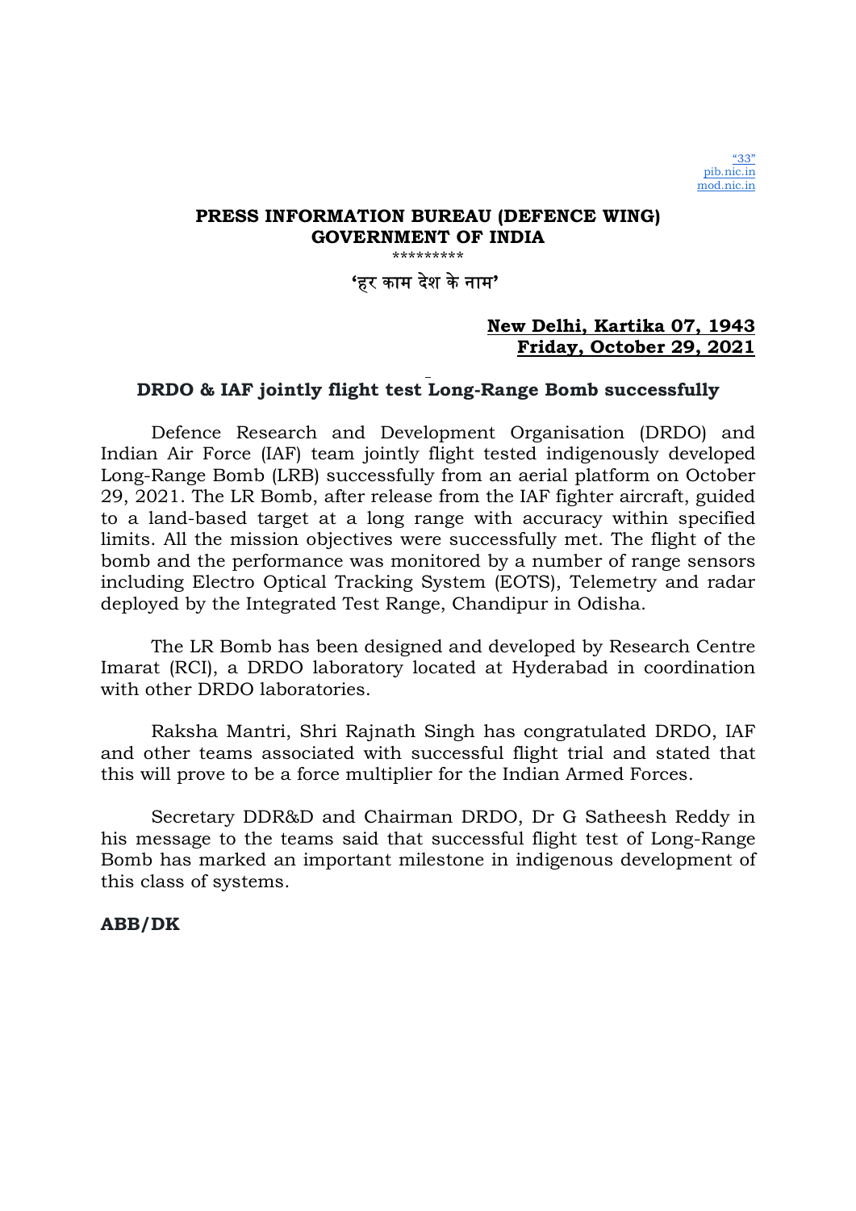"33"
pib.nic.in
mod.nic.in

**PRESS INFORMATION BUREAU (DEFENCE WING)**
**GOVERNMENT OF INDIA**

\*\*\*\*\*\*\*\*\*

'हर काम देश के नाम'

**New Delhi, Kartika 07, 1943**
**Friday, October 29, 2021**

## DRDO & IAF jointly flight test Long-Range Bomb successfully

Defence Research and Development Organisation (DRDO) and Indian Air Force (IAF) team jointly flight tested indigenously developed Long-Range Bomb (LRB) successfully from an aerial platform on October 29, 2021. The LR Bomb, after release from the IAF fighter aircraft, guided to a land-based target at a long range with accuracy within specified limits. All the mission objectives were successfully met. The flight of the bomb and the performance was monitored by a number of range sensors including Electro Optical Tracking System (EOTS), Telemetry and radar deployed by the Integrated Test Range, Chandipur in Odisha.

The LR Bomb has been designed and developed by Research Centre Imarat (RCI), a DRDO laboratory located at Hyderabad in coordination with other DRDO laboratories.

Raksha Mantri, Shri Rajnath Singh has congratulated DRDO, IAF and other teams associated with successful flight trial and stated that this will prove to be a force multiplier for the Indian Armed Forces.

Secretary DDR&D and Chairman DRDO, Dr G Satheesh Reddy in his message to the teams said that successful flight test of Long-Range Bomb has marked an important milestone in indigenous development of this class of systems.

**ABB/DK**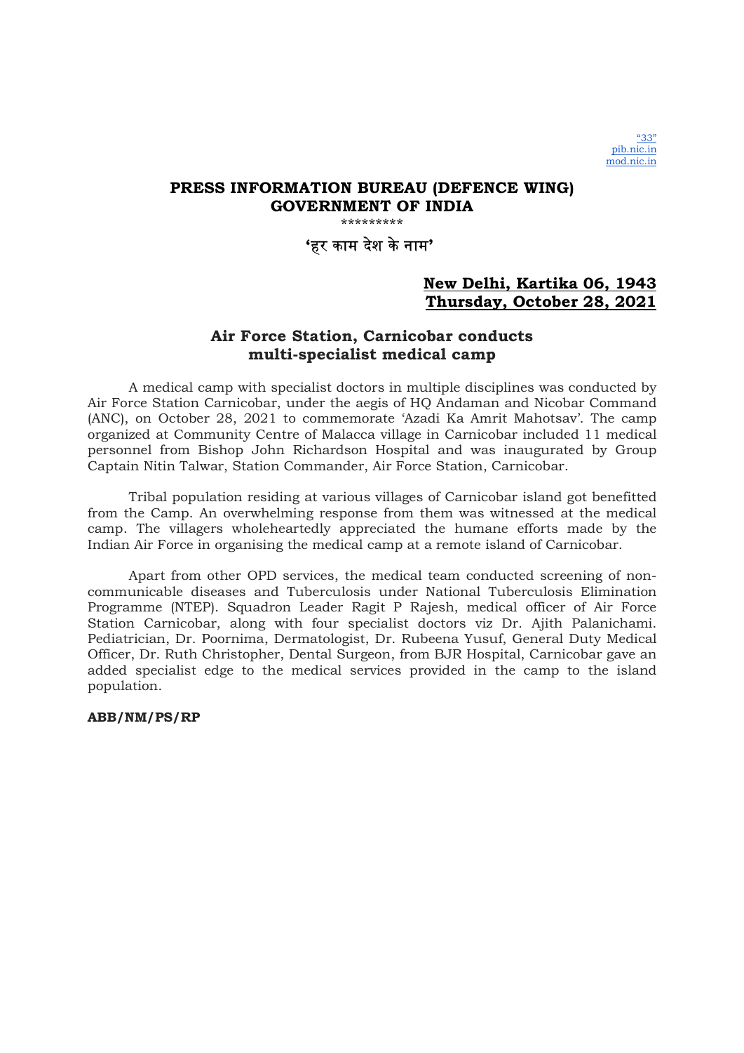"33"
pib.nic.in
mod.nic.in

**PRESS INFORMATION BUREAU (DEFENCE WING)**
**GOVERNMENT OF INDIA**

\*\*\*\*\*\*\*\*\*

**'हर काम देश के नाम'**

**New Delhi, Kartika 06, 1943**
**Thursday, October 28, 2021**

## Air Force Station, Carnicobar conducts multi-specialist medical camp

A medical camp with specialist doctors in multiple disciplines was conducted by Air Force Station Carnicobar, under the aegis of HQ Andaman and Nicobar Command (ANC), on October 28, 2021 to commemorate 'Azadi Ka Amrit Mahotsav'. The camp organized at Community Centre of Malacca village in Carnicobar included 11 medical personnel from Bishop John Richardson Hospital and was inaugurated by Group Captain Nitin Talwar, Station Commander, Air Force Station, Carnicobar.

Tribal population residing at various villages of Carnicobar island got benefitted from the Camp. An overwhelming response from them was witnessed at the medical camp. The villagers wholeheartedly appreciated the humane efforts made by the Indian Air Force in organising the medical camp at a remote island of Carnicobar.

Apart from other OPD services, the medical team conducted screening of non-communicable diseases and Tuberculosis under National Tuberculosis Elimination Programme (NTEP). Squadron Leader Ragit P Rajesh, medical officer of Air Force Station Carnicobar, along with four specialist doctors viz Dr. Ajith Palanichami. Pediatrician, Dr. Poornima, Dermatologist, Dr. Rubeena Yusuf, General Duty Medical Officer, Dr. Ruth Christopher, Dental Surgeon, from BJR Hospital, Carnicobar gave an added specialist edge to the medical services provided in the camp to the island population.

**ABB/NM/PS/RP**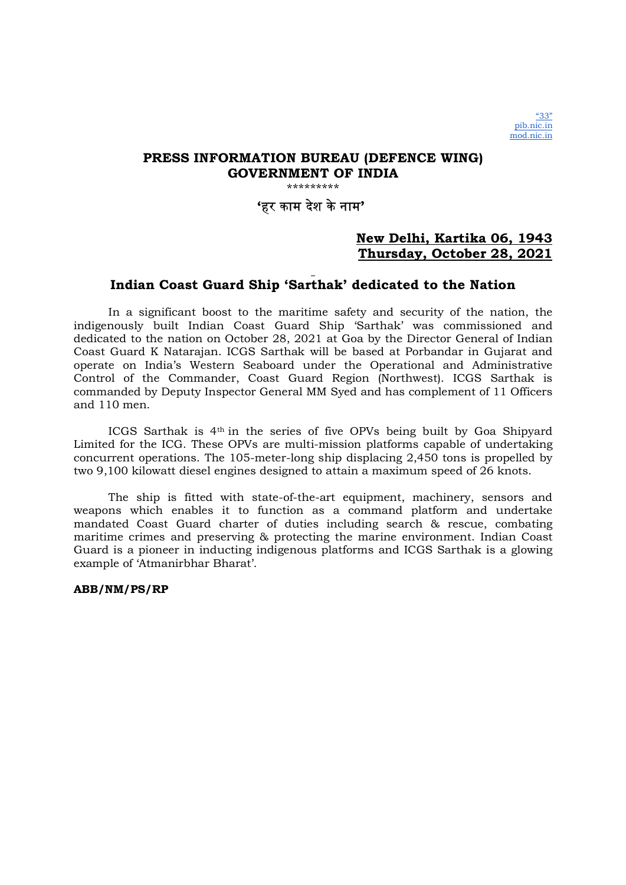"33"
pib.nic.in
mod.nic.in

**PRESS INFORMATION BUREAU (DEFENCE WING)**
**GOVERNMENT OF INDIA**

\*\*\*\*\*\*\*\*\*

**'हर काम देश के नाम'**

**New Delhi, Kartika 06, 1943**
**Thursday, October 28, 2021**

## Indian Coast Guard Ship 'Sarthak' dedicated to the Nation

In a significant boost to the maritime safety and security of the nation, the indigenously built Indian Coast Guard Ship 'Sarthak' was commissioned and dedicated to the nation on October 28, 2021 at Goa by the Director General of Indian Coast Guard K Natarajan. ICGS Sarthak will be based at Porbandar in Gujarat and operate on India's Western Seaboard under the Operational and Administrative Control of the Commander, Coast Guard Region (Northwest). ICGS Sarthak is commanded by Deputy Inspector General MM Syed and has complement of 11 Officers and 110 men.

ICGS Sarthak is 4th in the series of five OPVs being built by Goa Shipyard Limited for the ICG. These OPVs are multi-mission platforms capable of undertaking concurrent operations. The 105-meter-long ship displacing 2,450 tons is propelled by two 9,100 kilowatt diesel engines designed to attain a maximum speed of 26 knots.

The ship is fitted with state-of-the-art equipment, machinery, sensors and weapons which enables it to function as a command platform and undertake mandated Coast Guard charter of duties including search & rescue, combating maritime crimes and preserving & protecting the marine environment. Indian Coast Guard is a pioneer in inducting indigenous platforms and ICGS Sarthak is a glowing example of 'Atmanirbhar Bharat'.

**ABB/NM/PS/RP**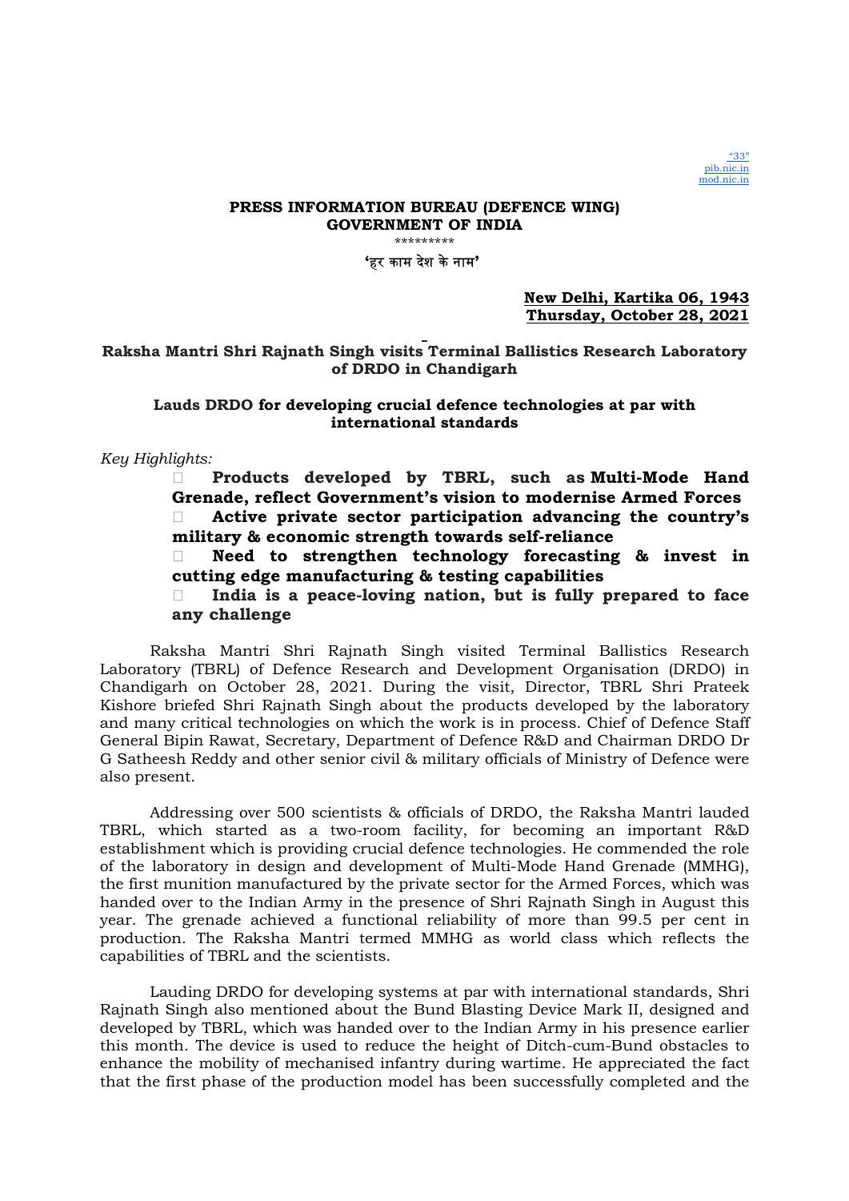"33"
pib.nic.in
mod.nic.in

**PRESS INFORMATION BUREAU (DEFENCE WING)**
**GOVERNMENT OF INDIA**

\*\*\*\*\*\*\*\*\*

**'हर काम देश के नाम'**

**New Delhi, Kartika 06, 1943**
**Thursday, October 28, 2021**

## Raksha Mantri Shri Rajnath Singh visits Terminal Ballistics Research Laboratory of DRDO in Chandigarh

### Lauds DRDO for developing crucial defence technologies at par with international standards

*Key Highlights:*

- **Products developed by TBRL, such as Multi-Mode Hand Grenade, reflect Government's vision to modernise Armed Forces**
- **Active private sector participation advancing the country's military & economic strength towards self-reliance**
- **Need to strengthen technology forecasting & invest in cutting edge manufacturing & testing capabilities**
- **India is a peace-loving nation, but is fully prepared to face any challenge**

Raksha Mantri Shri Rajnath Singh visited Terminal Ballistics Research Laboratory (TBRL) of Defence Research and Development Organisation (DRDO) in Chandigarh on October 28, 2021. During the visit, Director, TBRL Shri Prateek Kishore briefed Shri Rajnath Singh about the products developed by the laboratory and many critical technologies on which the work is in process. Chief of Defence Staff General Bipin Rawat, Secretary, Department of Defence R&D and Chairman DRDO Dr G Satheesh Reddy and other senior civil & military officials of Ministry of Defence were also present.

Addressing over 500 scientists & officials of DRDO, the Raksha Mantri lauded TBRL, which started as a two-room facility, for becoming an important R&D establishment which is providing crucial defence technologies. He commended the role of the laboratory in design and development of Multi-Mode Hand Grenade (MMHG), the first munition manufactured by the private sector for the Armed Forces, which was handed over to the Indian Army in the presence of Shri Rajnath Singh in August this year. The grenade achieved a functional reliability of more than 99.5 per cent in production. The Raksha Mantri termed MMHG as world class which reflects the capabilities of TBRL and the scientists.

Lauding DRDO for developing systems at par with international standards, Shri Rajnath Singh also mentioned about the Bund Blasting Device Mark II, designed and developed by TBRL, which was handed over to the Indian Army in his presence earlier this month. The device is used to reduce the height of Ditch-cum-Bund obstacles to enhance the mobility of mechanised infantry during wartime. He appreciated the fact that the first phase of the production model has been successfully completed and the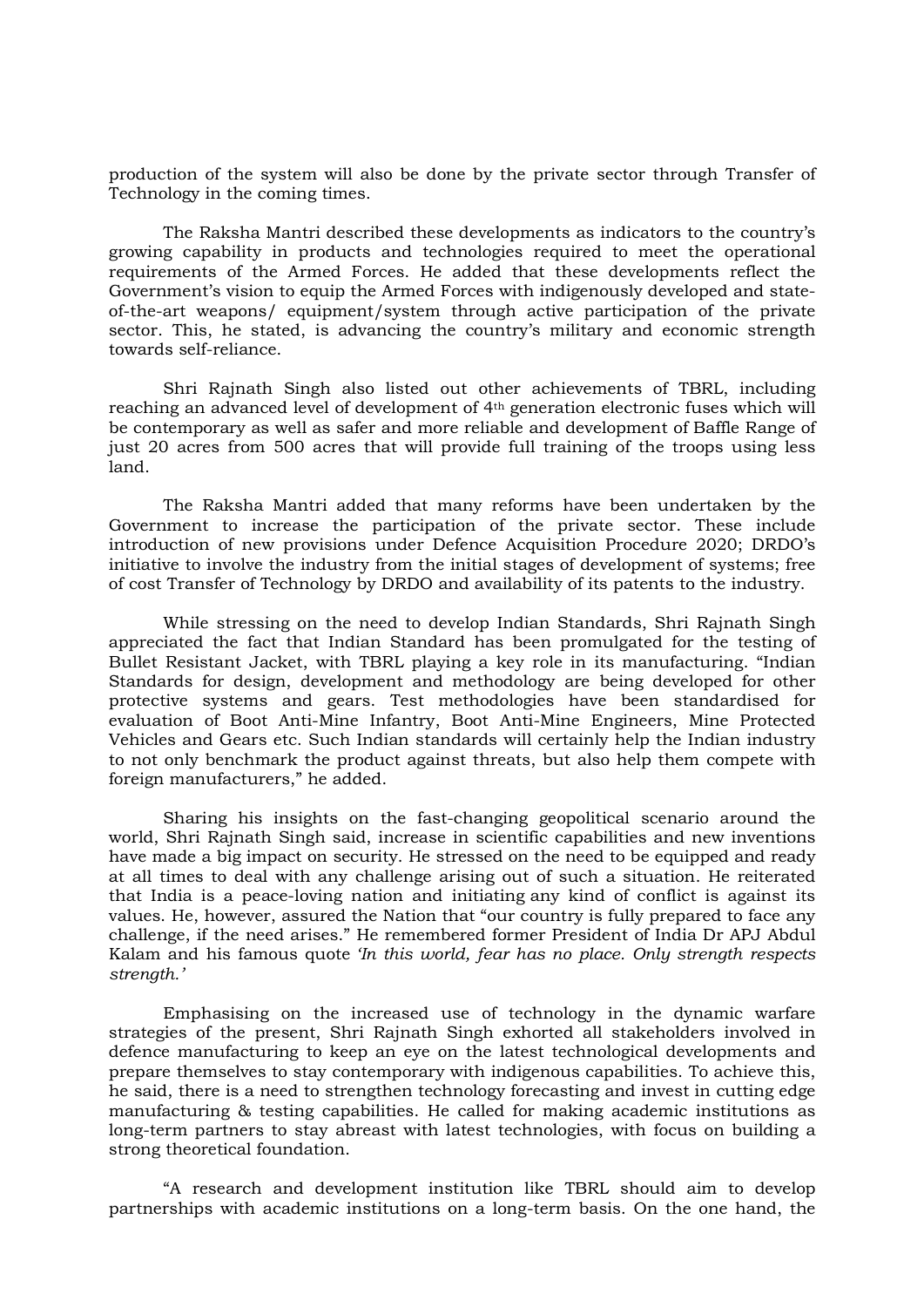production of the system will also be done by the private sector through Transfer of Technology in the coming times.

The Raksha Mantri described these developments as indicators to the country's growing capability in products and technologies required to meet the operational requirements of the Armed Forces. He added that these developments reflect the Government's vision to equip the Armed Forces with indigenously developed and state-of-the-art weapons/ equipment/system through active participation of the private sector. This, he stated, is advancing the country's military and economic strength towards self-reliance.

Shri Rajnath Singh also listed out other achievements of TBRL, including reaching an advanced level of development of 4th generation electronic fuses which will be contemporary as well as safer and more reliable and development of Baffle Range of just 20 acres from 500 acres that will provide full training of the troops using less land.

The Raksha Mantri added that many reforms have been undertaken by the Government to increase the participation of the private sector. These include introduction of new provisions under Defence Acquisition Procedure 2020; DRDO's initiative to involve the industry from the initial stages of development of systems; free of cost Transfer of Technology by DRDO and availability of its patents to the industry.

While stressing on the need to develop Indian Standards, Shri Rajnath Singh appreciated the fact that Indian Standard has been promulgated for the testing of Bullet Resistant Jacket, with TBRL playing a key role in its manufacturing. "Indian Standards for design, development and methodology are being developed for other protective systems and gears. Test methodologies have been standardised for evaluation of Boot Anti-Mine Infantry, Boot Anti-Mine Engineers, Mine Protected Vehicles and Gears etc. Such Indian standards will certainly help the Indian industry to not only benchmark the product against threats, but also help them compete with foreign manufacturers," he added.

Sharing his insights on the fast-changing geopolitical scenario around the world, Shri Rajnath Singh said, increase in scientific capabilities and new inventions have made a big impact on security. He stressed on the need to be equipped and ready at all times to deal with any challenge arising out of such a situation. He reiterated that India is a peace-loving nation and initiating any kind of conflict is against its values. He, however, assured the Nation that "our country is fully prepared to face any challenge, if the need arises." He remembered former President of India Dr APJ Abdul Kalam and his famous quote *'In this world, fear has no place. Only strength respects strength.'*

Emphasising on the increased use of technology in the dynamic warfare strategies of the present, Shri Rajnath Singh exhorted all stakeholders involved in defence manufacturing to keep an eye on the latest technological developments and prepare themselves to stay contemporary with indigenous capabilities. To achieve this, he said, there is a need to strengthen technology forecasting and invest in cutting edge manufacturing & testing capabilities. He called for making academic institutions as long-term partners to stay abreast with latest technologies, with focus on building a strong theoretical foundation.

"A research and development institution like TBRL should aim to develop partnerships with academic institutions on a long-term basis. On the one hand, the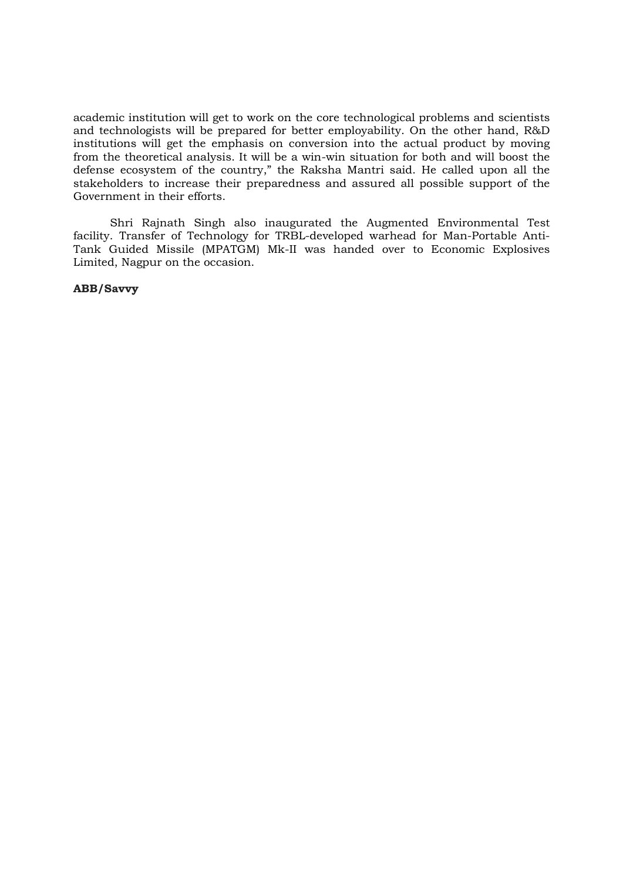academic institution will get to work on the core technological problems and scientists and technologists will be prepared for better employability. On the other hand, R&D institutions will get the emphasis on conversion into the actual product by moving from the theoretical analysis. It will be a win-win situation for both and will boost the defense ecosystem of the country," the Raksha Mantri said. He called upon all the stakeholders to increase their preparedness and assured all possible support of the Government in their efforts.

Shri Rajnath Singh also inaugurated the Augmented Environmental Test facility. Transfer of Technology for TRBL-developed warhead for Man-Portable Anti-Tank Guided Missile (MPATGM) Mk-II was handed over to Economic Explosives Limited, Nagpur on the occasion.

**ABB/Savvy**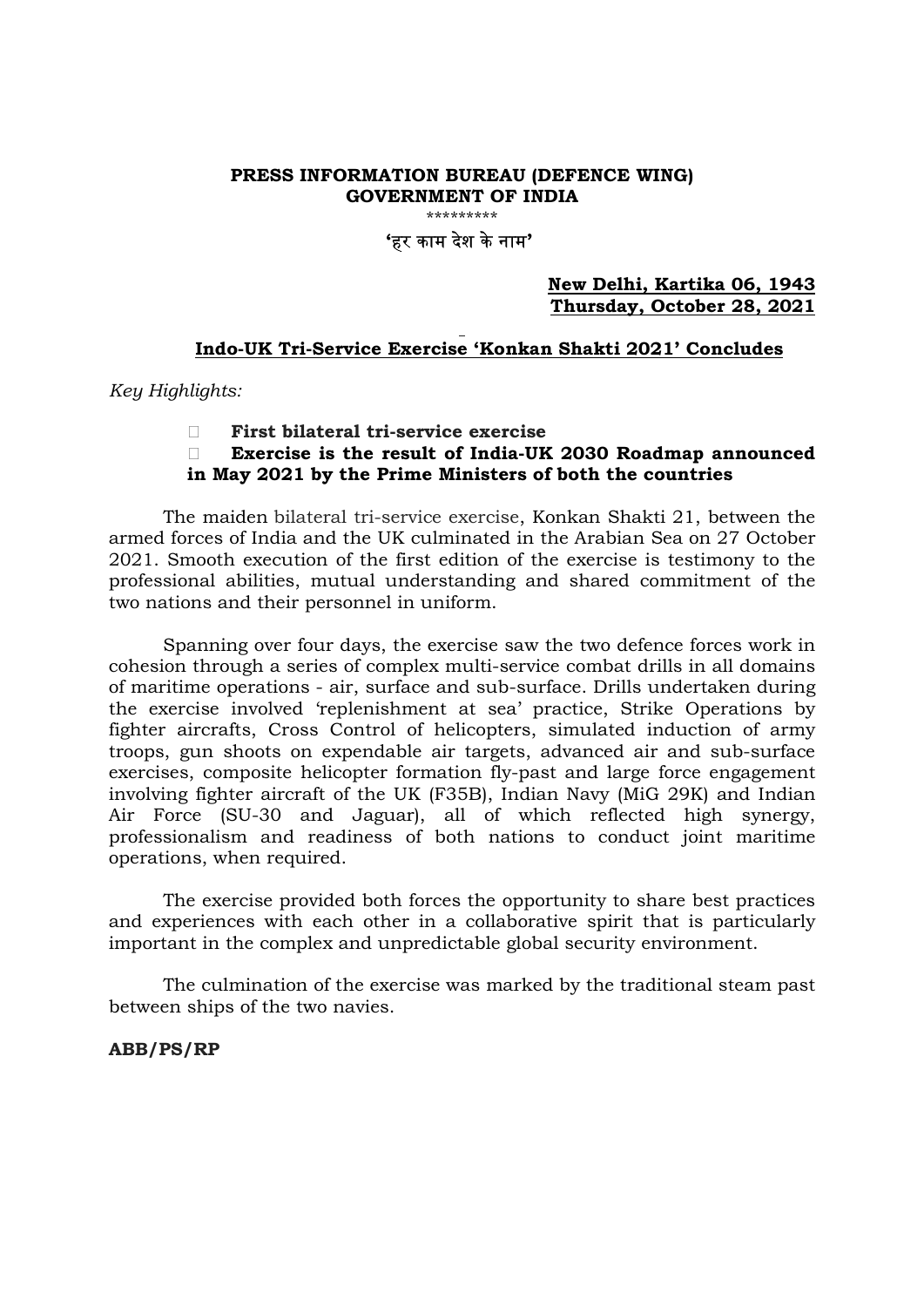**PRESS INFORMATION BUREAU (DEFENCE WING)**
**GOVERNMENT OF INDIA**

\*\*\*\*\*\*\*\*\*

**'हर काम देश के नाम'**

**New Delhi, Kartika 06, 1943**
**Thursday, October 28, 2021**

## Indo-UK Tri-Service Exercise 'Konkan Shakti 2021' Concludes

*Key Highlights:*

- **First bilateral tri-service exercise**
- **Exercise is the result of India-UK 2030 Roadmap announced in May 2021 by the Prime Ministers of both the countries**

The maiden bilateral tri-service exercise, Konkan Shakti 21, between the armed forces of India and the UK culminated in the Arabian Sea on 27 October 2021. Smooth execution of the first edition of the exercise is testimony to the professional abilities, mutual understanding and shared commitment of the two nations and their personnel in uniform.

Spanning over four days, the exercise saw the two defence forces work in cohesion through a series of complex multi-service combat drills in all domains of maritime operations - air, surface and sub-surface. Drills undertaken during the exercise involved 'replenishment at sea' practice, Strike Operations by fighter aircrafts, Cross Control of helicopters, simulated induction of army troops, gun shoots on expendable air targets, advanced air and sub-surface exercises, composite helicopter formation fly-past and large force engagement involving fighter aircraft of the UK (F35B), Indian Navy (MiG 29K) and Indian Air Force (SU-30 and Jaguar), all of which reflected high synergy, professionalism and readiness of both nations to conduct joint maritime operations, when required.

The exercise provided both forces the opportunity to share best practices and experiences with each other in a collaborative spirit that is particularly important in the complex and unpredictable global security environment.

The culmination of the exercise was marked by the traditional steam past between ships of the two navies.

**ABB/PS/RP**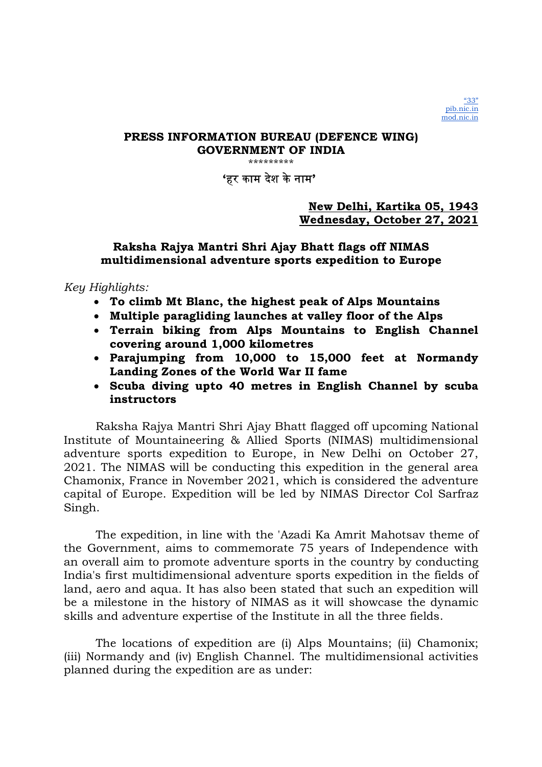"33"
pib.nic.in
mod.nic.in

**PRESS INFORMATION BUREAU (DEFENCE WING)**
**GOVERNMENT OF INDIA**

\*\*\*\*\*\*\*\*\*

**'हर काम देश के नाम'**

**New Delhi, Kartika 05, 1943**
**Wednesday, October 27, 2021**

## Raksha Rajya Mantri Shri Ajay Bhatt flags off NIMAS multidimensional adventure sports expedition to Europe

*Key Highlights:*

- **To climb Mt Blanc, the highest peak of Alps Mountains**
- **Multiple paragliding launches at valley floor of the Alps**
- **Terrain biking from Alps Mountains to English Channel covering around 1,000 kilometres**
- **Parajumping from 10,000 to 15,000 feet at Normandy Landing Zones of the World War II fame**
- **Scuba diving upto 40 metres in English Channel by scuba instructors**

Raksha Rajya Mantri Shri Ajay Bhatt flagged off upcoming National Institute of Mountaineering & Allied Sports (NIMAS) multidimensional adventure sports expedition to Europe, in New Delhi on October 27, 2021. The NIMAS will be conducting this expedition in the general area Chamonix, France in November 2021, which is considered the adventure capital of Europe. Expedition will be led by NIMAS Director Col Sarfraz Singh.

The expedition, in line with the 'Azadi Ka Amrit Mahotsav theme of the Government, aims to commemorate 75 years of Independence with an overall aim to promote adventure sports in the country by conducting India's first multidimensional adventure sports expedition in the fields of land, aero and aqua. It has also been stated that such an expedition will be a milestone in the history of NIMAS as it will showcase the dynamic skills and adventure expertise of the Institute in all the three fields.

The locations of expedition are (i) Alps Mountains; (ii) Chamonix; (iii) Normandy and (iv) English Channel. The multidimensional activities planned during the expedition are as under: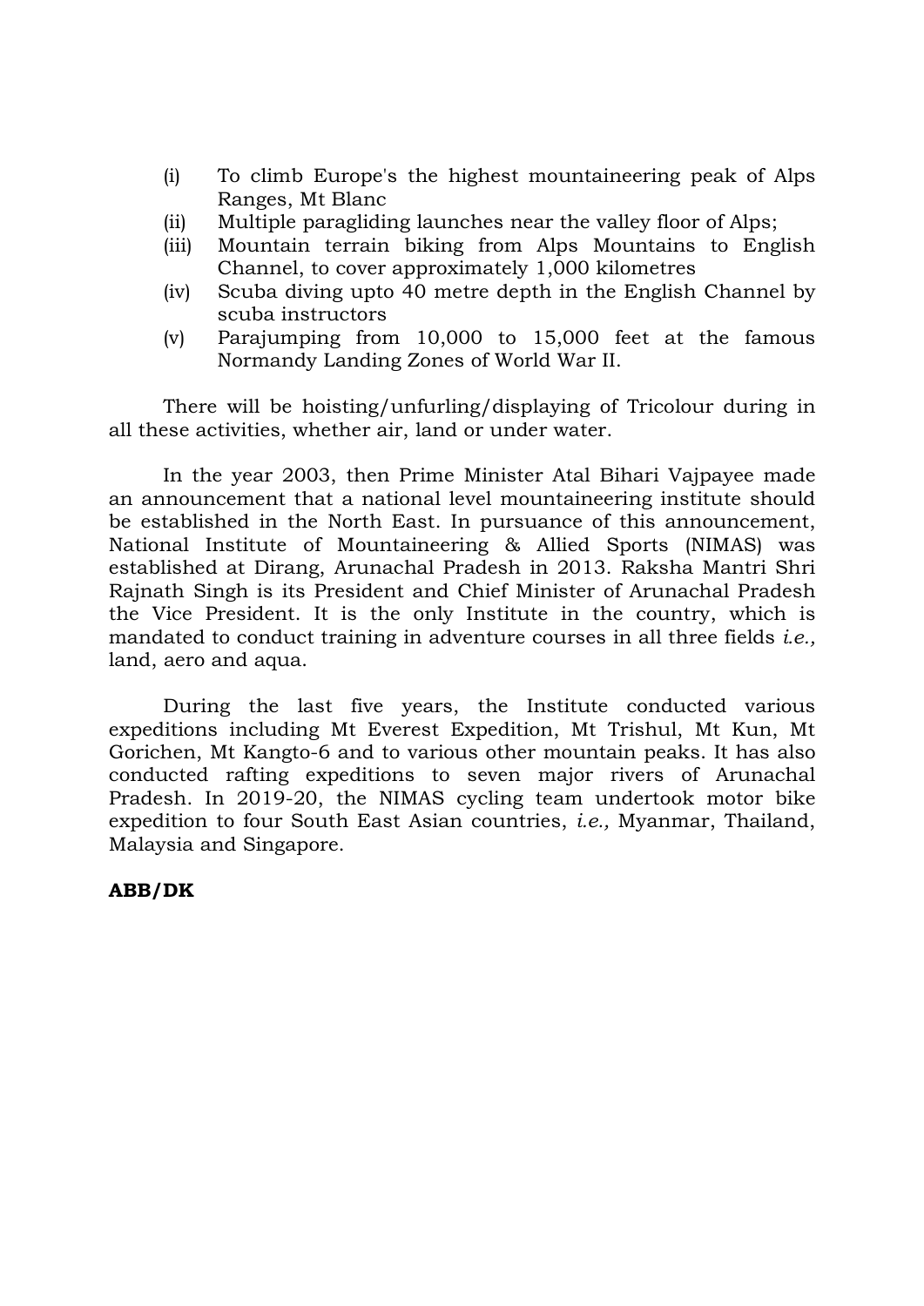(i) To climb Europe's the highest mountaineering peak of Alps Ranges, Mt Blanc
(ii) Multiple paragliding launches near the valley floor of Alps;
(iii) Mountain terrain biking from Alps Mountains to English Channel, to cover approximately 1,000 kilometres
(iv) Scuba diving upto 40 metre depth in the English Channel by scuba instructors
(v) Parajumping from 10,000 to 15,000 feet at the famous Normandy Landing Zones of World War II.

There will be hoisting/unfurling/displaying of Tricolour during in all these activities, whether air, land or under water.

In the year 2003, then Prime Minister Atal Bihari Vajpayee made an announcement that a national level mountaineering institute should be established in the North East. In pursuance of this announcement, National Institute of Mountaineering & Allied Sports (NIMAS) was established at Dirang, Arunachal Pradesh in 2013. Raksha Mantri Shri Rajnath Singh is its President and Chief Minister of Arunachal Pradesh the Vice President. It is the only Institute in the country, which is mandated to conduct training in adventure courses in all three fields *i.e.,* land, aero and aqua.

During the last five years, the Institute conducted various expeditions including Mt Everest Expedition, Mt Trishul, Mt Kun, Mt Gorichen, Mt Kangto-6 and to various other mountain peaks. It has also conducted rafting expeditions to seven major rivers of Arunachal Pradesh. In 2019-20, the NIMAS cycling team undertook motor bike expedition to four South East Asian countries, *i.e.,* Myanmar, Thailand, Malaysia and Singapore.

**ABB/DK**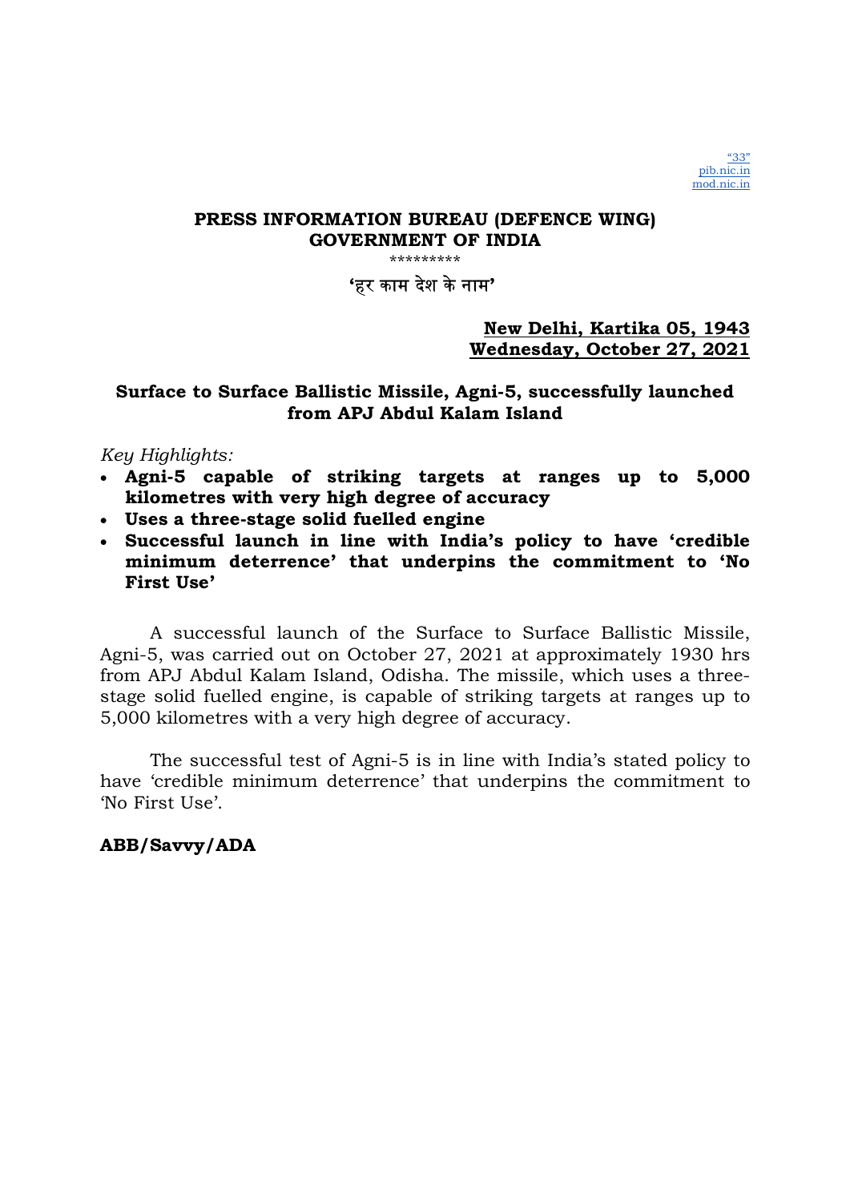"33"
pib.nic.in
mod.nic.in

**PRESS INFORMATION BUREAU (DEFENCE WING)**
**GOVERNMENT OF INDIA**

*********

**'हर काम देश के नाम'**

**New Delhi, Kartika 05, 1943**
**Wednesday, October 27, 2021**

## Surface to Surface Ballistic Missile, Agni-5, successfully launched from APJ Abdul Kalam Island

*Key Highlights:*

- **Agni-5 capable of striking targets at ranges up to 5,000 kilometres with very high degree of accuracy**
- **Uses a three-stage solid fuelled engine**
- **Successful launch in line with India's policy to have 'credible minimum deterrence' that underpins the commitment to 'No First Use'**

A successful launch of the Surface to Surface Ballistic Missile, Agni-5, was carried out on October 27, 2021 at approximately 1930 hrs from APJ Abdul Kalam Island, Odisha. The missile, which uses a three-stage solid fuelled engine, is capable of striking targets at ranges up to 5,000 kilometres with a very high degree of accuracy.

The successful test of Agni-5 is in line with India's stated policy to have 'credible minimum deterrence' that underpins the commitment to 'No First Use'.

**ABB/Savvy/ADA**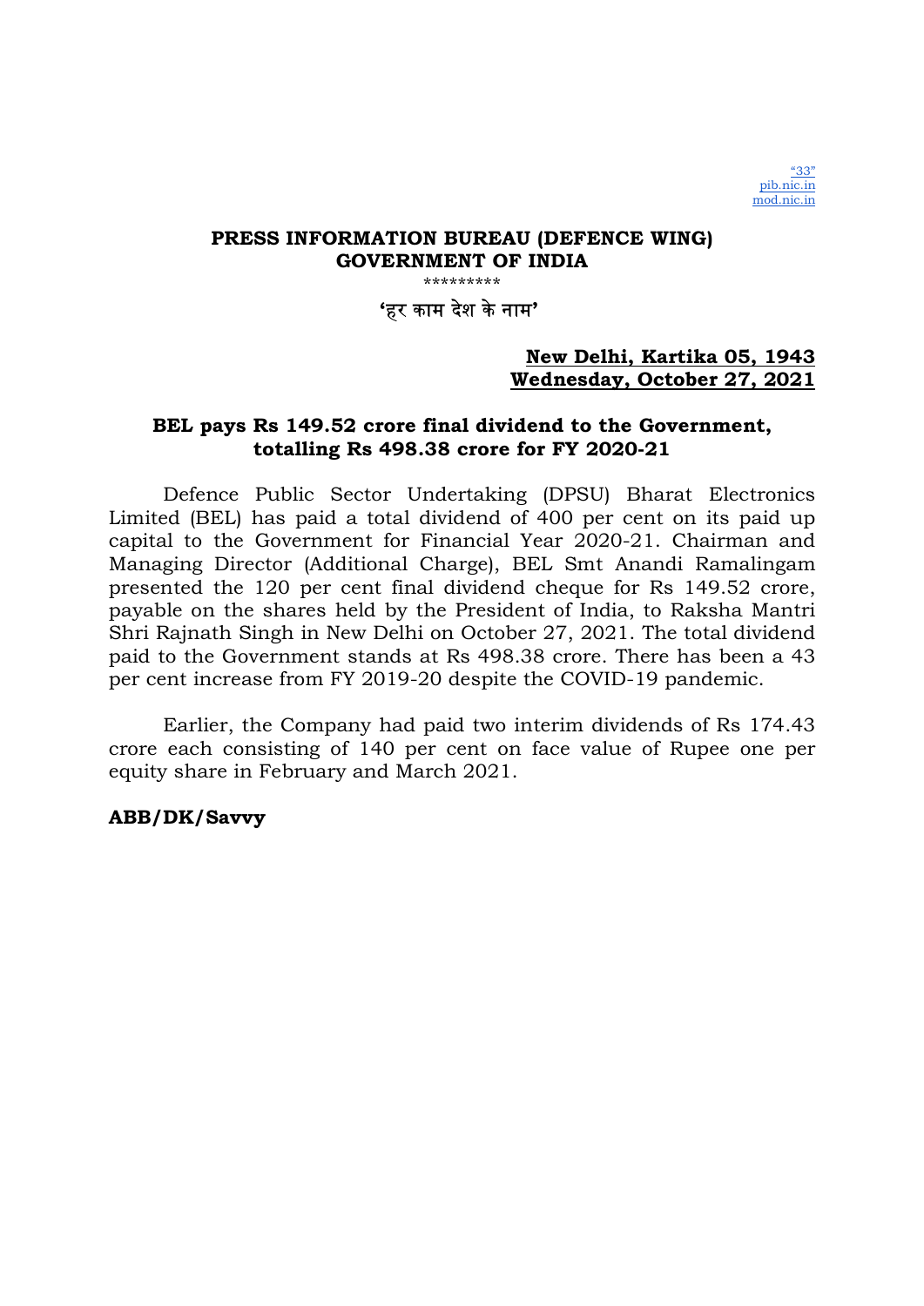"33"
pib.nic.in
mod.nic.in

**PRESS INFORMATION BUREAU (DEFENCE WING)**
**GOVERNMENT OF INDIA**

*********

'हर काम देश के नाम'

**New Delhi, Kartika 05, 1943**
**Wednesday, October 27, 2021**

## BEL pays Rs 149.52 crore final dividend to the Government, totalling Rs 498.38 crore for FY 2020-21

Defence Public Sector Undertaking (DPSU) Bharat Electronics Limited (BEL) has paid a total dividend of 400 per cent on its paid up capital to the Government for Financial Year 2020-21. Chairman and Managing Director (Additional Charge), BEL Smt Anandi Ramalingam presented the 120 per cent final dividend cheque for Rs 149.52 crore, payable on the shares held by the President of India, to Raksha Mantri Shri Rajnath Singh in New Delhi on October 27, 2021. The total dividend paid to the Government stands at Rs 498.38 crore. There has been a 43 per cent increase from FY 2019-20 despite the COVID-19 pandemic.

Earlier, the Company had paid two interim dividends of Rs 174.43 crore each consisting of 140 per cent on face value of Rupee one per equity share in February and March 2021.

**ABB/DK/Savvy**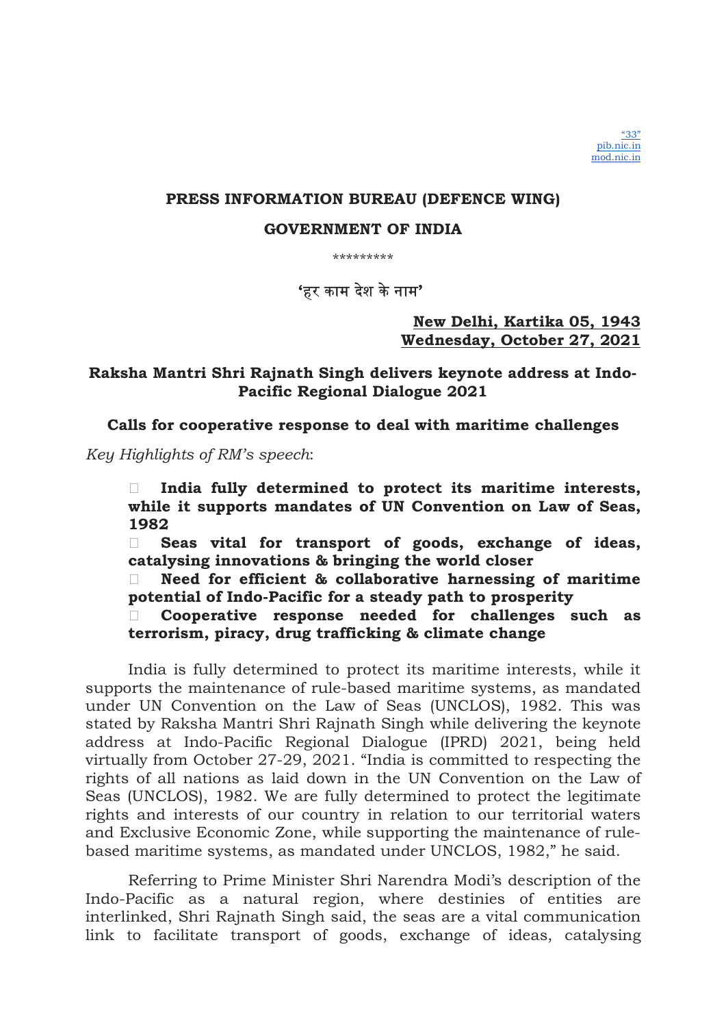"33"
pib.nic.in
mod.nic.in

**PRESS INFORMATION BUREAU (DEFENCE WING)**

**GOVERNMENT OF INDIA**

\*\*\*\*\*\*\*\*\*

**'हर काम देश के नाम'**

**New Delhi, Kartika 05, 1943**
**Wednesday, October 27, 2021**

## Raksha Mantri Shri Rajnath Singh delivers keynote address at Indo-Pacific Regional Dialogue 2021

### Calls for cooperative response to deal with maritime challenges

*Key Highlights of RM's speech*:

- **India fully determined to protect its maritime interests, while it supports mandates of UN Convention on Law of Seas, 1982**
- **Seas vital for transport of goods, exchange of ideas, catalysing innovations & bringing the world closer**
- **Need for efficient & collaborative harnessing of maritime potential of Indo-Pacific for a steady path to prosperity**
- **Cooperative response needed for challenges such as terrorism, piracy, drug trafficking & climate change**

India is fully determined to protect its maritime interests, while it supports the maintenance of rule-based maritime systems, as mandated under UN Convention on the Law of Seas (UNCLOS), 1982. This was stated by Raksha Mantri Shri Rajnath Singh while delivering the keynote address at Indo-Pacific Regional Dialogue (IPRD) 2021, being held virtually from October 27-29, 2021. "India is committed to respecting the rights of all nations as laid down in the UN Convention on the Law of Seas (UNCLOS), 1982. We are fully determined to protect the legitimate rights and interests of our country in relation to our territorial waters and Exclusive Economic Zone, while supporting the maintenance of rule-based maritime systems, as mandated under UNCLOS, 1982," he said.

Referring to Prime Minister Shri Narendra Modi's description of the Indo-Pacific as a natural region, where destinies of entities are interlinked, Shri Rajnath Singh said, the seas are a vital communication link to facilitate transport of goods, exchange of ideas, catalysing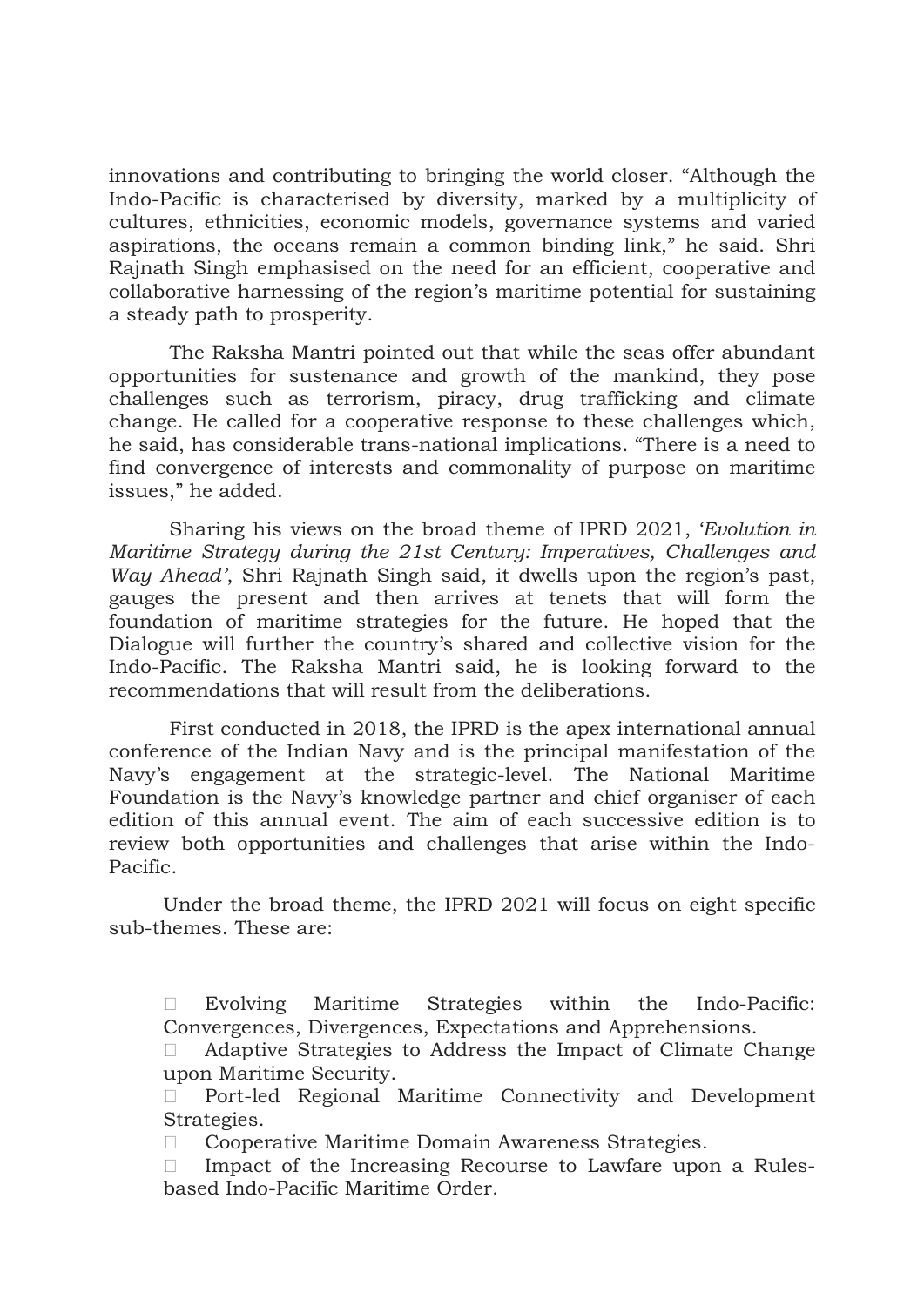innovations and contributing to bringing the world closer. "Although the Indo-Pacific is characterised by diversity, marked by a multiplicity of cultures, ethnicities, economic models, governance systems and varied aspirations, the oceans remain a common binding link," he said. Shri Rajnath Singh emphasised on the need for an efficient, cooperative and collaborative harnessing of the region's maritime potential for sustaining a steady path to prosperity.

The Raksha Mantri pointed out that while the seas offer abundant opportunities for sustenance and growth of the mankind, they pose challenges such as terrorism, piracy, drug trafficking and climate change. He called for a cooperative response to these challenges which, he said, has considerable trans-national implications. "There is a need to find convergence of interests and commonality of purpose on maritime issues," he added.

Sharing his views on the broad theme of IPRD 2021, *'Evolution in Maritime Strategy during the 21st Century: Imperatives, Challenges and Way Ahead'*, Shri Rajnath Singh said, it dwells upon the region's past, gauges the present and then arrives at tenets that will form the foundation of maritime strategies for the future. He hoped that the Dialogue will further the country's shared and collective vision for the Indo-Pacific. The Raksha Mantri said, he is looking forward to the recommendations that will result from the deliberations.

First conducted in 2018, the IPRD is the apex international annual conference of the Indian Navy and is the principal manifestation of the Navy's engagement at the strategic-level. The National Maritime Foundation is the Navy's knowledge partner and chief organiser of each edition of this annual event. The aim of each successive edition is to review both opportunities and challenges that arise within the Indo-Pacific.

Under the broad theme, the IPRD 2021 will focus on eight specific sub-themes. These are:

- Evolving Maritime Strategies within the Indo-Pacific: Convergences, Divergences, Expectations and Apprehensions.
- Adaptive Strategies to Address the Impact of Climate Change upon Maritime Security.
- Port-led Regional Maritime Connectivity and Development Strategies.
- Cooperative Maritime Domain Awareness Strategies.
- Impact of the Increasing Recourse to Lawfare upon a Rules-based Indo-Pacific Maritime Order.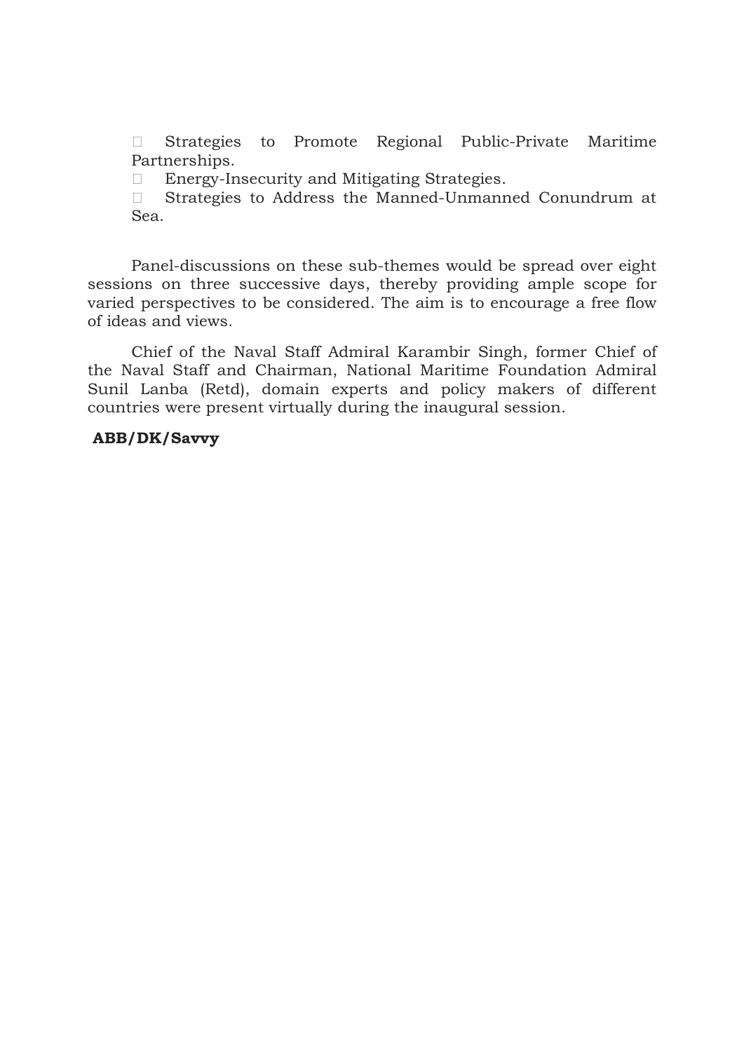- Strategies to Promote Regional Public-Private Maritime Partnerships.
- Energy-Insecurity and Mitigating Strategies.
- Strategies to Address the Manned-Unmanned Conundrum at Sea.

Panel-discussions on these sub-themes would be spread over eight sessions on three successive days, thereby providing ample scope for varied perspectives to be considered. The aim is to encourage a free flow of ideas and views.

Chief of the Naval Staff Admiral Karambir Singh, former Chief of the Naval Staff and Chairman, National Maritime Foundation Admiral Sunil Lanba (Retd), domain experts and policy makers of different countries were present virtually during the inaugural session.

**ABB/DK/Savvy**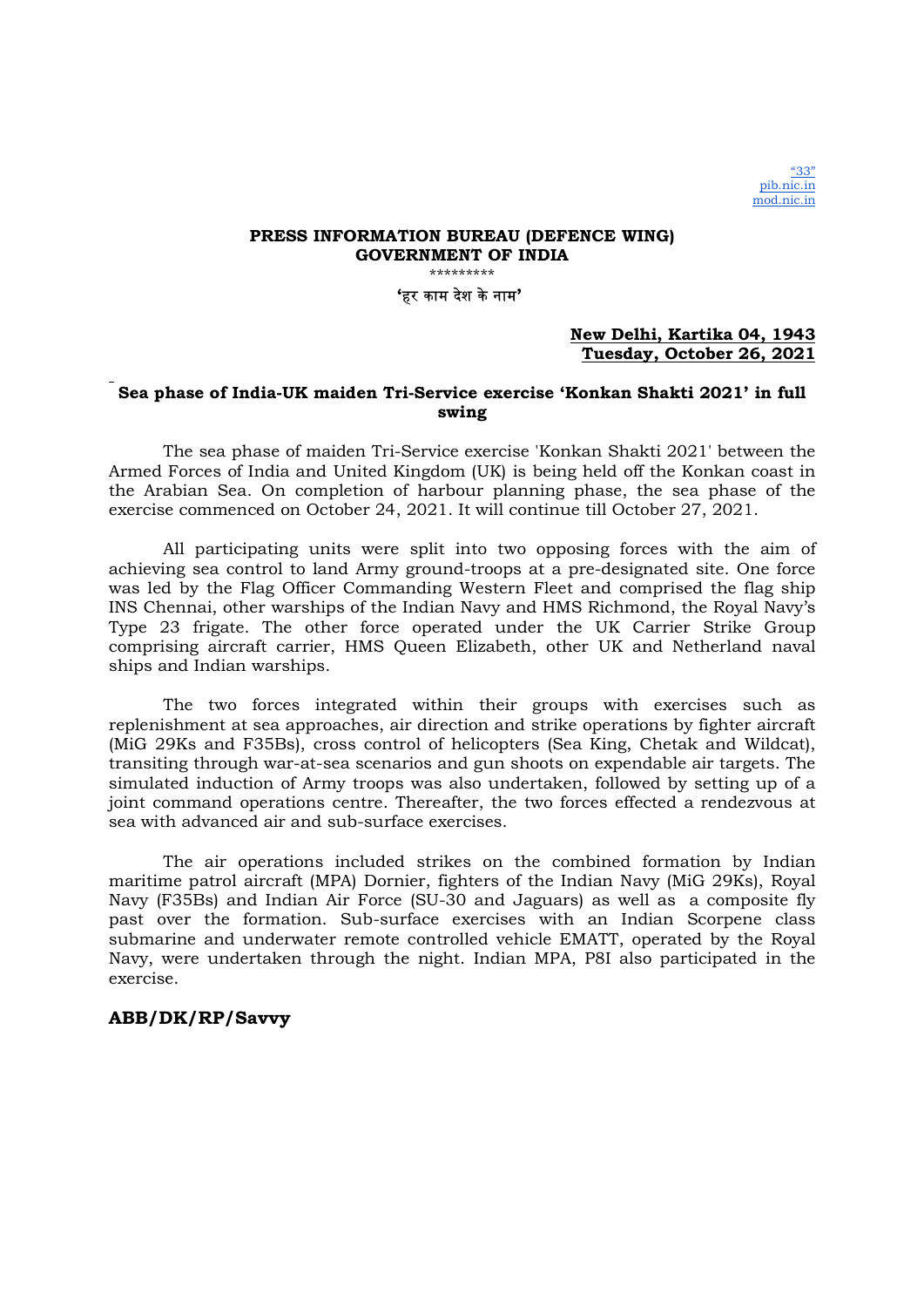"33"
pib.nic.in
mod.nic.in

**PRESS INFORMATION BUREAU (DEFENCE WING)**
**GOVERNMENT OF INDIA**

*********

**'हर काम देश के नाम'**

**New Delhi, Kartika 04, 1943**
**Tuesday, October 26, 2021**

## Sea phase of India-UK maiden Tri-Service exercise 'Konkan Shakti 2021' in full swing

The sea phase of maiden Tri-Service exercise 'Konkan Shakti 2021' between the Armed Forces of India and United Kingdom (UK) is being held off the Konkan coast in the Arabian Sea. On completion of harbour planning phase, the sea phase of the exercise commenced on October 24, 2021. It will continue till October 27, 2021.

All participating units were split into two opposing forces with the aim of achieving sea control to land Army ground-troops at a pre-designated site. One force was led by the Flag Officer Commanding Western Fleet and comprised the flag ship INS Chennai, other warships of the Indian Navy and HMS Richmond, the Royal Navy's Type 23 frigate. The other force operated under the UK Carrier Strike Group comprising aircraft carrier, HMS Queen Elizabeth, other UK and Netherland naval ships and Indian warships.

The two forces integrated within their groups with exercises such as replenishment at sea approaches, air direction and strike operations by fighter aircraft (MiG 29Ks and F35Bs), cross control of helicopters (Sea King, Chetak and Wildcat), transiting through war-at-sea scenarios and gun shoots on expendable air targets. The simulated induction of Army troops was also undertaken, followed by setting up of a joint command operations centre. Thereafter, the two forces effected a rendezvous at sea with advanced air and sub-surface exercises.

The air operations included strikes on the combined formation by Indian maritime patrol aircraft (MPA) Dornier, fighters of the Indian Navy (MiG 29Ks), Royal Navy (F35Bs) and Indian Air Force (SU-30 and Jaguars) as well as a composite fly past over the formation. Sub-surface exercises with an Indian Scorpene class submarine and underwater remote controlled vehicle EMATT, operated by the Royal Navy, were undertaken through the night. Indian MPA, P8I also participated in the exercise.

**ABB/DK/RP/Savvy**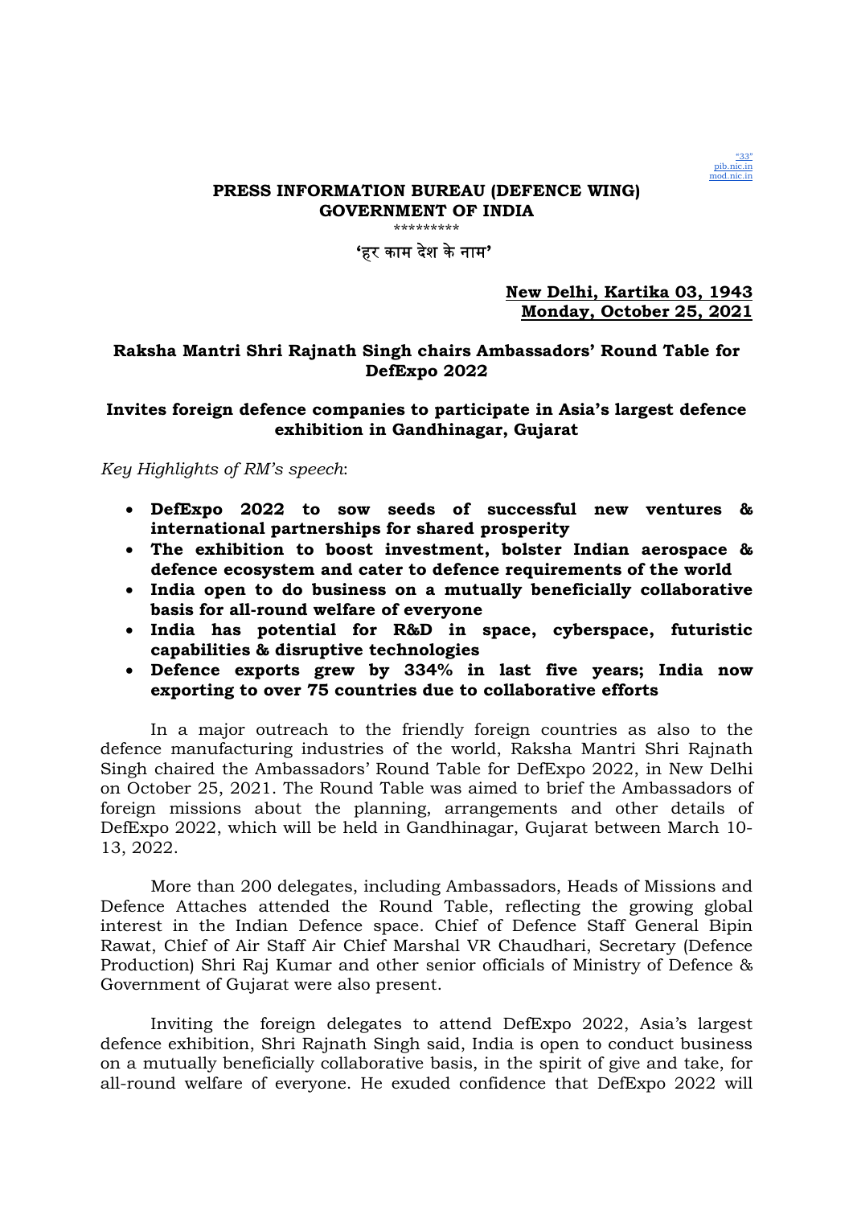"33"
pib.nic.in
mod.nic.in

**PRESS INFORMATION BUREAU (DEFENCE WING)**
**GOVERNMENT OF INDIA**

\*\*\*\*\*\*\*\*\*

**'हर काम देश के नाम'**

**New Delhi, Kartika 03, 1943**
**Monday, October 25, 2021**

## Raksha Mantri Shri Rajnath Singh chairs Ambassadors' Round Table for DefExpo 2022

### Invites foreign defence companies to participate in Asia's largest defence exhibition in Gandhinagar, Gujarat

*Key Highlights of RM's speech*:

- **DefExpo 2022 to sow seeds of successful new ventures & international partnerships for shared prosperity**
- **The exhibition to boost investment, bolster Indian aerospace & defence ecosystem and cater to defence requirements of the world**
- **India open to do business on a mutually beneficially collaborative basis for all-round welfare of everyone**
- **India has potential for R&D in space, cyberspace, futuristic capabilities & disruptive technologies**
- **Defence exports grew by 334% in last five years; India now exporting to over 75 countries due to collaborative efforts**

In a major outreach to the friendly foreign countries as also to the defence manufacturing industries of the world, Raksha Mantri Shri Rajnath Singh chaired the Ambassadors' Round Table for DefExpo 2022, in New Delhi on October 25, 2021. The Round Table was aimed to brief the Ambassadors of foreign missions about the planning, arrangements and other details of DefExpo 2022, which will be held in Gandhinagar, Gujarat between March 10-13, 2022.

More than 200 delegates, including Ambassadors, Heads of Missions and Defence Attaches attended the Round Table, reflecting the growing global interest in the Indian Defence space. Chief of Defence Staff General Bipin Rawat, Chief of Air Staff Air Chief Marshal VR Chaudhari, Secretary (Defence Production) Shri Raj Kumar and other senior officials of Ministry of Defence & Government of Gujarat were also present.

Inviting the foreign delegates to attend DefExpo 2022, Asia's largest defence exhibition, Shri Rajnath Singh said, India is open to conduct business on a mutually beneficially collaborative basis, in the spirit of give and take, for all-round welfare of everyone. He exuded confidence that DefExpo 2022 will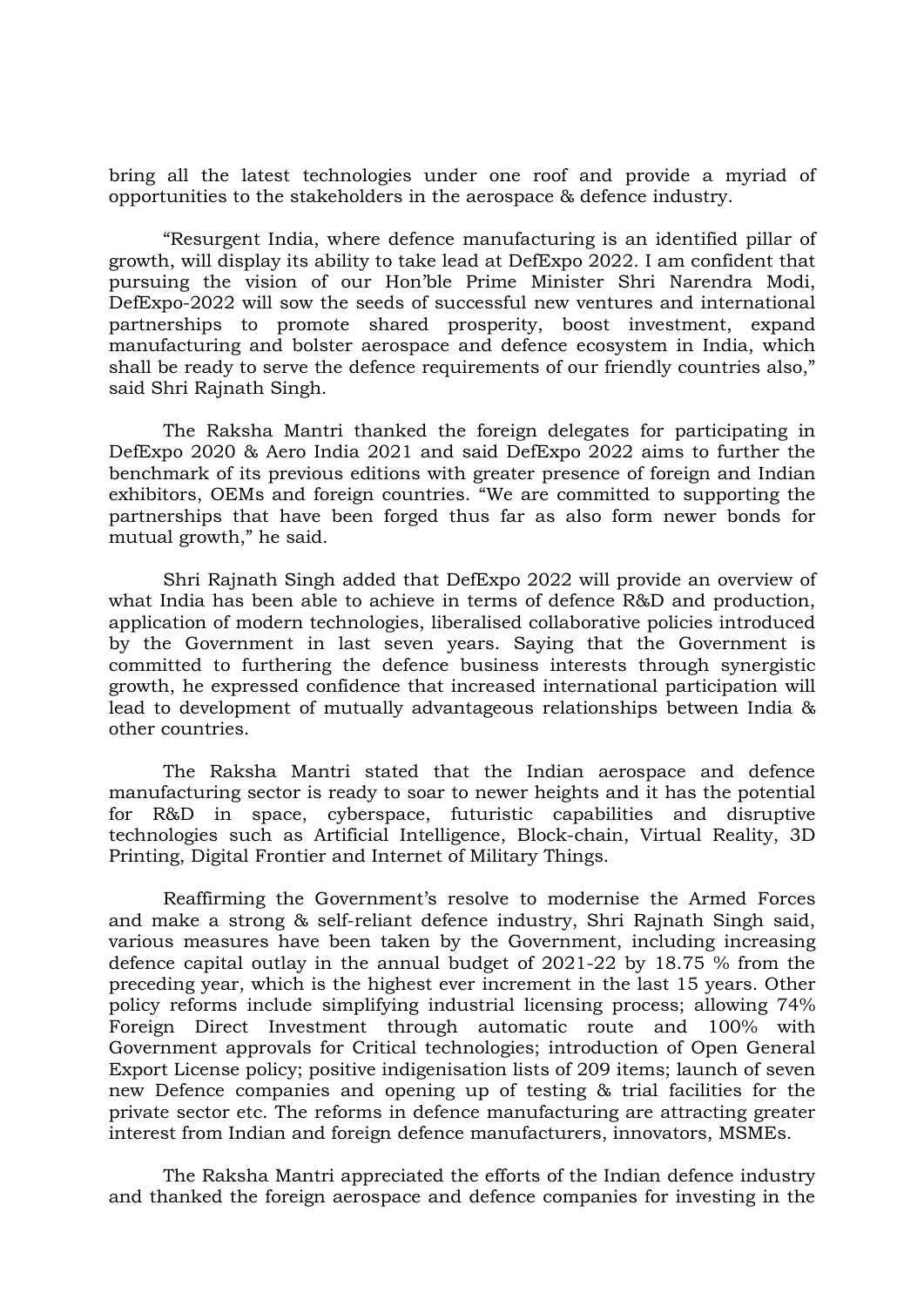bring all the latest technologies under one roof and provide a myriad of opportunities to the stakeholders in the aerospace & defence industry.

"Resurgent India, where defence manufacturing is an identified pillar of growth, will display its ability to take lead at DefExpo 2022. I am confident that pursuing the vision of our Hon'ble Prime Minister Shri Narendra Modi, DefExpo-2022 will sow the seeds of successful new ventures and international partnerships to promote shared prosperity, boost investment, expand manufacturing and bolster aerospace and defence ecosystem in India, which shall be ready to serve the defence requirements of our friendly countries also," said Shri Rajnath Singh.

The Raksha Mantri thanked the foreign delegates for participating in DefExpo 2020 & Aero India 2021 and said DefExpo 2022 aims to further the benchmark of its previous editions with greater presence of foreign and Indian exhibitors, OEMs and foreign countries. "We are committed to supporting the partnerships that have been forged thus far as also form newer bonds for mutual growth," he said.

Shri Rajnath Singh added that DefExpo 2022 will provide an overview of what India has been able to achieve in terms of defence R&D and production, application of modern technologies, liberalised collaborative policies introduced by the Government in last seven years. Saying that the Government is committed to furthering the defence business interests through synergistic growth, he expressed confidence that increased international participation will lead to development of mutually advantageous relationships between India & other countries.

The Raksha Mantri stated that the Indian aerospace and defence manufacturing sector is ready to soar to newer heights and it has the potential for R&D in space, cyberspace, futuristic capabilities and disruptive technologies such as Artificial Intelligence, Block-chain, Virtual Reality, 3D Printing, Digital Frontier and Internet of Military Things.

Reaffirming the Government's resolve to modernise the Armed Forces and make a strong & self-reliant defence industry, Shri Rajnath Singh said, various measures have been taken by the Government, including increasing defence capital outlay in the annual budget of 2021-22 by 18.75 % from the preceding year, which is the highest ever increment in the last 15 years. Other policy reforms include simplifying industrial licensing process; allowing 74% Foreign Direct Investment through automatic route and 100% with Government approvals for Critical technologies; introduction of Open General Export License policy; positive indigenisation lists of 209 items; launch of seven new Defence companies and opening up of testing & trial facilities for the private sector etc. The reforms in defence manufacturing are attracting greater interest from Indian and foreign defence manufacturers, innovators, MSMEs.

The Raksha Mantri appreciated the efforts of the Indian defence industry and thanked the foreign aerospace and defence companies for investing in the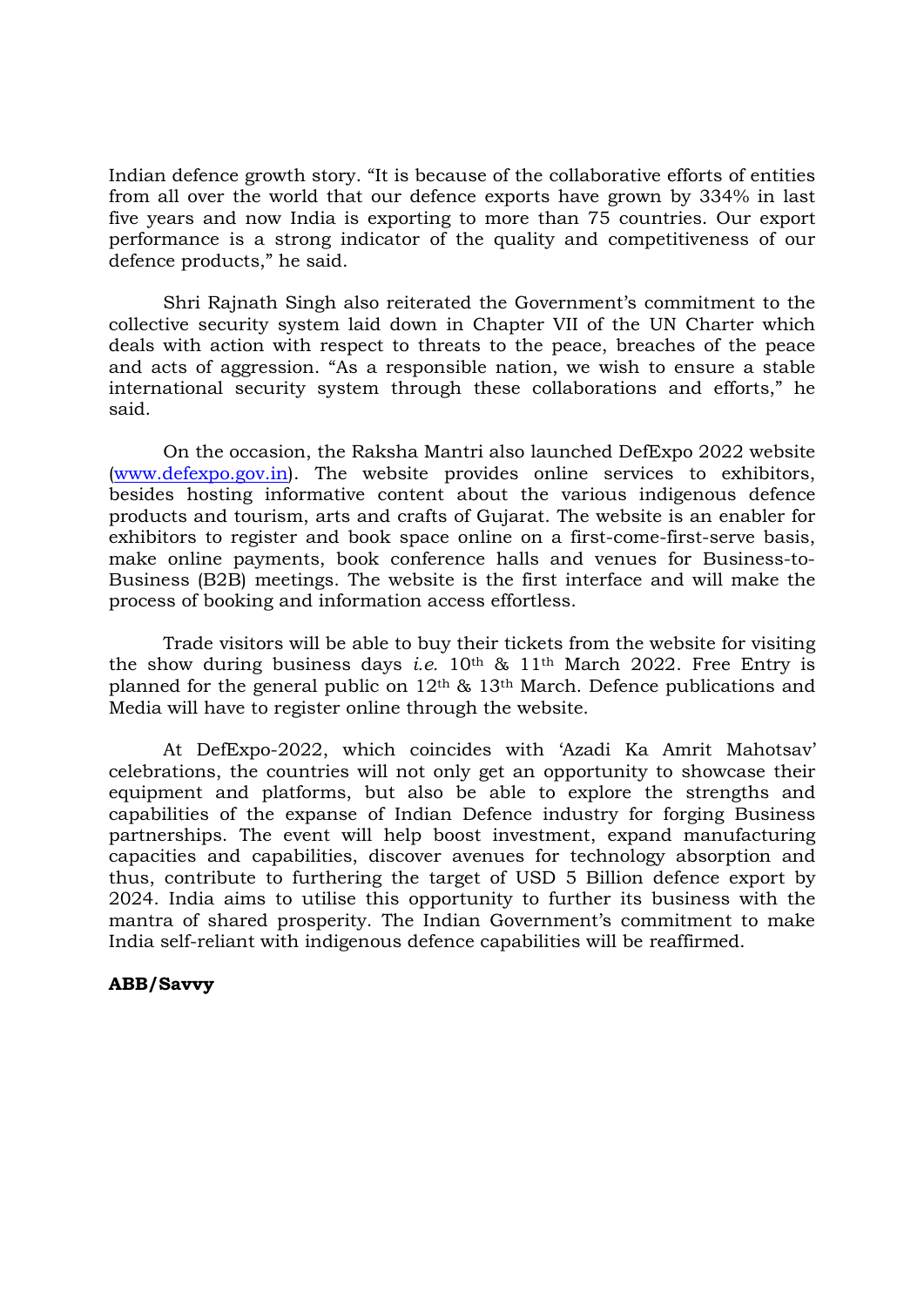Indian defence growth story. "It is because of the collaborative efforts of entities from all over the world that our defence exports have grown by 334% in last five years and now India is exporting to more than 75 countries. Our export performance is a strong indicator of the quality and competitiveness of our defence products," he said.

Shri Rajnath Singh also reiterated the Government's commitment to the collective security system laid down in Chapter VII of the UN Charter which deals with action with respect to threats to the peace, breaches of the peace and acts of aggression. "As a responsible nation, we wish to ensure a stable international security system through these collaborations and efforts," he said.

On the occasion, the Raksha Mantri also launched DefExpo 2022 website (www.defexpo.gov.in). The website provides online services to exhibitors, besides hosting informative content about the various indigenous defence products and tourism, arts and crafts of Gujarat. The website is an enabler for exhibitors to register and book space online on a first-come-first-serve basis, make online payments, book conference halls and venues for Business-to-Business (B2B) meetings. The website is the first interface and will make the process of booking and information access effortless.

Trade visitors will be able to buy their tickets from the website for visiting the show during business days *i.e.* 10th & 11th March 2022. Free Entry is planned for the general public on 12th & 13th March. Defence publications and Media will have to register online through the website.

At DefExpo-2022, which coincides with 'Azadi Ka Amrit Mahotsav' celebrations, the countries will not only get an opportunity to showcase their equipment and platforms, but also be able to explore the strengths and capabilities of the expanse of Indian Defence industry for forging Business partnerships. The event will help boost investment, expand manufacturing capacities and capabilities, discover avenues for technology absorption and thus, contribute to furthering the target of USD 5 Billion defence export by 2024. India aims to utilise this opportunity to further its business with the mantra of shared prosperity. The Indian Government's commitment to make India self-reliant with indigenous defence capabilities will be reaffirmed.

**ABB/Savvy**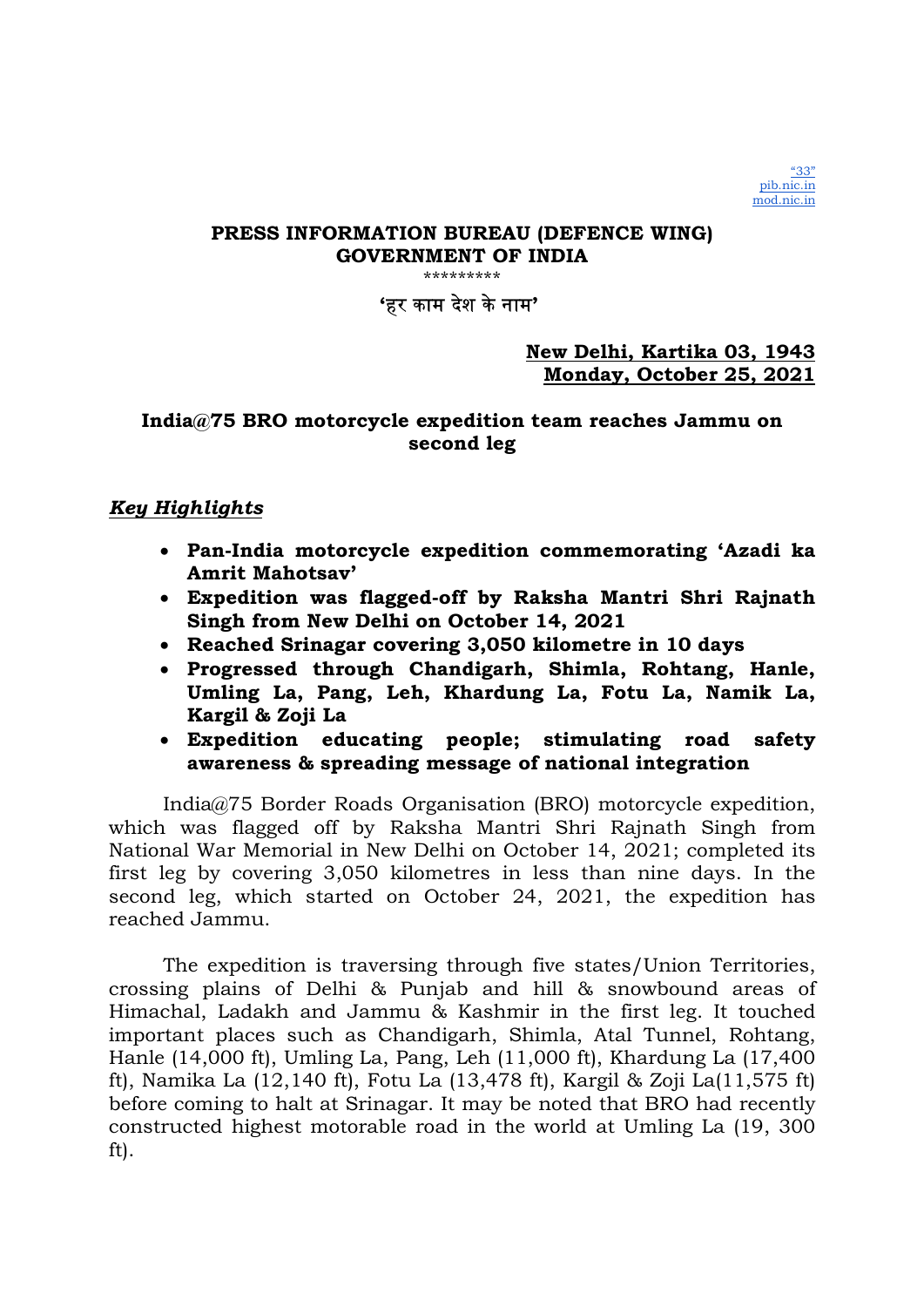"33"
pib.nic.in
mod.nic.in

**PRESS INFORMATION BUREAU (DEFENCE WING)**
**GOVERNMENT OF INDIA**

\*\*\*\*\*\*\*\*\*

**'हर काम देश के नाम'**

**New Delhi, Kartika 03, 1943**
**Monday, October 25, 2021**

## India@75 BRO motorcycle expedition team reaches Jammu on second leg

### *Key Highlights*

- **Pan-India motorcycle expedition commemorating 'Azadi ka Amrit Mahotsav'**
- **Expedition was flagged-off by Raksha Mantri Shri Rajnath Singh from New Delhi on October 14, 2021**
- **Reached Srinagar covering 3,050 kilometre in 10 days**
- **Progressed through Chandigarh, Shimla, Rohtang, Hanle, Umling La, Pang, Leh, Khardung La, Fotu La, Namik La, Kargil & Zoji La**
- **Expedition educating people; stimulating road safety awareness & spreading message of national integration**

India@75 Border Roads Organisation (BRO) motorcycle expedition, which was flagged off by Raksha Mantri Shri Rajnath Singh from National War Memorial in New Delhi on October 14, 2021; completed its first leg by covering 3,050 kilometres in less than nine days. In the second leg, which started on October 24, 2021, the expedition has reached Jammu.

The expedition is traversing through five states/Union Territories, crossing plains of Delhi & Punjab and hill & snowbound areas of Himachal, Ladakh and Jammu & Kashmir in the first leg. It touched important places such as Chandigarh, Shimla, Atal Tunnel, Rohtang, Hanle (14,000 ft), Umling La, Pang, Leh (11,000 ft), Khardung La (17,400 ft), Namika La (12,140 ft), Fotu La (13,478 ft), Kargil & Zoji La(11,575 ft) before coming to halt at Srinagar. It may be noted that BRO had recently constructed highest motorable road in the world at Umling La (19, 300 ft).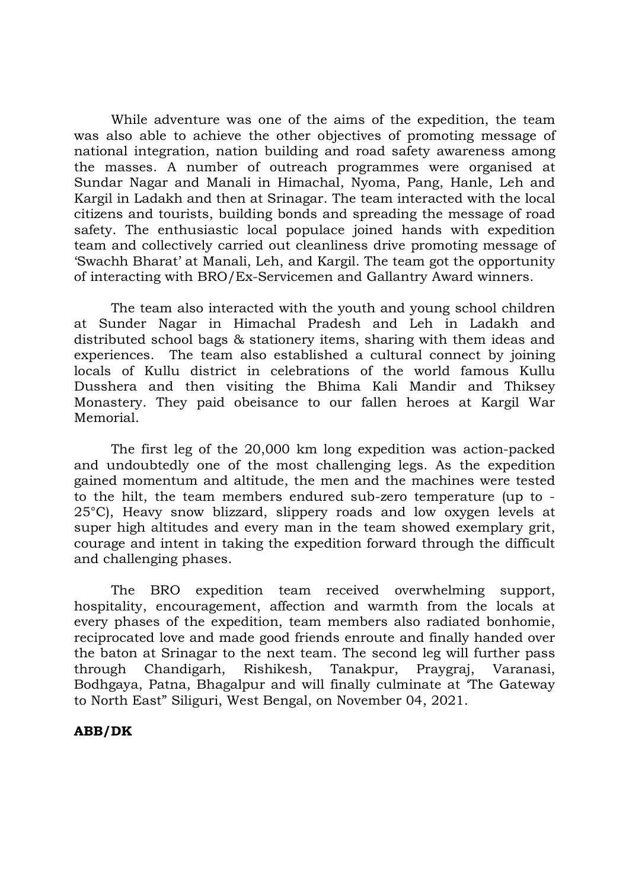While adventure was one of the aims of the expedition, the team was also able to achieve the other objectives of promoting message of national integration, nation building and road safety awareness among the masses. A number of outreach programmes were organised at Sundar Nagar and Manali in Himachal, Nyoma, Pang, Hanle, Leh and Kargil in Ladakh and then at Srinagar. The team interacted with the local citizens and tourists, building bonds and spreading the message of road safety. The enthusiastic local populace joined hands with expedition team and collectively carried out cleanliness drive promoting message of 'Swachh Bharat' at Manali, Leh, and Kargil. The team got the opportunity of interacting with BRO/Ex-Servicemen and Gallantry Award winners.

The team also interacted with the youth and young school children at Sunder Nagar in Himachal Pradesh and Leh in Ladakh and distributed school bags & stationery items, sharing with them ideas and experiences. The team also established a cultural connect by joining locals of Kullu district in celebrations of the world famous Kullu Dusshera and then visiting the Bhima Kali Mandir and Thiksey Monastery. They paid obeisance to our fallen heroes at Kargil War Memorial.

The first leg of the 20,000 km long expedition was action-packed and undoubtedly one of the most challenging legs. As the expedition gained momentum and altitude, the men and the machines were tested to the hilt, the team members endured sub-zero temperature (up to -25°C), Heavy snow blizzard, slippery roads and low oxygen levels at super high altitudes and every man in the team showed exemplary grit, courage and intent in taking the expedition forward through the difficult and challenging phases.

The BRO expedition team received overwhelming support, hospitality, encouragement, affection and warmth from the locals at every phases of the expedition, team members also radiated bonhomie, reciprocated love and made good friends enroute and finally handed over the baton at Srinagar to the next team. The second leg will further pass through Chandigarh, Rishikesh, Tanakpur, Praygraj, Varanasi, Bodhgaya, Patna, Bhagalpur and will finally culminate at 'The Gateway to North East" Siliguri, West Bengal, on November 04, 2021.

**ABB/DK**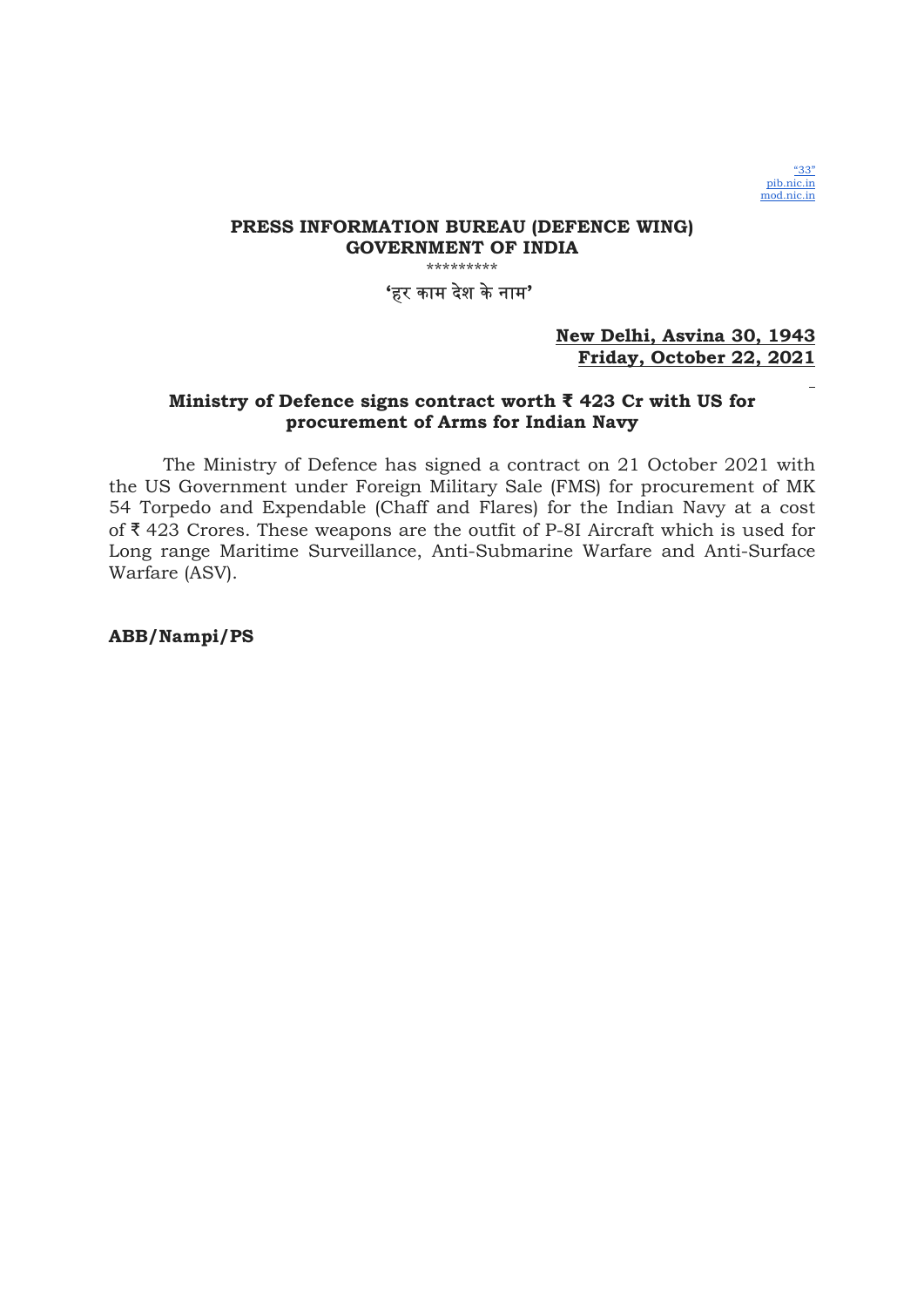"33"
pib.nic.in
mod.nic.in

**PRESS INFORMATION BUREAU (DEFENCE WING)**
**GOVERNMENT OF INDIA**

\*\*\*\*\*\*\*\*\*

'हर काम देश के नाम'

**New Delhi, Asvina 30, 1943**
**Friday, October 22, 2021**

**Ministry of Defence signs contract worth ₹ 423 Cr with US for procurement of Arms for Indian Navy**

The Ministry of Defence has signed a contract on 21 October 2021 with the US Government under Foreign Military Sale (FMS) for procurement of MK 54 Torpedo and Expendable (Chaff and Flares) for the Indian Navy at a cost of ₹ 423 Crores. These weapons are the outfit of P-8I Aircraft which is used for Long range Maritime Surveillance, Anti-Submarine Warfare and Anti-Surface Warfare (ASV).

**ABB/Nampi/PS**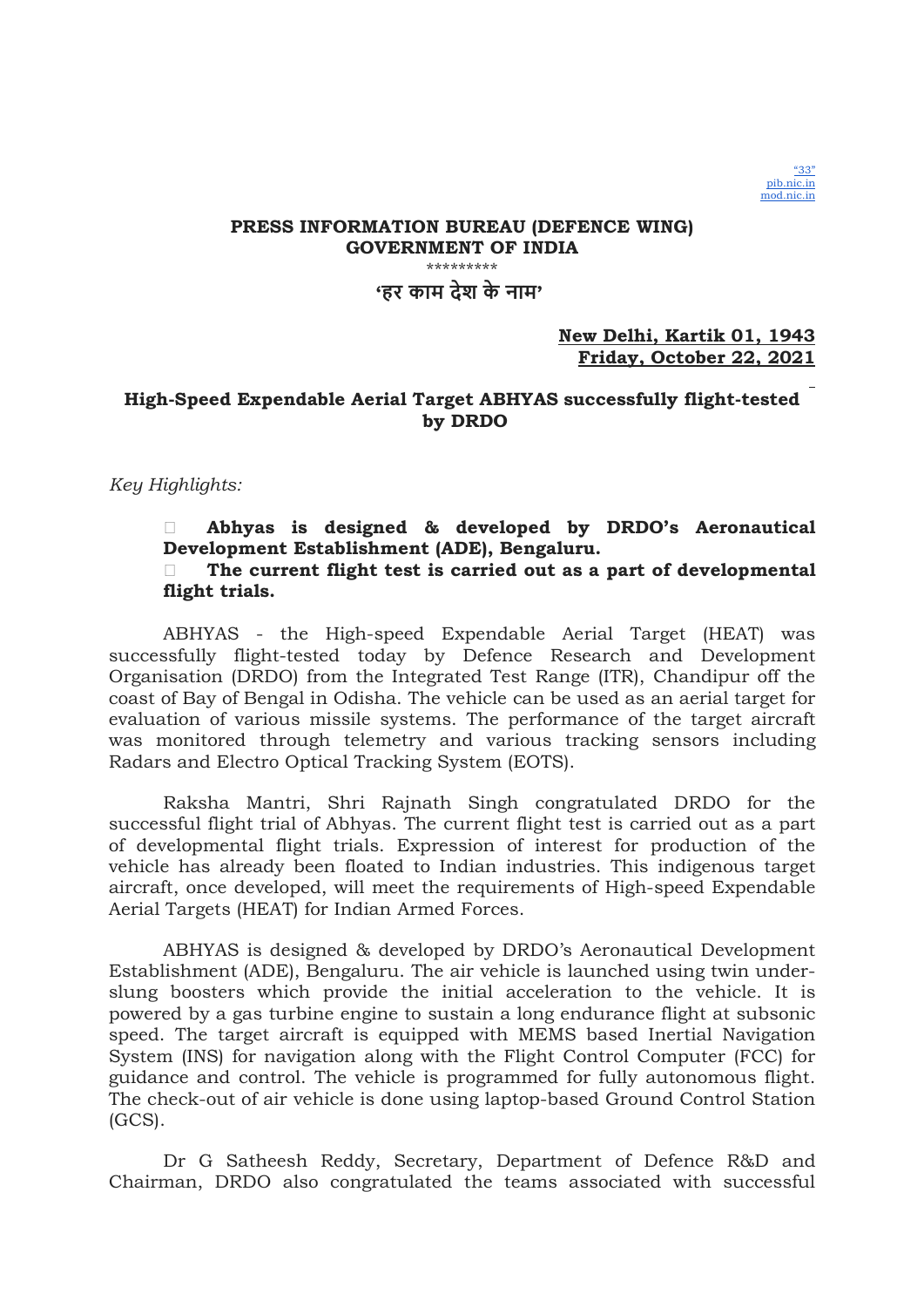"33"
pib.nic.in
mod.nic.in

**PRESS INFORMATION BUREAU (DEFENCE WING)**
**GOVERNMENT OF INDIA**

\*\*\*\*\*\*\*\*\*

**'हर काम देश के नाम'**

**New Delhi, Kartik 01, 1943**
**Friday, October 22, 2021**

## High-Speed Expendable Aerial Target ABHYAS successfully flight-tested by DRDO

*Key Highlights:*

- **Abhyas is designed & developed by DRDO's Aeronautical Development Establishment (ADE), Bengaluru.**
- **The current flight test is carried out as a part of developmental flight trials.**

ABHYAS - the High-speed Expendable Aerial Target (HEAT) was successfully flight-tested today by Defence Research and Development Organisation (DRDO) from the Integrated Test Range (ITR), Chandipur off the coast of Bay of Bengal in Odisha. The vehicle can be used as an aerial target for evaluation of various missile systems. The performance of the target aircraft was monitored through telemetry and various tracking sensors including Radars and Electro Optical Tracking System (EOTS).

Raksha Mantri, Shri Rajnath Singh congratulated DRDO for the successful flight trial of Abhyas. The current flight test is carried out as a part of developmental flight trials. Expression of interest for production of the vehicle has already been floated to Indian industries. This indigenous target aircraft, once developed, will meet the requirements of High-speed Expendable Aerial Targets (HEAT) for Indian Armed Forces.

ABHYAS is designed & developed by DRDO's Aeronautical Development Establishment (ADE), Bengaluru. The air vehicle is launched using twin under-slung boosters which provide the initial acceleration to the vehicle. It is powered by a gas turbine engine to sustain a long endurance flight at subsonic speed. The target aircraft is equipped with MEMS based Inertial Navigation System (INS) for navigation along with the Flight Control Computer (FCC) for guidance and control. The vehicle is programmed for fully autonomous flight. The check-out of air vehicle is done using laptop-based Ground Control Station (GCS).

Dr G Satheesh Reddy, Secretary, Department of Defence R&D and Chairman, DRDO also congratulated the teams associated with successful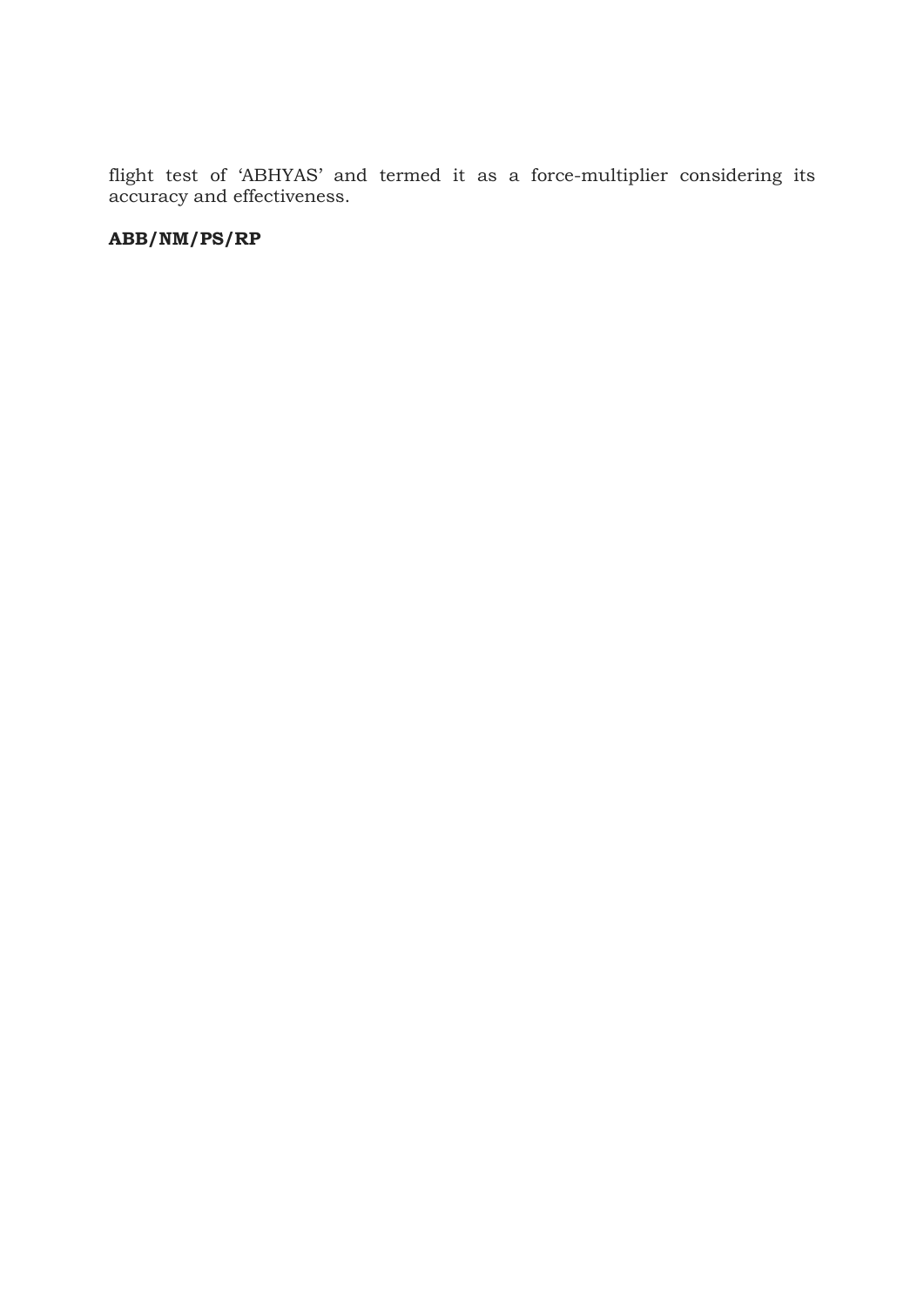flight test of 'ABHYAS' and termed it as a force-multiplier considering its accuracy and effectiveness.

**ABB/NM/PS/RP**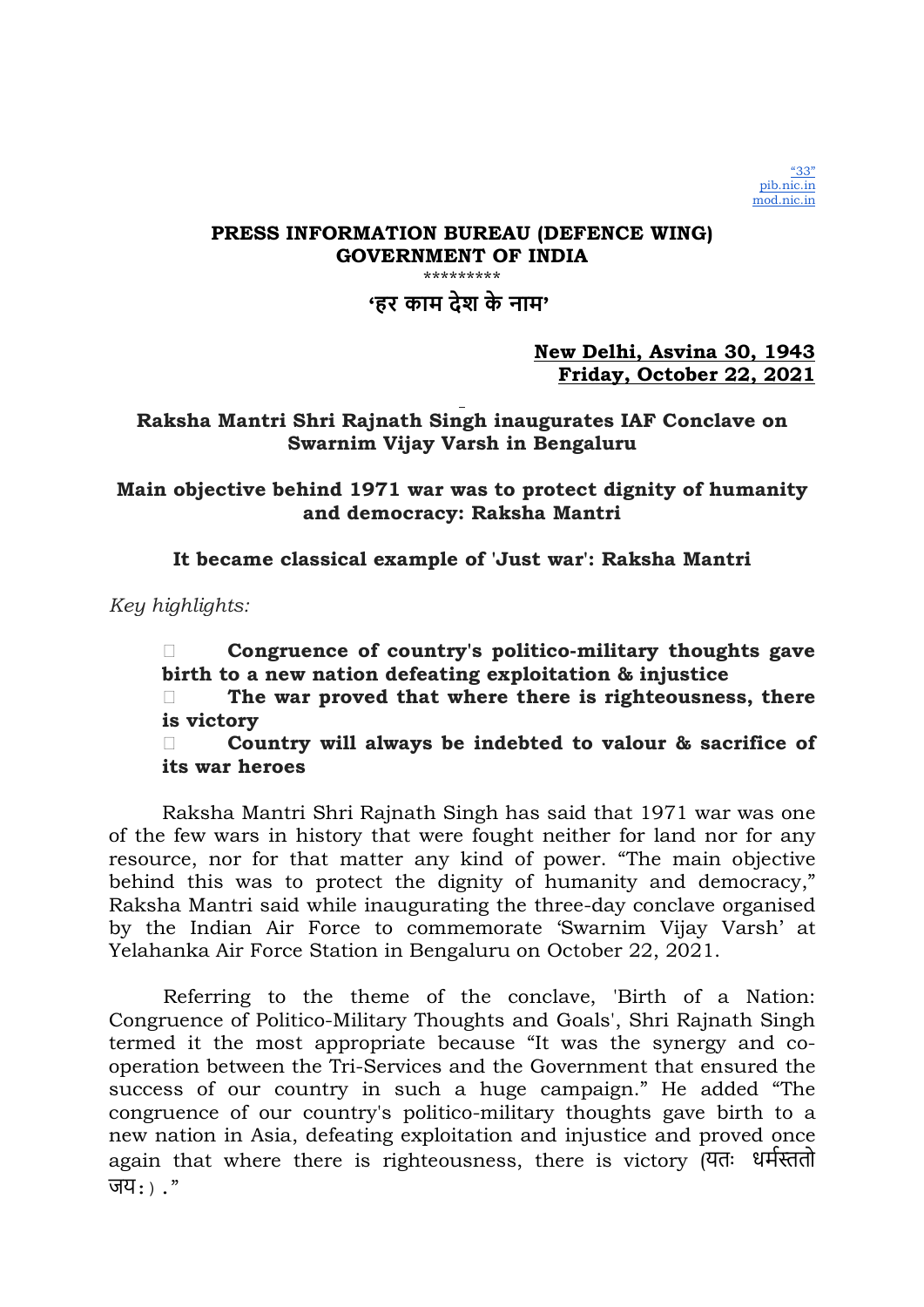"33"
pib.nic.in
mod.nic.in

**PRESS INFORMATION BUREAU (DEFENCE WING)**
**GOVERNMENT OF INDIA**

\*\*\*\*\*\*\*\*\*

**'हर काम देश के नाम'**

**New Delhi, Asvina 30, 1943**
**Friday, October 22, 2021**

## Raksha Mantri Shri Rajnath Singh inaugurates IAF Conclave on Swarnim Vijay Varsh in Bengaluru

### Main objective behind 1971 war was to protect dignity of humanity and democracy: Raksha Mantri

### It became classical example of 'Just war': Raksha Mantri

*Key highlights:*

- **Congruence of country's politico-military thoughts gave birth to a new nation defeating exploitation & injustice**
- **The war proved that where there is righteousness, there is victory**
- **Country will always be indebted to valour & sacrifice of its war heroes**

Raksha Mantri Shri Rajnath Singh has said that 1971 war was one of the few wars in history that were fought neither for land nor for any resource, nor for that matter any kind of power. "The main objective behind this was to protect the dignity of humanity and democracy," Raksha Mantri said while inaugurating the three-day conclave organised by the Indian Air Force to commemorate 'Swarnim Vijay Varsh' at Yelahanka Air Force Station in Bengaluru on October 22, 2021.

Referring to the theme of the conclave, 'Birth of a Nation: Congruence of Politico-Military Thoughts and Goals', Shri Rajnath Singh termed it the most appropriate because "It was the synergy and co-operation between the Tri-Services and the Government that ensured the success of our country in such a huge campaign." He added "The congruence of our country's politico-military thoughts gave birth to a new nation in Asia, defeating exploitation and injustice and proved once again that where there is righteousness, there is victory (यतः धर्मस्ततो जयः)."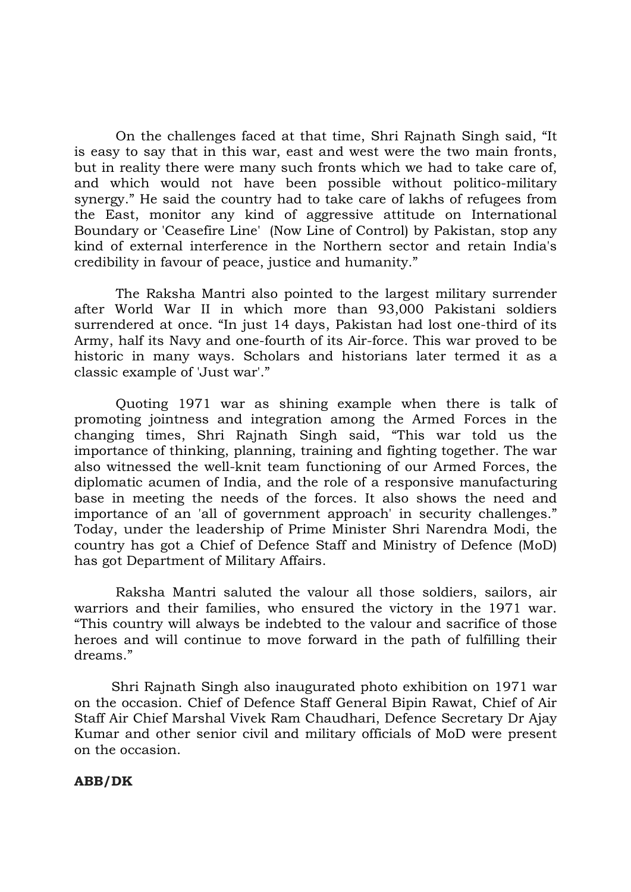On the challenges faced at that time, Shri Rajnath Singh said, "It is easy to say that in this war, east and west were the two main fronts, but in reality there were many such fronts which we had to take care of, and which would not have been possible without politico-military synergy." He said the country had to take care of lakhs of refugees from the East, monitor any kind of aggressive attitude on International Boundary or 'Ceasefire Line' (Now Line of Control) by Pakistan, stop any kind of external interference in the Northern sector and retain India's credibility in favour of peace, justice and humanity."

The Raksha Mantri also pointed to the largest military surrender after World War II in which more than 93,000 Pakistani soldiers surrendered at once. "In just 14 days, Pakistan had lost one-third of its Army, half its Navy and one-fourth of its Air-force. This war proved to be historic in many ways. Scholars and historians later termed it as a classic example of 'Just war'."

Quoting 1971 war as shining example when there is talk of promoting jointness and integration among the Armed Forces in the changing times, Shri Rajnath Singh said, "This war told us the importance of thinking, planning, training and fighting together. The war also witnessed the well-knit team functioning of our Armed Forces, the diplomatic acumen of India, and the role of a responsive manufacturing base in meeting the needs of the forces. It also shows the need and importance of an 'all of government approach' in security challenges." Today, under the leadership of Prime Minister Shri Narendra Modi, the country has got a Chief of Defence Staff and Ministry of Defence (MoD) has got Department of Military Affairs.

Raksha Mantri saluted the valour all those soldiers, sailors, air warriors and their families, who ensured the victory in the 1971 war. "This country will always be indebted to the valour and sacrifice of those heroes and will continue to move forward in the path of fulfilling their dreams."

Shri Rajnath Singh also inaugurated photo exhibition on 1971 war on the occasion. Chief of Defence Staff General Bipin Rawat, Chief of Air Staff Air Chief Marshal Vivek Ram Chaudhari, Defence Secretary Dr Ajay Kumar and other senior civil and military officials of MoD were present on the occasion.

**ABB/DK**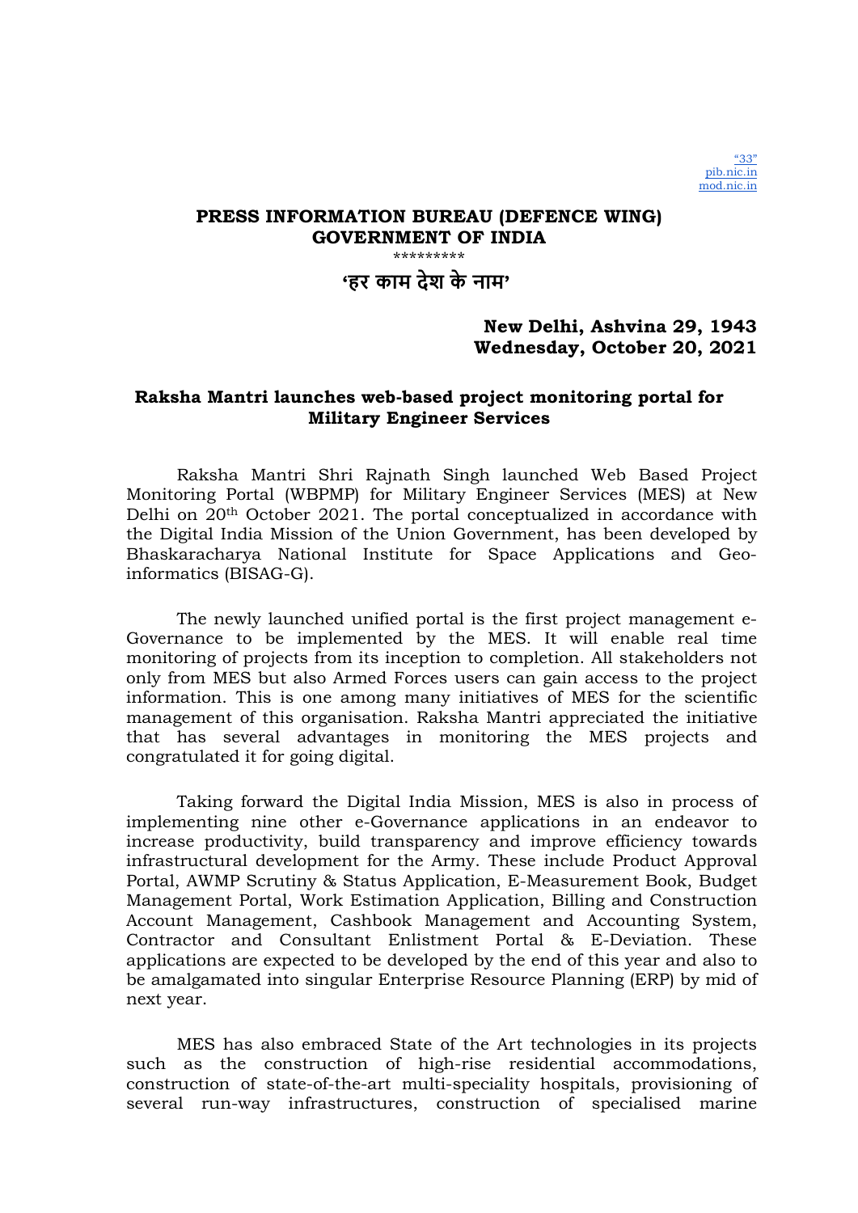"33"
pib.nic.in
mod.nic.in

**PRESS INFORMATION BUREAU (DEFENCE WING)**
**GOVERNMENT OF INDIA**

\*\*\*\*\*\*\*\*\*

**'हर काम देश के नाम'**

**New Delhi, Ashvina 29, 1943**
**Wednesday, October 20, 2021**

## Raksha Mantri launches web-based project monitoring portal for Military Engineer Services

Raksha Mantri Shri Rajnath Singh launched Web Based Project Monitoring Portal (WBPMP) for Military Engineer Services (MES) at New Delhi on 20th October 2021. The portal conceptualized in accordance with the Digital India Mission of the Union Government, has been developed by Bhaskaracharya National Institute for Space Applications and Geo-informatics (BISAG-G).

The newly launched unified portal is the first project management e-Governance to be implemented by the MES. It will enable real time monitoring of projects from its inception to completion. All stakeholders not only from MES but also Armed Forces users can gain access to the project information. This is one among many initiatives of MES for the scientific management of this organisation. Raksha Mantri appreciated the initiative that has several advantages in monitoring the MES projects and congratulated it for going digital.

Taking forward the Digital India Mission, MES is also in process of implementing nine other e-Governance applications in an endeavor to increase productivity, build transparency and improve efficiency towards infrastructural development for the Army. These include Product Approval Portal, AWMP Scrutiny & Status Application, E-Measurement Book, Budget Management Portal, Work Estimation Application, Billing and Construction Account Management, Cashbook Management and Accounting System, Contractor and Consultant Enlistment Portal & E-Deviation. These applications are expected to be developed by the end of this year and also to be amalgamated into singular Enterprise Resource Planning (ERP) by mid of next year.

MES has also embraced State of the Art technologies in its projects such as the construction of high-rise residential accommodations, construction of state-of-the-art multi-speciality hospitals, provisioning of several run-way infrastructures, construction of specialised marine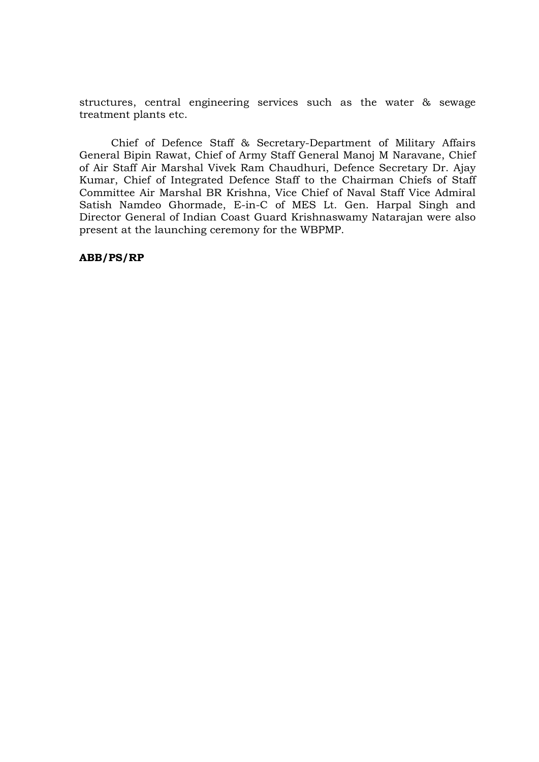structures, central engineering services such as the water & sewage treatment plants etc.

Chief of Defence Staff & Secretary-Department of Military Affairs General Bipin Rawat, Chief of Army Staff General Manoj M Naravane, Chief of Air Staff Air Marshal Vivek Ram Chaudhuri, Defence Secretary Dr. Ajay Kumar, Chief of Integrated Defence Staff to the Chairman Chiefs of Staff Committee Air Marshal BR Krishna, Vice Chief of Naval Staff Vice Admiral Satish Namdeo Ghormade, E-in-C of MES Lt. Gen. Harpal Singh and Director General of Indian Coast Guard Krishnaswamy Natarajan were also present at the launching ceremony for the WBPMP.

**ABB/PS/RP**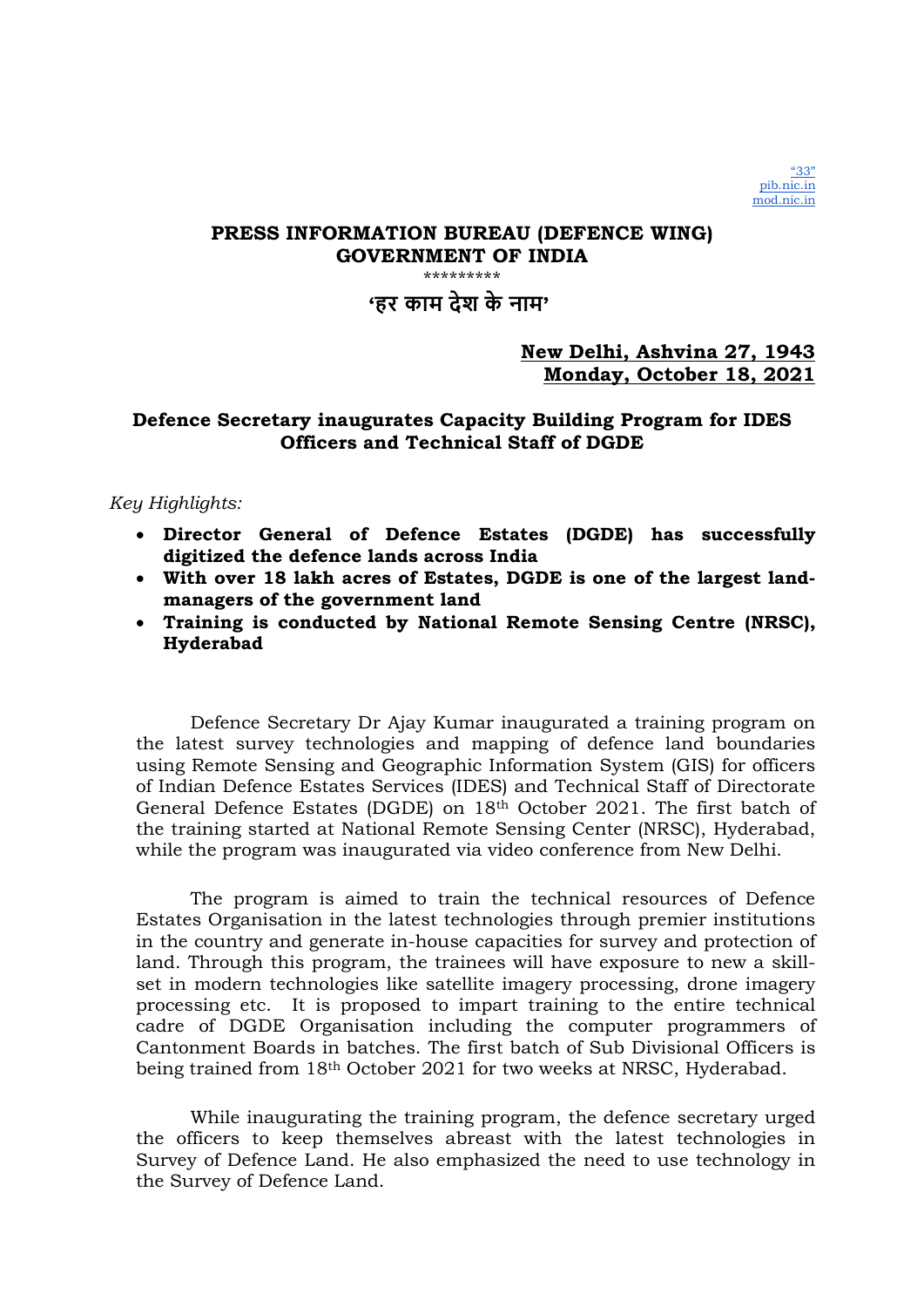"33"
pib.nic.in
mod.nic.in

**PRESS INFORMATION BUREAU (DEFENCE WING)**
**GOVERNMENT OF INDIA**

\*\*\*\*\*\*\*\*\*

**'हर काम देश के नाम'**

**New Delhi, Ashvina 27, 1943**
**Monday, October 18, 2021**

## Defence Secretary inaugurates Capacity Building Program for IDES Officers and Technical Staff of DGDE

*Key Highlights:*

- **Director General of Defence Estates (DGDE) has successfully digitized the defence lands across India**
- **With over 18 lakh acres of Estates, DGDE is one of the largest land-managers of the government land**
- **Training is conducted by National Remote Sensing Centre (NRSC), Hyderabad**

Defence Secretary Dr Ajay Kumar inaugurated a training program on the latest survey technologies and mapping of defence land boundaries using Remote Sensing and Geographic Information System (GIS) for officers of Indian Defence Estates Services (IDES) and Technical Staff of Directorate General Defence Estates (DGDE) on 18th October 2021. The first batch of the training started at National Remote Sensing Center (NRSC), Hyderabad, while the program was inaugurated via video conference from New Delhi.

The program is aimed to train the technical resources of Defence Estates Organisation in the latest technologies through premier institutions in the country and generate in-house capacities for survey and protection of land. Through this program, the trainees will have exposure to new a skill-set in modern technologies like satellite imagery processing, drone imagery processing etc. It is proposed to impart training to the entire technical cadre of DGDE Organisation including the computer programmers of Cantonment Boards in batches. The first batch of Sub Divisional Officers is being trained from 18th October 2021 for two weeks at NRSC, Hyderabad.

While inaugurating the training program, the defence secretary urged the officers to keep themselves abreast with the latest technologies in Survey of Defence Land. He also emphasized the need to use technology in the Survey of Defence Land.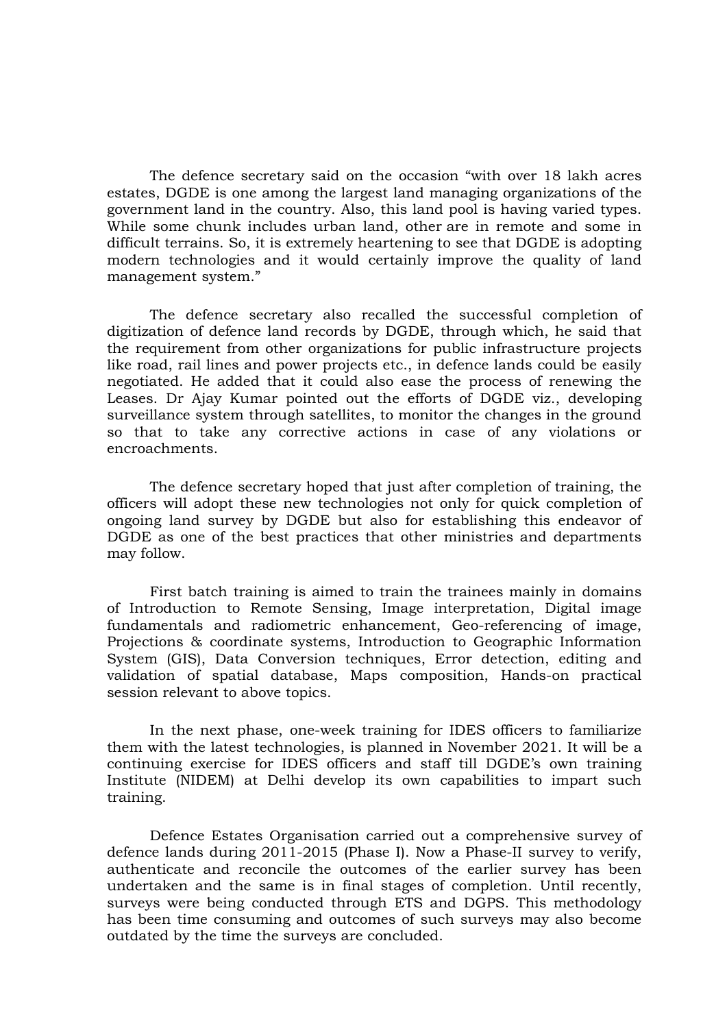The defence secretary said on the occasion "with over 18 lakh acres estates, DGDE is one among the largest land managing organizations of the government land in the country. Also, this land pool is having varied types. While some chunk includes urban land, other are in remote and some in difficult terrains. So, it is extremely heartening to see that DGDE is adopting modern technologies and it would certainly improve the quality of land management system."

The defence secretary also recalled the successful completion of digitization of defence land records by DGDE, through which, he said that the requirement from other organizations for public infrastructure projects like road, rail lines and power projects etc., in defence lands could be easily negotiated. He added that it could also ease the process of renewing the Leases. Dr Ajay Kumar pointed out the efforts of DGDE viz., developing surveillance system through satellites, to monitor the changes in the ground so that to take any corrective actions in case of any violations or encroachments.

The defence secretary hoped that just after completion of training, the officers will adopt these new technologies not only for quick completion of ongoing land survey by DGDE but also for establishing this endeavor of DGDE as one of the best practices that other ministries and departments may follow.

First batch training is aimed to train the trainees mainly in domains of Introduction to Remote Sensing, Image interpretation, Digital image fundamentals and radiometric enhancement, Geo-referencing of image, Projections & coordinate systems, Introduction to Geographic Information System (GIS), Data Conversion techniques, Error detection, editing and validation of spatial database, Maps composition, Hands-on practical session relevant to above topics.

In the next phase, one-week training for IDES officers to familiarize them with the latest technologies, is planned in November 2021. It will be a continuing exercise for IDES officers and staff till DGDE's own training Institute (NIDEM) at Delhi develop its own capabilities to impart such training.

Defence Estates Organisation carried out a comprehensive survey of defence lands during 2011-2015 (Phase I). Now a Phase-II survey to verify, authenticate and reconcile the outcomes of the earlier survey has been undertaken and the same is in final stages of completion. Until recently, surveys were being conducted through ETS and DGPS. This methodology has been time consuming and outcomes of such surveys may also become outdated by the time the surveys are concluded.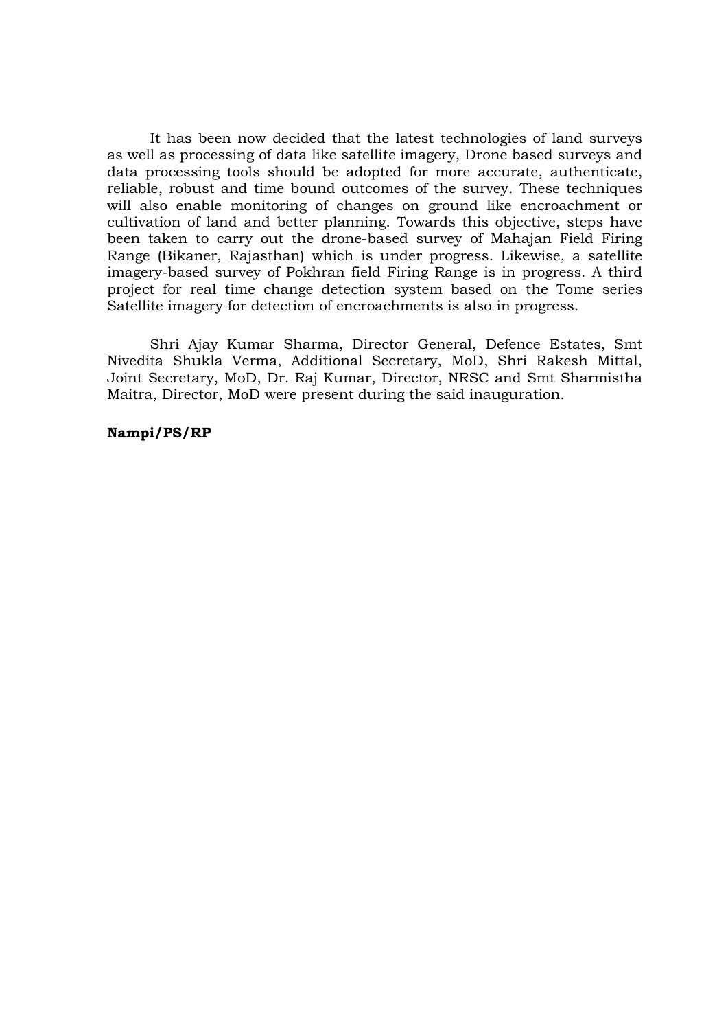It has been now decided that the latest technologies of land surveys as well as processing of data like satellite imagery, Drone based surveys and data processing tools should be adopted for more accurate, authenticate, reliable, robust and time bound outcomes of the survey. These techniques will also enable monitoring of changes on ground like encroachment or cultivation of land and better planning. Towards this objective, steps have been taken to carry out the drone-based survey of Mahajan Field Firing Range (Bikaner, Rajasthan) which is under progress. Likewise, a satellite imagery-based survey of Pokhran field Firing Range is in progress. A third project for real time change detection system based on the Tome series Satellite imagery for detection of encroachments is also in progress.

Shri Ajay Kumar Sharma, Director General, Defence Estates, Smt Nivedita Shukla Verma, Additional Secretary, MoD, Shri Rakesh Mittal, Joint Secretary, MoD, Dr. Raj Kumar, Director, NRSC and Smt Sharmistha Maitra, Director, MoD were present during the said inauguration.

**Nampi/PS/RP**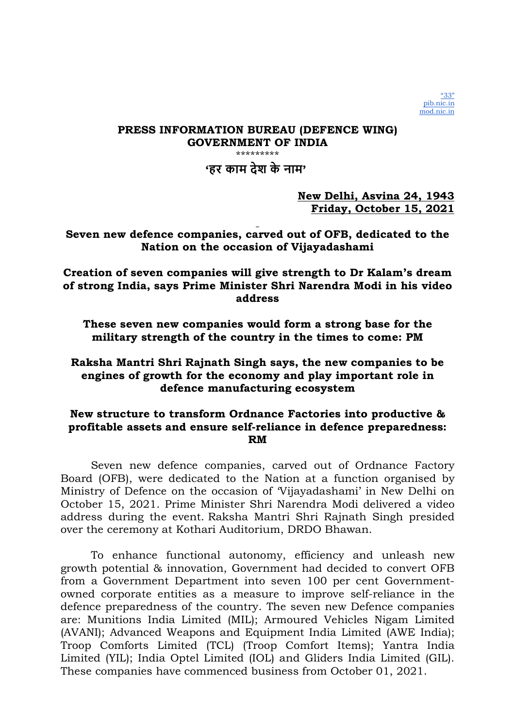**PRESS INFORMATION BUREAU (DEFENCE WING)**
**GOVERNMENT OF INDIA**

\*\*\*\*\*\*\*\*\*

**'हर काम देश के नाम'**

**New Delhi, Asvina 24, 1943**
**Friday, October 15, 2021**

**Seven new defence companies, carved out of OFB, dedicated to the Nation on the occasion of Vijayadashami**

**Creation of seven companies will give strength to Dr Kalam's dream of strong India, says Prime Minister Shri Narendra Modi in his video address**

**These seven new companies would form a strong base for the military strength of the country in the times to come: PM**

**Raksha Mantri Shri Rajnath Singh says, the new companies to be engines of growth for the economy and play important role in defence manufacturing ecosystem**

**New structure to transform Ordnance Factories into productive & profitable assets and ensure self-reliance in defence preparedness: RM**

Seven new defence companies, carved out of Ordnance Factory Board (OFB), were dedicated to the Nation at a function organised by Ministry of Defence on the occasion of 'Vijayadashami' in New Delhi on October 15, 2021. Prime Minister Shri Narendra Modi delivered a video address during the event. Raksha Mantri Shri Rajnath Singh presided over the ceremony at Kothari Auditorium, DRDO Bhawan.

To enhance functional autonomy, efficiency and unleash new growth potential & innovation, Government had decided to convert OFB from a Government Department into seven 100 per cent Government-owned corporate entities as a measure to improve self-reliance in the defence preparedness of the country. The seven new Defence companies are: Munitions India Limited (MIL); Armoured Vehicles Nigam Limited (AVANI); Advanced Weapons and Equipment India Limited (AWE India); Troop Comforts Limited (TCL) (Troop Comfort Items); Yantra India Limited (YIL); India Optel Limited (IOL) and Gliders India Limited (GIL). These companies have commenced business from October 01, 2021.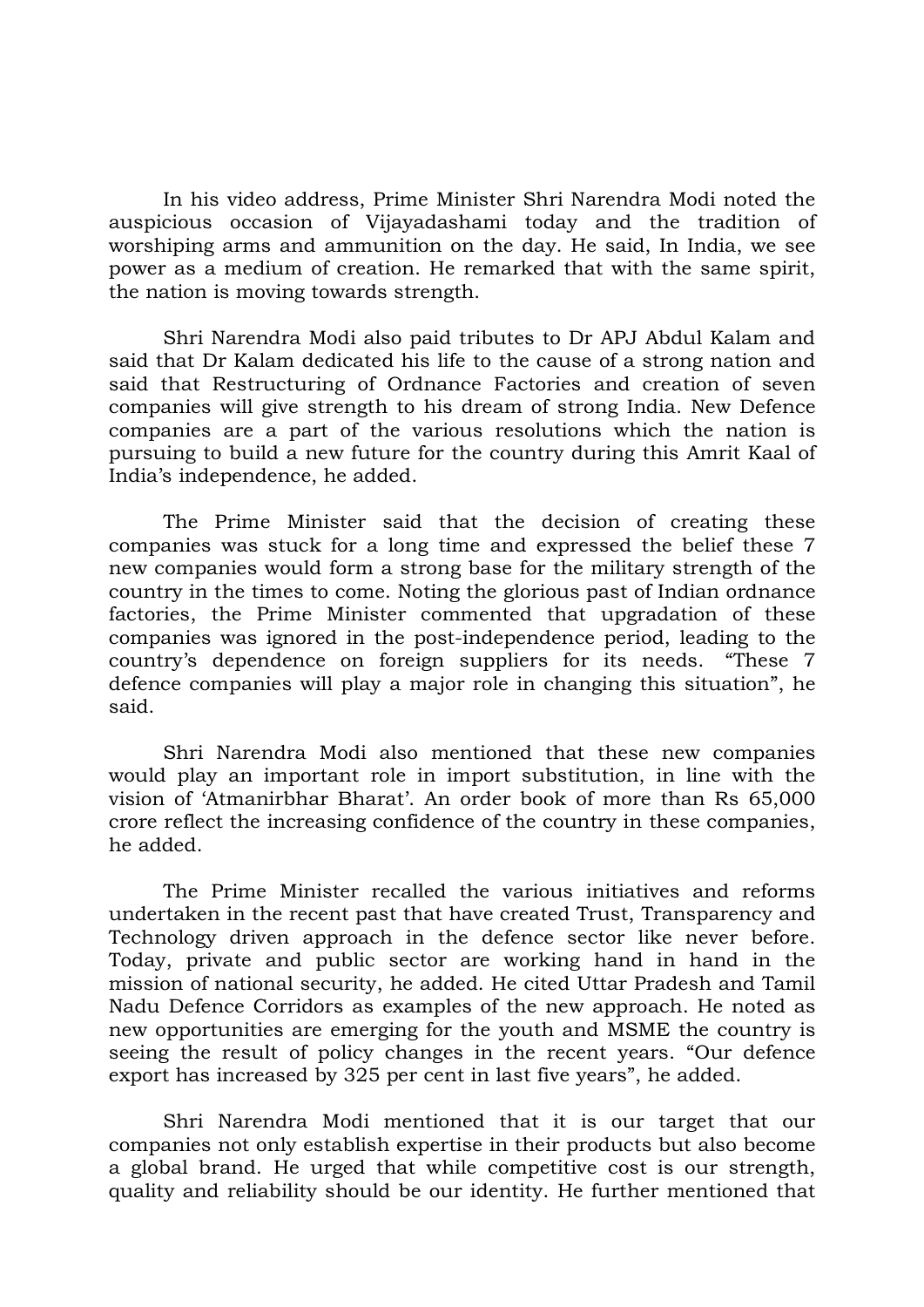In his video address, Prime Minister Shri Narendra Modi noted the auspicious occasion of Vijayadashami today and the tradition of worshiping arms and ammunition on the day. He said, In India, we see power as a medium of creation. He remarked that with the same spirit, the nation is moving towards strength.

Shri Narendra Modi also paid tributes to Dr APJ Abdul Kalam and said that Dr Kalam dedicated his life to the cause of a strong nation and said that Restructuring of Ordnance Factories and creation of seven companies will give strength to his dream of strong India. New Defence companies are a part of the various resolutions which the nation is pursuing to build a new future for the country during this Amrit Kaal of India's independence, he added.

The Prime Minister said that the decision of creating these companies was stuck for a long time and expressed the belief these 7 new companies would form a strong base for the military strength of the country in the times to come. Noting the glorious past of Indian ordnance factories, the Prime Minister commented that upgradation of these companies was ignored in the post-independence period, leading to the country's dependence on foreign suppliers for its needs. "These 7 defence companies will play a major role in changing this situation", he said.

Shri Narendra Modi also mentioned that these new companies would play an important role in import substitution, in line with the vision of 'Atmanirbhar Bharat'. An order book of more than Rs 65,000 crore reflect the increasing confidence of the country in these companies, he added.

The Prime Minister recalled the various initiatives and reforms undertaken in the recent past that have created Trust, Transparency and Technology driven approach in the defence sector like never before. Today, private and public sector are working hand in hand in the mission of national security, he added. He cited Uttar Pradesh and Tamil Nadu Defence Corridors as examples of the new approach. He noted as new opportunities are emerging for the youth and MSME the country is seeing the result of policy changes in the recent years. "Our defence export has increased by 325 per cent in last five years", he added.

Shri Narendra Modi mentioned that it is our target that our companies not only establish expertise in their products but also become a global brand. He urged that while competitive cost is our strength, quality and reliability should be our identity. He further mentioned that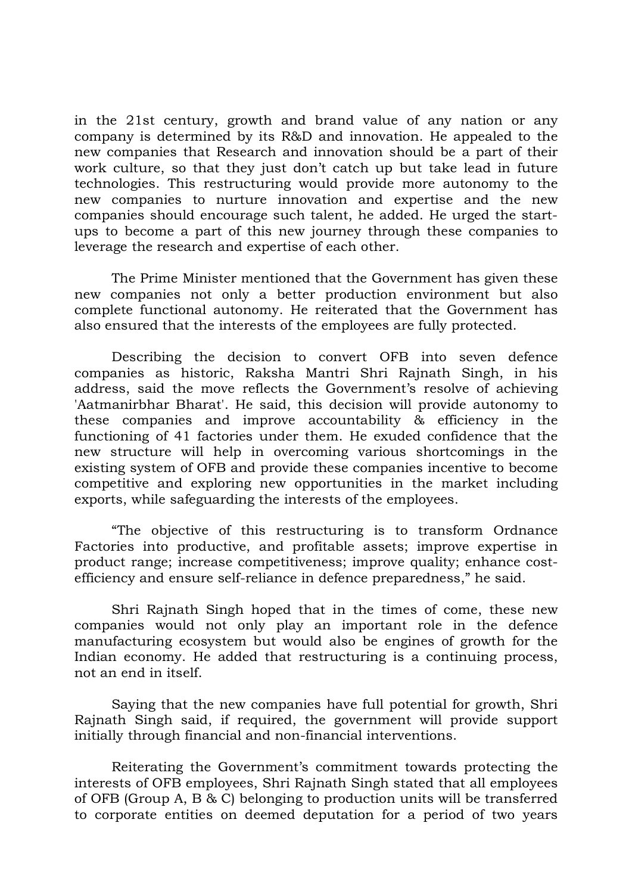in the 21st century, growth and brand value of any nation or any company is determined by its R&D and innovation. He appealed to the new companies that Research and innovation should be a part of their work culture, so that they just don't catch up but take lead in future technologies. This restructuring would provide more autonomy to the new companies to nurture innovation and expertise and the new companies should encourage such talent, he added. He urged the start-ups to become a part of this new journey through these companies to leverage the research and expertise of each other.

The Prime Minister mentioned that the Government has given these new companies not only a better production environment but also complete functional autonomy. He reiterated that the Government has also ensured that the interests of the employees are fully protected.

Describing the decision to convert OFB into seven defence companies as historic, Raksha Mantri Shri Rajnath Singh, in his address, said the move reflects the Government's resolve of achieving 'Aatmanirbhar Bharat'. He said, this decision will provide autonomy to these companies and improve accountability & efficiency in the functioning of 41 factories under them. He exuded confidence that the new structure will help in overcoming various shortcomings in the existing system of OFB and provide these companies incentive to become competitive and exploring new opportunities in the market including exports, while safeguarding the interests of the employees.

"The objective of this restructuring is to transform Ordnance Factories into productive, and profitable assets; improve expertise in product range; increase competitiveness; improve quality; enhance cost-efficiency and ensure self-reliance in defence preparedness," he said.

Shri Rajnath Singh hoped that in the times of come, these new companies would not only play an important role in the defence manufacturing ecosystem but would also be engines of growth for the Indian economy. He added that restructuring is a continuing process, not an end in itself.

Saying that the new companies have full potential for growth, Shri Rajnath Singh said, if required, the government will provide support initially through financial and non-financial interventions.

Reiterating the Government's commitment towards protecting the interests of OFB employees, Shri Rajnath Singh stated that all employees of OFB (Group A, B & C) belonging to production units will be transferred to corporate entities on deemed deputation for a period of two years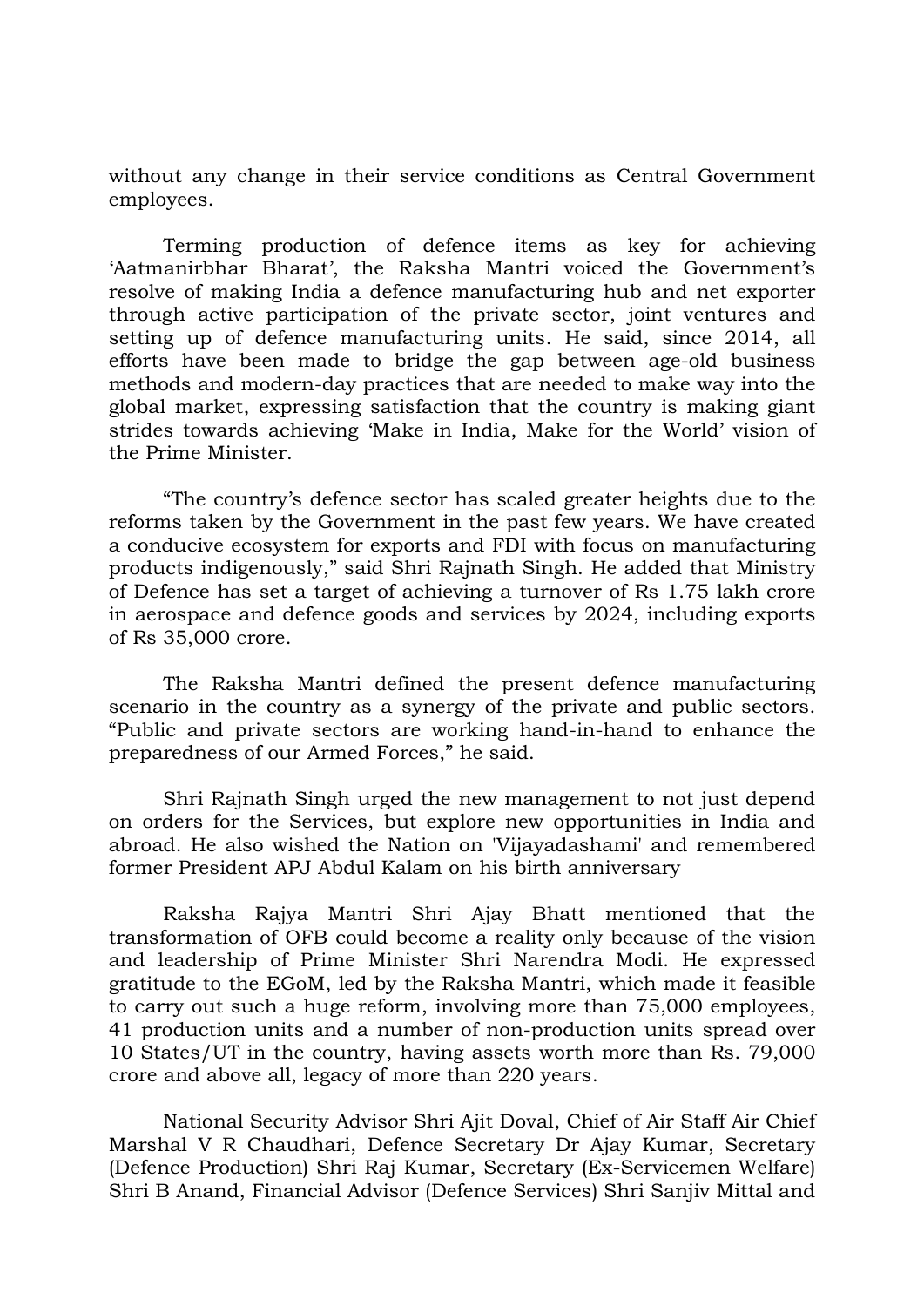without any change in their service conditions as Central Government employees.

Terming production of defence items as key for achieving 'Aatmanirbhar Bharat', the Raksha Mantri voiced the Government's resolve of making India a defence manufacturing hub and net exporter through active participation of the private sector, joint ventures and setting up of defence manufacturing units. He said, since 2014, all efforts have been made to bridge the gap between age-old business methods and modern-day practices that are needed to make way into the global market, expressing satisfaction that the country is making giant strides towards achieving 'Make in India, Make for the World' vision of the Prime Minister.

"The country's defence sector has scaled greater heights due to the reforms taken by the Government in the past few years. We have created a conducive ecosystem for exports and FDI with focus on manufacturing products indigenously," said Shri Rajnath Singh. He added that Ministry of Defence has set a target of achieving a turnover of Rs 1.75 lakh crore in aerospace and defence goods and services by 2024, including exports of Rs 35,000 crore.

The Raksha Mantri defined the present defence manufacturing scenario in the country as a synergy of the private and public sectors. "Public and private sectors are working hand-in-hand to enhance the preparedness of our Armed Forces," he said.

Shri Rajnath Singh urged the new management to not just depend on orders for the Services, but explore new opportunities in India and abroad. He also wished the Nation on 'Vijayadashami' and remembered former President APJ Abdul Kalam on his birth anniversary

Raksha Rajya Mantri Shri Ajay Bhatt mentioned that the transformation of OFB could become a reality only because of the vision and leadership of Prime Minister Shri Narendra Modi. He expressed gratitude to the EGoM, led by the Raksha Mantri, which made it feasible to carry out such a huge reform, involving more than 75,000 employees, 41 production units and a number of non-production units spread over 10 States/UT in the country, having assets worth more than Rs. 79,000 crore and above all, legacy of more than 220 years.

National Security Advisor Shri Ajit Doval, Chief of Air Staff Air Chief Marshal V R Chaudhari, Defence Secretary Dr Ajay Kumar, Secretary (Defence Production) Shri Raj Kumar, Secretary (Ex-Servicemen Welfare) Shri B Anand, Financial Advisor (Defence Services) Shri Sanjiv Mittal and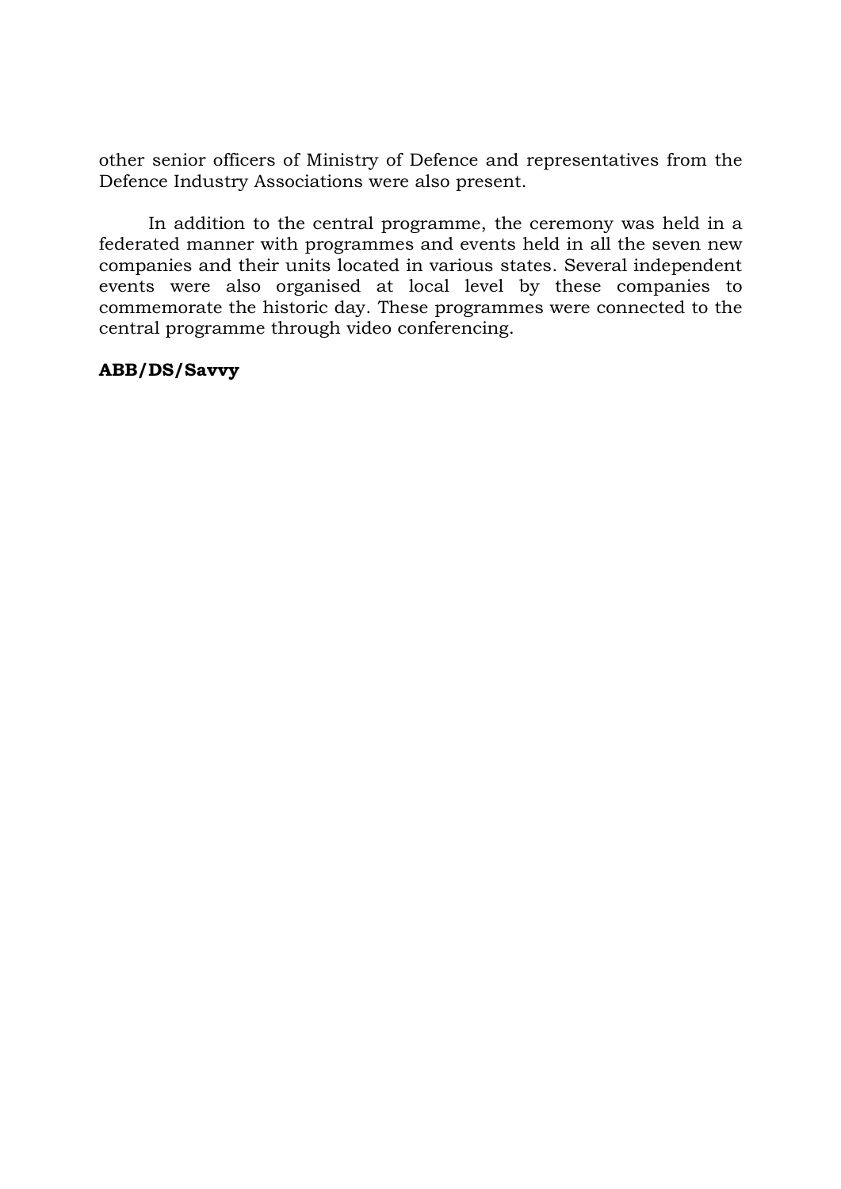other senior officers of Ministry of Defence and representatives from the Defence Industry Associations were also present.

In addition to the central programme, the ceremony was held in a federated manner with programmes and events held in all the seven new companies and their units located in various states. Several independent events were also organised at local level by these companies to commemorate the historic day. These programmes were connected to the central programme through video conferencing.

**ABB/DS/Savvy**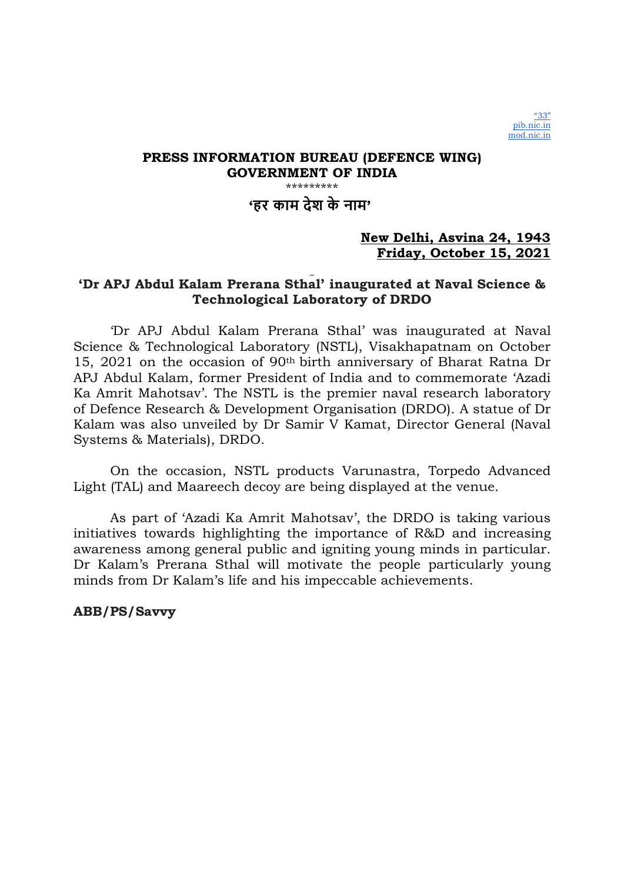"33"
pib.nic.in
mod.nic.in

**PRESS INFORMATION BUREAU (DEFENCE WING)**
**GOVERNMENT OF INDIA**

\*\*\*\*\*\*\*\*\*

**'हर काम देश के नाम'**

**New Delhi, Asvina 24, 1943**
**Friday, October 15, 2021**

## 'Dr APJ Abdul Kalam Prerana Sthal' inaugurated at Naval Science & Technological Laboratory of DRDO

'Dr APJ Abdul Kalam Prerana Sthal' was inaugurated at Naval Science & Technological Laboratory (NSTL), Visakhapatnam on October 15, 2021 on the occasion of 90th birth anniversary of Bharat Ratna Dr APJ Abdul Kalam, former President of India and to commemorate 'Azadi Ka Amrit Mahotsav'. The NSTL is the premier naval research laboratory of Defence Research & Development Organisation (DRDO). A statue of Dr Kalam was also unveiled by Dr Samir V Kamat, Director General (Naval Systems & Materials), DRDO.

On the occasion, NSTL products Varunastra, Torpedo Advanced Light (TAL) and Maareech decoy are being displayed at the venue.

As part of 'Azadi Ka Amrit Mahotsav', the DRDO is taking various initiatives towards highlighting the importance of R&D and increasing awareness among general public and igniting young minds in particular. Dr Kalam's Prerana Sthal will motivate the people particularly young minds from Dr Kalam's life and his impeccable achievements.

**ABB/PS/Savvy**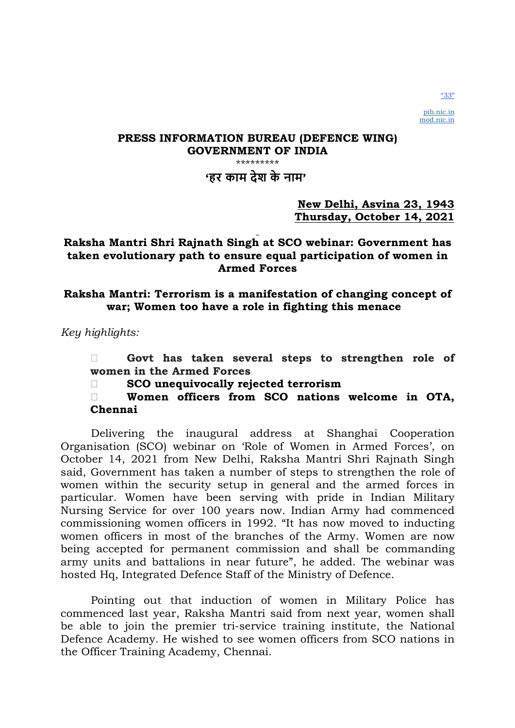"33"

pib.nic.in
mod.nic.in

**PRESS INFORMATION BUREAU (DEFENCE WING)**
**GOVERNMENT OF INDIA**

\*\*\*\*\*\*\*\*\*

**'हर काम देश के नाम'**

**New Delhi, Asvina 23, 1943**
**Thursday, October 14, 2021**

## Raksha Mantri Shri Rajnath Singh at SCO webinar: Government has taken evolutionary path to ensure equal participation of women in Armed Forces

### Raksha Mantri: Terrorism is a manifestation of changing concept of war; Women too have a role in fighting this menace

*Key highlights:*

- **Govt has taken several steps to strengthen role of women in the Armed Forces**
- **SCO unequivocally rejected terrorism**
- **Women officers from SCO nations welcome in OTA, Chennai**

Delivering the inaugural address at Shanghai Cooperation Organisation (SCO) webinar on 'Role of Women in Armed Forces', on October 14, 2021 from New Delhi, Raksha Mantri Shri Rajnath Singh said, Government has taken a number of steps to strengthen the role of women within the security setup in general and the armed forces in particular. Women have been serving with pride in Indian Military Nursing Service for over 100 years now. Indian Army had commenced commissioning women officers in 1992. "It has now moved to inducting women officers in most of the branches of the Army. Women are now being accepted for permanent commission and shall be commanding army units and battalions in near future", he added. The webinar was hosted Hq, Integrated Defence Staff of the Ministry of Defence.

Pointing out that induction of women in Military Police has commenced last year, Raksha Mantri said from next year, women shall be able to join the premier tri-service training institute, the National Defence Academy. He wished to see women officers from SCO nations in the Officer Training Academy, Chennai.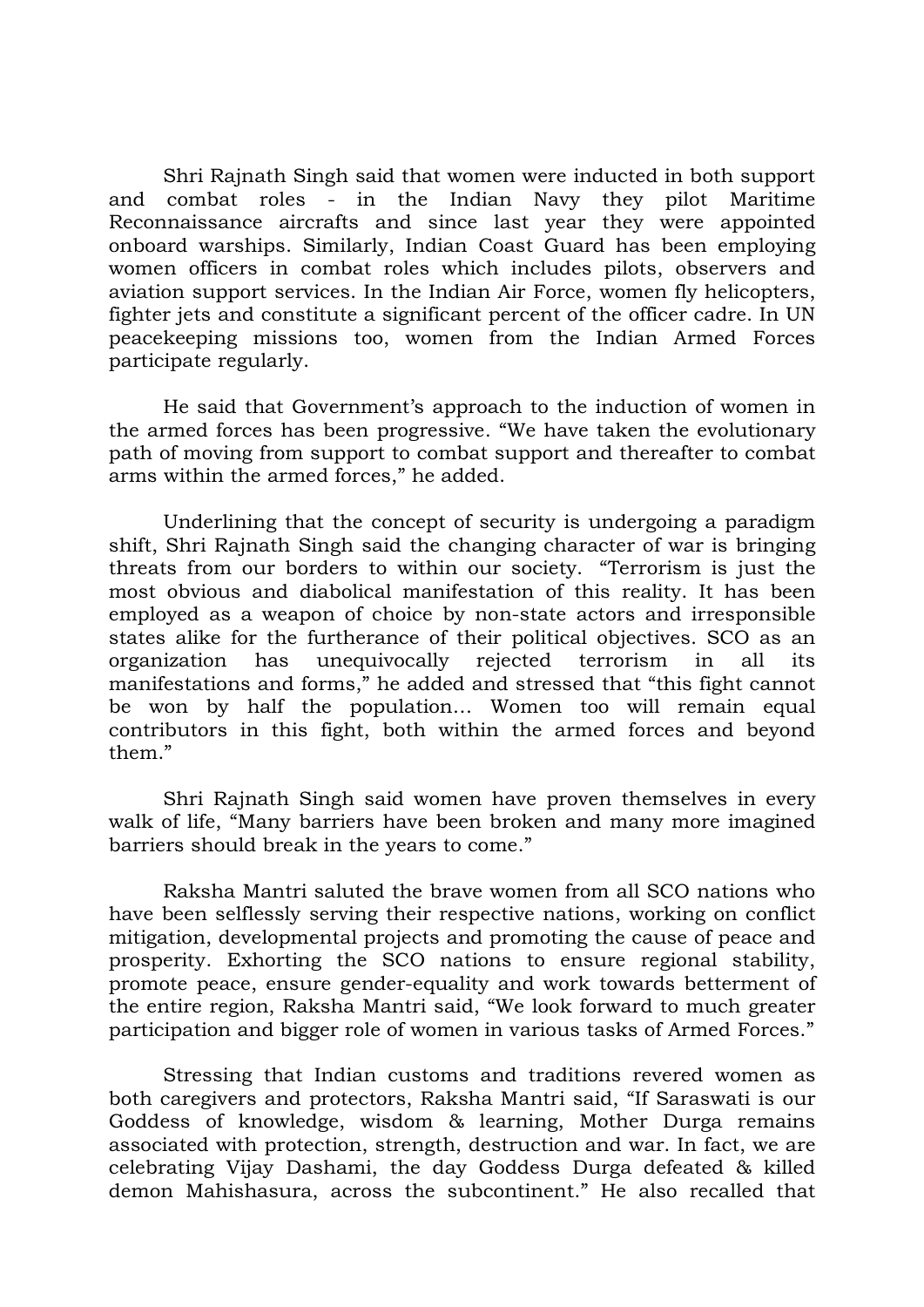Shri Rajnath Singh said that women were inducted in both support and combat roles - in the Indian Navy they pilot Maritime Reconnaissance aircrafts and since last year they were appointed onboard warships. Similarly, Indian Coast Guard has been employing women officers in combat roles which includes pilots, observers and aviation support services. In the Indian Air Force, women fly helicopters, fighter jets and constitute a significant percent of the officer cadre. In UN peacekeeping missions too, women from the Indian Armed Forces participate regularly.

He said that Government's approach to the induction of women in the armed forces has been progressive. "We have taken the evolutionary path of moving from support to combat support and thereafter to combat arms within the armed forces," he added.

Underlining that the concept of security is undergoing a paradigm shift, Shri Rajnath Singh said the changing character of war is bringing threats from our borders to within our society. "Terrorism is just the most obvious and diabolical manifestation of this reality. It has been employed as a weapon of choice by non-state actors and irresponsible states alike for the furtherance of their political objectives. SCO as an organization has unequivocally rejected terrorism in all its manifestations and forms," he added and stressed that "this fight cannot be won by half the population… Women too will remain equal contributors in this fight, both within the armed forces and beyond them."

Shri Rajnath Singh said women have proven themselves in every walk of life, "Many barriers have been broken and many more imagined barriers should break in the years to come."

Raksha Mantri saluted the brave women from all SCO nations who have been selflessly serving their respective nations, working on conflict mitigation, developmental projects and promoting the cause of peace and prosperity. Exhorting the SCO nations to ensure regional stability, promote peace, ensure gender-equality and work towards betterment of the entire region, Raksha Mantri said, "We look forward to much greater participation and bigger role of women in various tasks of Armed Forces."

Stressing that Indian customs and traditions revered women as both caregivers and protectors, Raksha Mantri said, "If Saraswati is our Goddess of knowledge, wisdom & learning, Mother Durga remains associated with protection, strength, destruction and war. In fact, we are celebrating Vijay Dashami, the day Goddess Durga defeated & killed demon Mahishasura, across the subcontinent." He also recalled that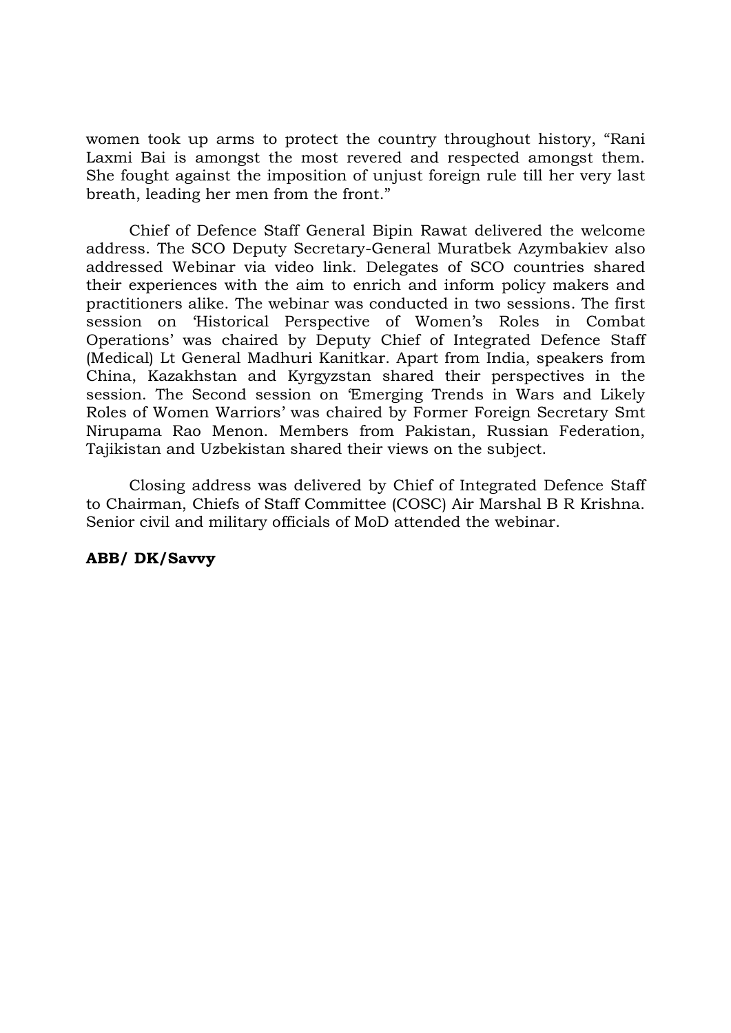women took up arms to protect the country throughout history, "Rani Laxmi Bai is amongst the most revered and respected amongst them. She fought against the imposition of unjust foreign rule till her very last breath, leading her men from the front."

Chief of Defence Staff General Bipin Rawat delivered the welcome address. The SCO Deputy Secretary-General Muratbek Azymbakiev also addressed Webinar via video link. Delegates of SCO countries shared their experiences with the aim to enrich and inform policy makers and practitioners alike. The webinar was conducted in two sessions. The first session on 'Historical Perspective of Women's Roles in Combat Operations' was chaired by Deputy Chief of Integrated Defence Staff (Medical) Lt General Madhuri Kanitkar. Apart from India, speakers from China, Kazakhstan and Kyrgyzstan shared their perspectives in the session. The Second session on 'Emerging Trends in Wars and Likely Roles of Women Warriors' was chaired by Former Foreign Secretary Smt Nirupama Rao Menon. Members from Pakistan, Russian Federation, Tajikistan and Uzbekistan shared their views on the subject.

Closing address was delivered by Chief of Integrated Defence Staff to Chairman, Chiefs of Staff Committee (COSC) Air Marshal B R Krishna. Senior civil and military officials of MoD attended the webinar.

**ABB/ DK/Savvy**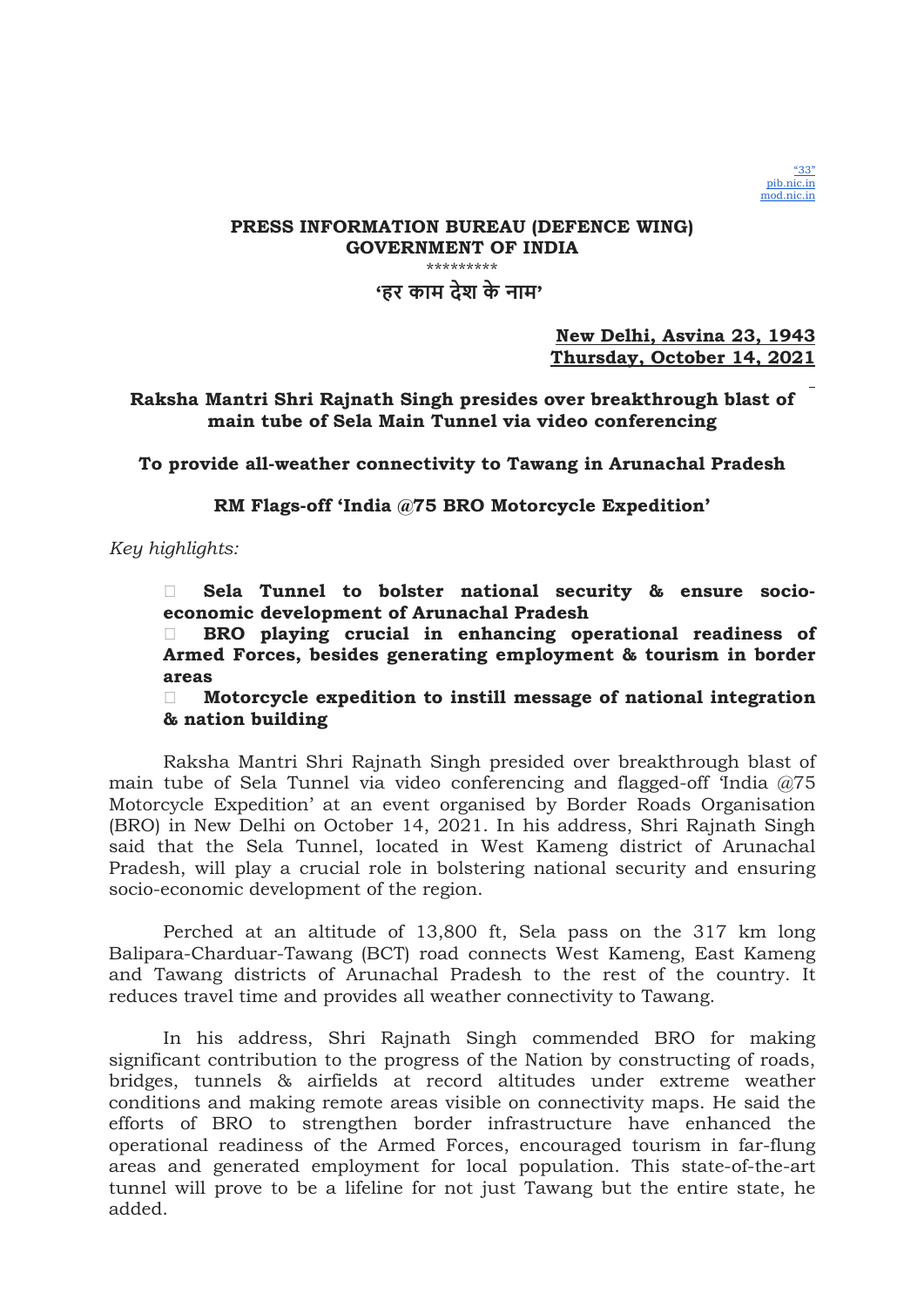"33"
pib.nic.in
mod.nic.in

**PRESS INFORMATION BUREAU (DEFENCE WING)**
**GOVERNMENT OF INDIA**

\*\*\*\*\*\*\*\*\*

**'हर काम देश के नाम'**

**New Delhi, Asvina 23, 1943**
**Thursday, October 14, 2021**

**Raksha Mantri Shri Rajnath Singh presides over breakthrough blast of main tube of Sela Main Tunnel via video conferencing**

**To provide all-weather connectivity to Tawang in Arunachal Pradesh**

**RM Flags-off 'India @75 BRO Motorcycle Expedition'**

*Key highlights:*

- **Sela Tunnel to bolster national security & ensure socio-economic development of Arunachal Pradesh**
- **BRO playing crucial in enhancing operational readiness of Armed Forces, besides generating employment & tourism in border areas**
- **Motorcycle expedition to instill message of national integration & nation building**

Raksha Mantri Shri Rajnath Singh presided over breakthrough blast of main tube of Sela Tunnel via video conferencing and flagged-off 'India @75 Motorcycle Expedition' at an event organised by Border Roads Organisation (BRO) in New Delhi on October 14, 2021. In his address, Shri Rajnath Singh said that the Sela Tunnel, located in West Kameng district of Arunachal Pradesh, will play a crucial role in bolstering national security and ensuring socio-economic development of the region.

Perched at an altitude of 13,800 ft, Sela pass on the 317 km long Balipara-Charduar-Tawang (BCT) road connects West Kameng, East Kameng and Tawang districts of Arunachal Pradesh to the rest of the country. It reduces travel time and provides all weather connectivity to Tawang.

In his address, Shri Rajnath Singh commended BRO for making significant contribution to the progress of the Nation by constructing of roads, bridges, tunnels & airfields at record altitudes under extreme weather conditions and making remote areas visible on connectivity maps. He said the efforts of BRO to strengthen border infrastructure have enhanced the operational readiness of the Armed Forces, encouraged tourism in far-flung areas and generated employment for local population. This state-of-the-art tunnel will prove to be a lifeline for not just Tawang but the entire state, he added.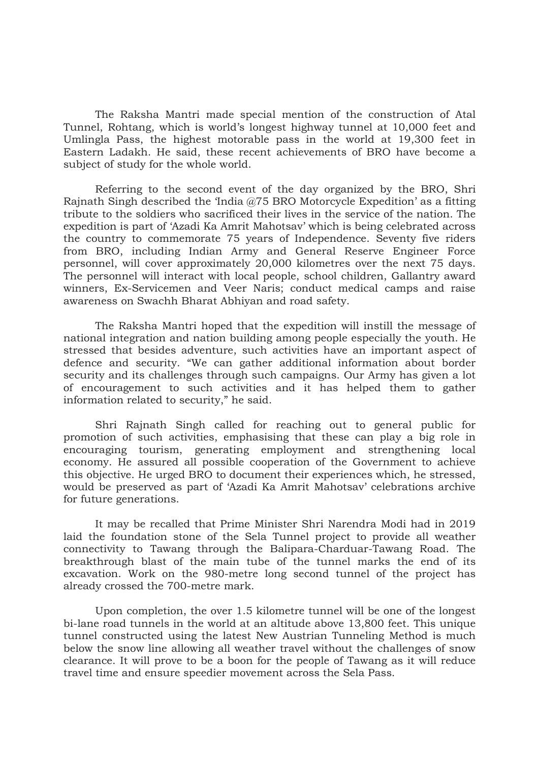The Raksha Mantri made special mention of the construction of Atal Tunnel, Rohtang, which is world's longest highway tunnel at 10,000 feet and Umlingla Pass, the highest motorable pass in the world at 19,300 feet in Eastern Ladakh. He said, these recent achievements of BRO have become a subject of study for the whole world.

Referring to the second event of the day organized by the BRO, Shri Rajnath Singh described the 'India @75 BRO Motorcycle Expedition' as a fitting tribute to the soldiers who sacrificed their lives in the service of the nation. The expedition is part of 'Azadi Ka Amrit Mahotsav' which is being celebrated across the country to commemorate 75 years of Independence. Seventy five riders from BRO, including Indian Army and General Reserve Engineer Force personnel, will cover approximately 20,000 kilometres over the next 75 days. The personnel will interact with local people, school children, Gallantry award winners, Ex-Servicemen and Veer Naris; conduct medical camps and raise awareness on Swachh Bharat Abhiyan and road safety.

The Raksha Mantri hoped that the expedition will instill the message of national integration and nation building among people especially the youth. He stressed that besides adventure, such activities have an important aspect of defence and security. "We can gather additional information about border security and its challenges through such campaigns. Our Army has given a lot of encouragement to such activities and it has helped them to gather information related to security," he said.

Shri Rajnath Singh called for reaching out to general public for promotion of such activities, emphasising that these can play a big role in encouraging tourism, generating employment and strengthening local economy. He assured all possible cooperation of the Government to achieve this objective. He urged BRO to document their experiences which, he stressed, would be preserved as part of 'Azadi Ka Amrit Mahotsav' celebrations archive for future generations.

It may be recalled that Prime Minister Shri Narendra Modi had in 2019 laid the foundation stone of the Sela Tunnel project to provide all weather connectivity to Tawang through the Balipara-Charduar-Tawang Road. The breakthrough blast of the main tube of the tunnel marks the end of its excavation. Work on the 980-metre long second tunnel of the project has already crossed the 700-metre mark.

Upon completion, the over 1.5 kilometre tunnel will be one of the longest bi-lane road tunnels in the world at an altitude above 13,800 feet. This unique tunnel constructed using the latest New Austrian Tunneling Method is much below the snow line allowing all weather travel without the challenges of snow clearance. It will prove to be a boon for the people of Tawang as it will reduce travel time and ensure speedier movement across the Sela Pass.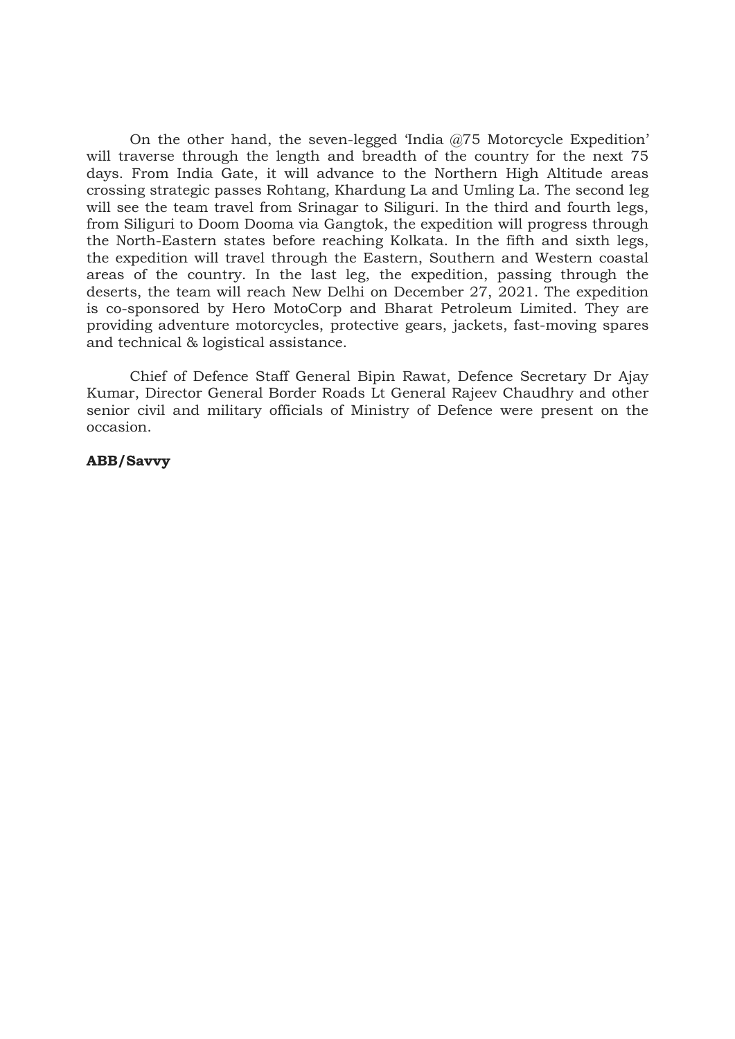On the other hand, the seven-legged 'India @75 Motorcycle Expedition' will traverse through the length and breadth of the country for the next 75 days. From India Gate, it will advance to the Northern High Altitude areas crossing strategic passes Rohtang, Khardung La and Umling La. The second leg will see the team travel from Srinagar to Siliguri. In the third and fourth legs, from Siliguri to Doom Dooma via Gangtok, the expedition will progress through the North-Eastern states before reaching Kolkata. In the fifth and sixth legs, the expedition will travel through the Eastern, Southern and Western coastal areas of the country. In the last leg, the expedition, passing through the deserts, the team will reach New Delhi on December 27, 2021. The expedition is co-sponsored by Hero MotoCorp and Bharat Petroleum Limited. They are providing adventure motorcycles, protective gears, jackets, fast-moving spares and technical & logistical assistance.

Chief of Defence Staff General Bipin Rawat, Defence Secretary Dr Ajay Kumar, Director General Border Roads Lt General Rajeev Chaudhry and other senior civil and military officials of Ministry of Defence were present on the occasion.

**ABB/Savvy**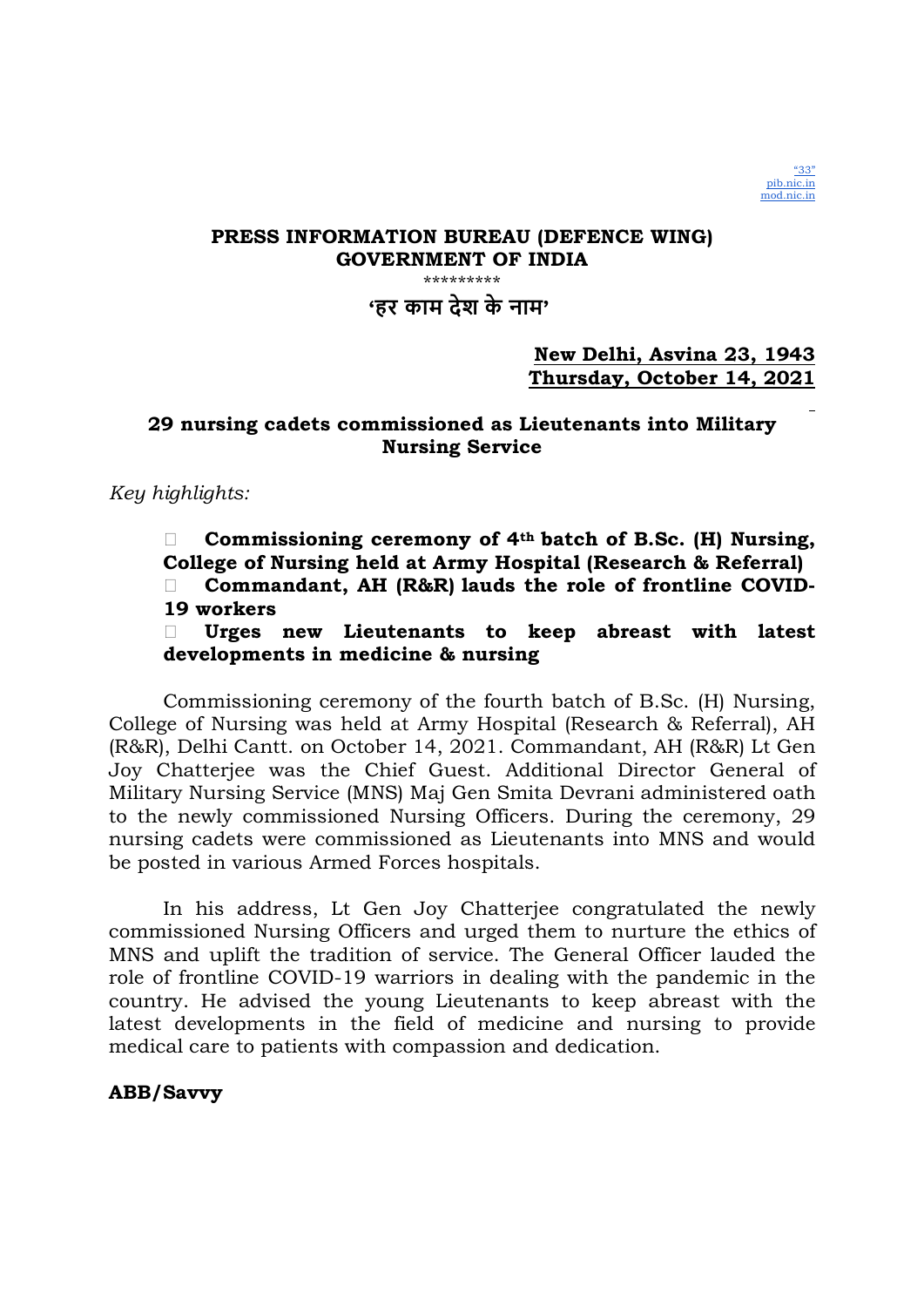"33"
pib.nic.in
mod.nic.in

**PRESS INFORMATION BUREAU (DEFENCE WING)**
**GOVERNMENT OF INDIA**

\*\*\*\*\*\*\*\*\*

**'हर काम देश के नाम'**

**New Delhi, Asvina 23, 1943**
**Thursday, October 14, 2021**

## 29 nursing cadets commissioned as Lieutenants into Military Nursing Service

*Key highlights:*

- **Commissioning ceremony of 4th batch of B.Sc. (H) Nursing, College of Nursing held at Army Hospital (Research & Referral)**
- **Commandant, AH (R&R) lauds the role of frontline COVID-19 workers**
- **Urges new Lieutenants to keep abreast with latest developments in medicine & nursing**

Commissioning ceremony of the fourth batch of B.Sc. (H) Nursing, College of Nursing was held at Army Hospital (Research & Referral), AH (R&R), Delhi Cantt. on October 14, 2021. Commandant, AH (R&R) Lt Gen Joy Chatterjee was the Chief Guest. Additional Director General of Military Nursing Service (MNS) Maj Gen Smita Devrani administered oath to the newly commissioned Nursing Officers. During the ceremony, 29 nursing cadets were commissioned as Lieutenants into MNS and would be posted in various Armed Forces hospitals.

In his address, Lt Gen Joy Chatterjee congratulated the newly commissioned Nursing Officers and urged them to nurture the ethics of MNS and uplift the tradition of service. The General Officer lauded the role of frontline COVID-19 warriors in dealing with the pandemic in the country. He advised the young Lieutenants to keep abreast with the latest developments in the field of medicine and nursing to provide medical care to patients with compassion and dedication.

**ABB/Savvy**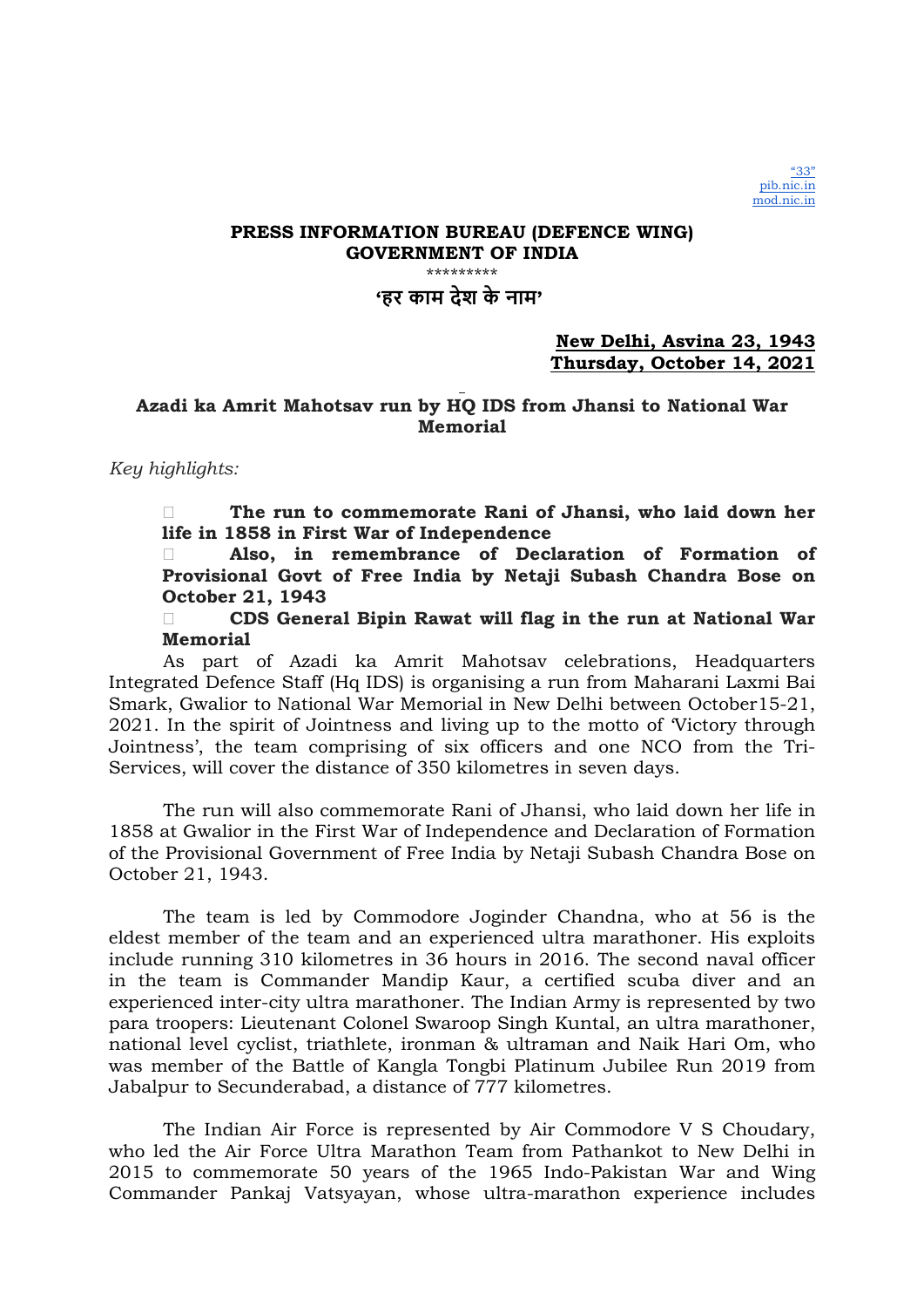"33"
pib.nic.in
mod.nic.in

**PRESS INFORMATION BUREAU (DEFENCE WING)**
**GOVERNMENT OF INDIA**

\*\*\*\*\*\*\*\*\*

**'हर काम देश के नाम'**

**New Delhi, Asvina 23, 1943**
**Thursday, October 14, 2021**

**Azadi ka Amrit Mahotsav run by HQ IDS from Jhansi to National War Memorial**

*Key highlights:*

- **The run to commemorate Rani of Jhansi, who laid down her life in 1858 in First War of Independence**
- **Also, in remembrance of Declaration of Formation of Provisional Govt of Free India by Netaji Subash Chandra Bose on October 21, 1943**
- **CDS General Bipin Rawat will flag in the run at National War Memorial**

As part of Azadi ka Amrit Mahotsav celebrations, Headquarters Integrated Defence Staff (Hq IDS) is organising a run from Maharani Laxmi Bai Smark, Gwalior to National War Memorial in New Delhi between October15-21, 2021. In the spirit of Jointness and living up to the motto of 'Victory through Jointness', the team comprising of six officers and one NCO from the Tri-Services, will cover the distance of 350 kilometres in seven days.

The run will also commemorate Rani of Jhansi, who laid down her life in 1858 at Gwalior in the First War of Independence and Declaration of Formation of the Provisional Government of Free India by Netaji Subash Chandra Bose on October 21, 1943.

The team is led by Commodore Joginder Chandna, who at 56 is the eldest member of the team and an experienced ultra marathoner. His exploits include running 310 kilometres in 36 hours in 2016. The second naval officer in the team is Commander Mandip Kaur, a certified scuba diver and an experienced inter-city ultra marathoner. The Indian Army is represented by two para troopers: Lieutenant Colonel Swaroop Singh Kuntal, an ultra marathoner, national level cyclist, triathlete, ironman & ultraman and Naik Hari Om, who was member of the Battle of Kangla Tongbi Platinum Jubilee Run 2019 from Jabalpur to Secunderabad, a distance of 777 kilometres.

The Indian Air Force is represented by Air Commodore V S Choudary, who led the Air Force Ultra Marathon Team from Pathankot to New Delhi in 2015 to commemorate 50 years of the 1965 Indo-Pakistan War and Wing Commander Pankaj Vatsyayan, whose ultra-marathon experience includes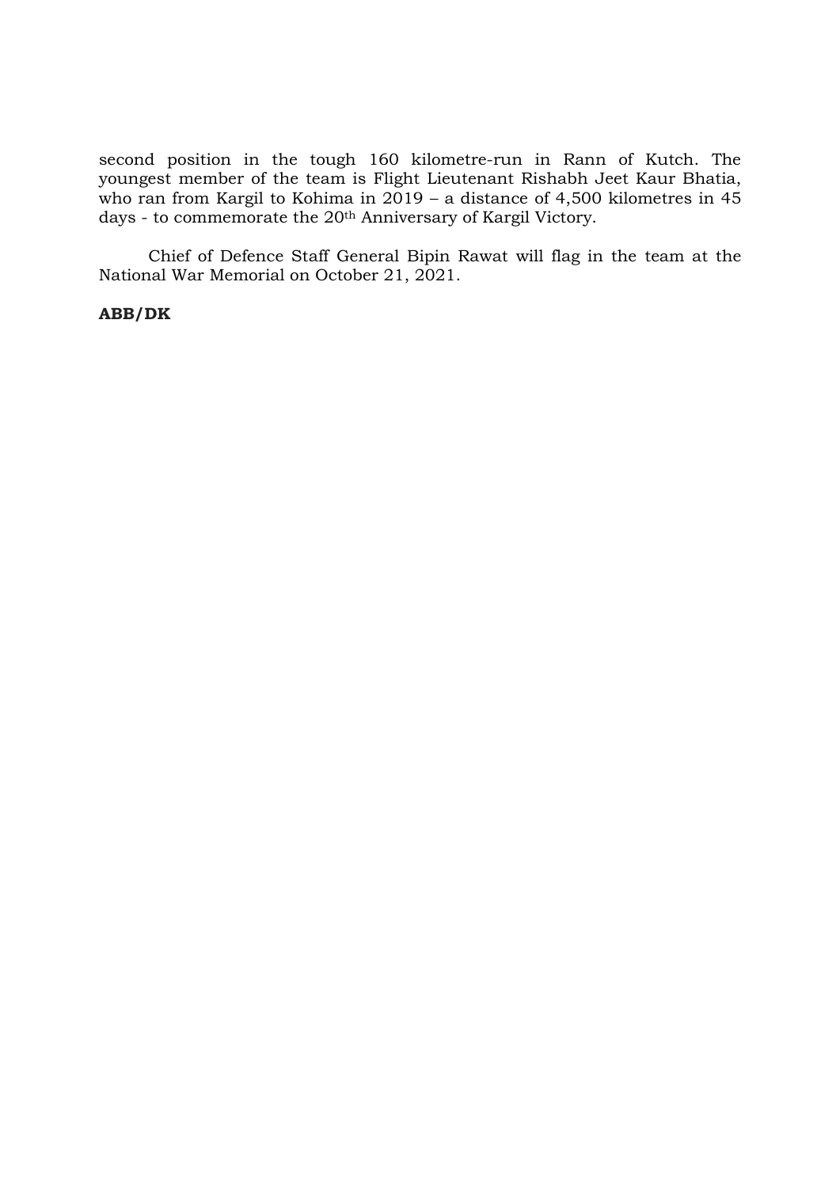second position in the tough 160 kilometre-run in Rann of Kutch. The youngest member of the team is Flight Lieutenant Rishabh Jeet Kaur Bhatia, who ran from Kargil to Kohima in 2019 – a distance of 4,500 kilometres in 45 days - to commemorate the 20th Anniversary of Kargil Victory.

Chief of Defence Staff General Bipin Rawat will flag in the team at the National War Memorial on October 21, 2021.

**ABB/DK**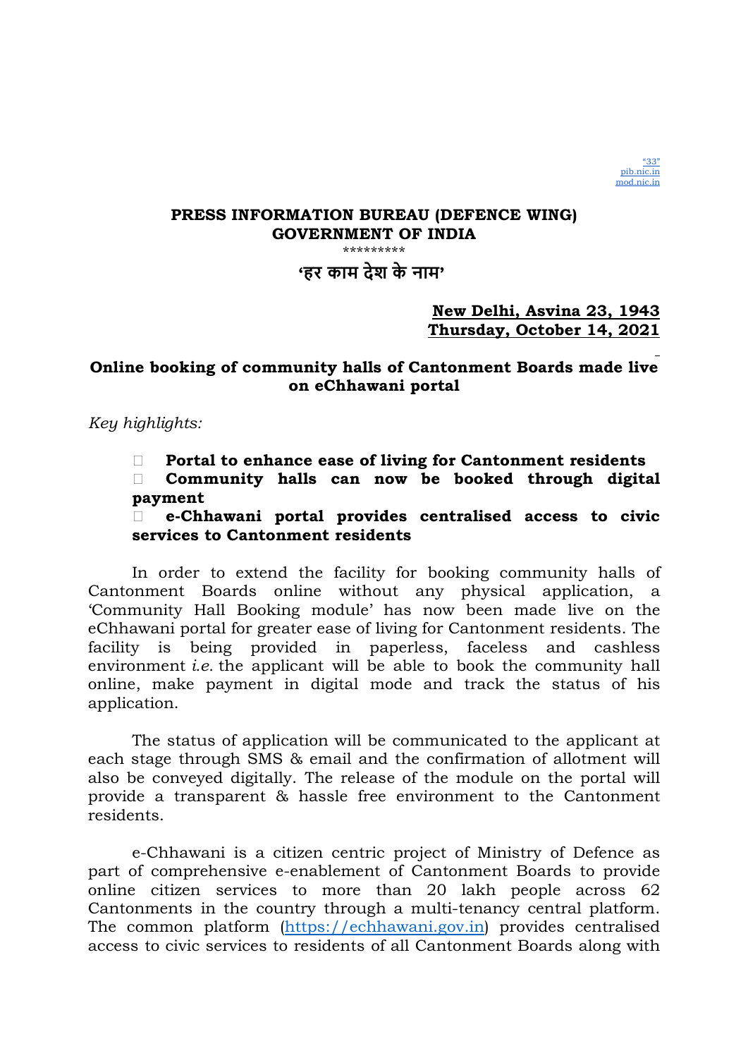"33"
pib.nic.in
mod.nic.in

**PRESS INFORMATION BUREAU (DEFENCE WING)**
**GOVERNMENT OF INDIA**

\*\*\*\*\*\*\*\*\*

**'हर काम देश के नाम'**

**New Delhi, Asvina 23, 1943**
**Thursday, October 14, 2021**

## Online booking of community halls of Cantonment Boards made live on eChhawani portal

*Key highlights:*

- **Portal to enhance ease of living for Cantonment residents**
- **Community halls can now be booked through digital payment**
- **e-Chhawani portal provides centralised access to civic services to Cantonment residents**

In order to extend the facility for booking community halls of Cantonment Boards online without any physical application, a 'Community Hall Booking module' has now been made live on the eChhawani portal for greater ease of living for Cantonment residents. The facility is being provided in paperless, faceless and cashless environment *i.e.* the applicant will be able to book the community hall online, make payment in digital mode and track the status of his application.

The status of application will be communicated to the applicant at each stage through SMS & email and the confirmation of allotment will also be conveyed digitally. The release of the module on the portal will provide a transparent & hassle free environment to the Cantonment residents.

e-Chhawani is a citizen centric project of Ministry of Defence as part of comprehensive e-enablement of Cantonment Boards to provide online citizen services to more than 20 lakh people across 62 Cantonments in the country through a multi-tenancy central platform. The common platform (https://echhawani.gov.in) provides centralised access to civic services to residents of all Cantonment Boards along with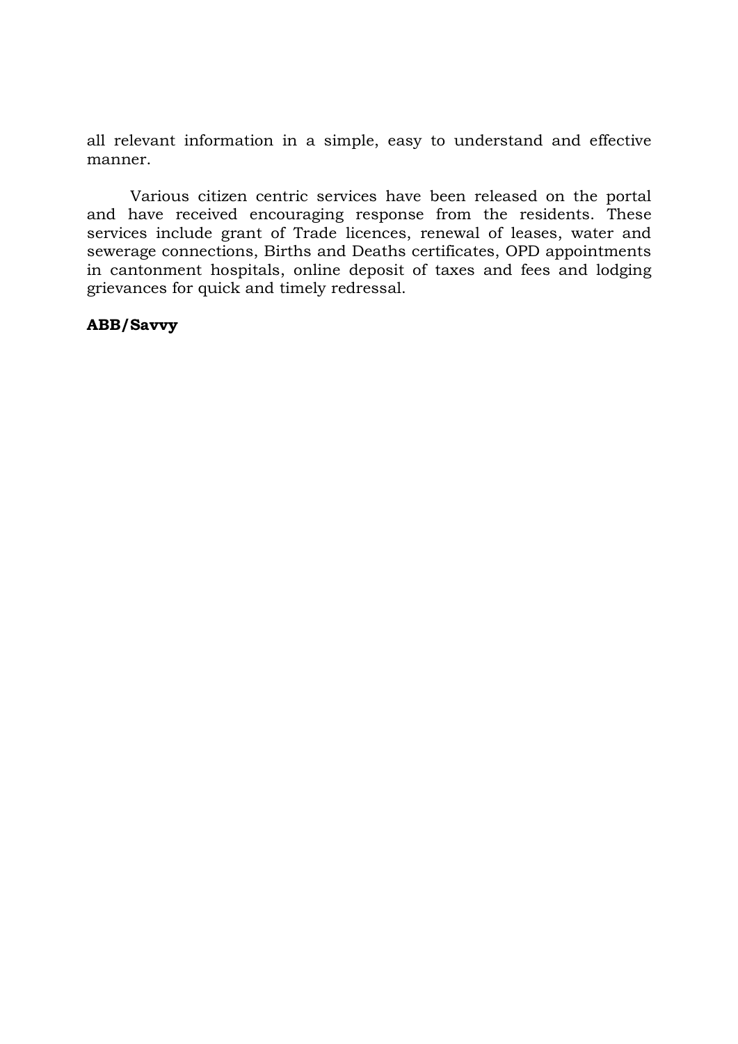all relevant information in a simple, easy to understand and effective manner.

Various citizen centric services have been released on the portal and have received encouraging response from the residents. These services include grant of Trade licences, renewal of leases, water and sewerage connections, Births and Deaths certificates, OPD appointments in cantonment hospitals, online deposit of taxes and fees and lodging grievances for quick and timely redressal.

**ABB/Savvy**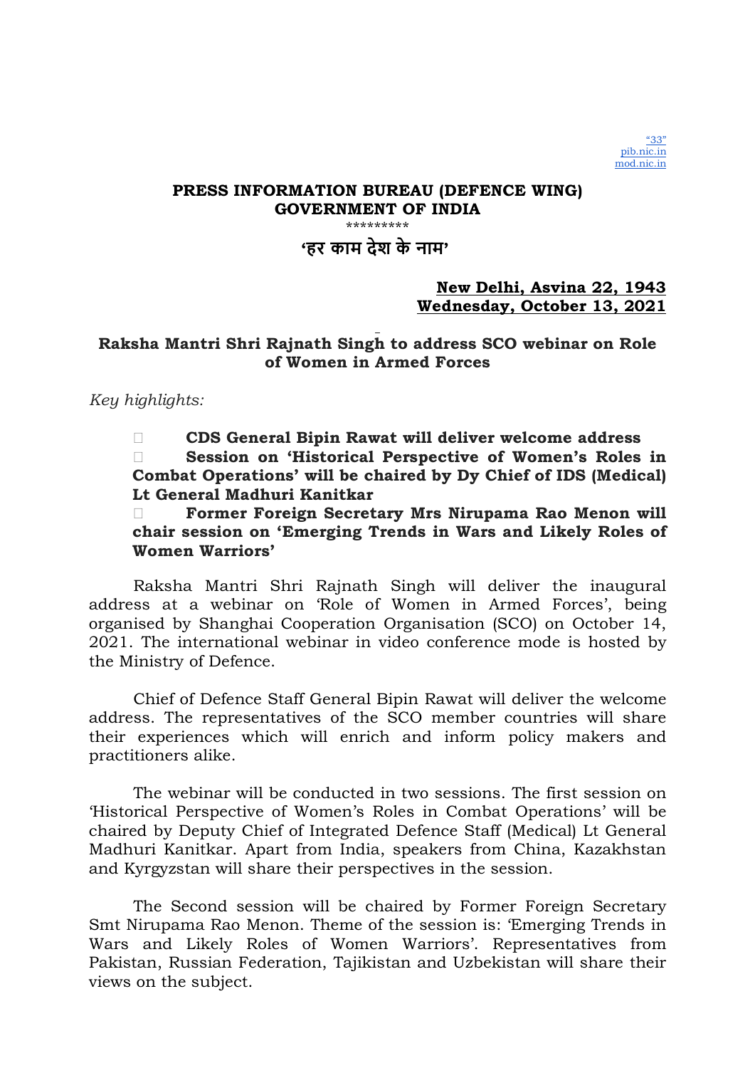"33"
pib.nic.in
mod.nic.in

**PRESS INFORMATION BUREAU (DEFENCE WING)**
**GOVERNMENT OF INDIA**

\*\*\*\*\*\*\*\*\*

**'हर काम देश के नाम'**

**New Delhi, Asvina 22, 1943**
**Wednesday, October 13, 2021**

## Raksha Mantri Shri Rajnath Singh to address SCO webinar on Role of Women in Armed Forces

*Key highlights:*

- **CDS General Bipin Rawat will deliver welcome address**
- **Session on 'Historical Perspective of Women's Roles in Combat Operations' will be chaired by Dy Chief of IDS (Medical) Lt General Madhuri Kanitkar**
- **Former Foreign Secretary Mrs Nirupama Rao Menon will chair session on 'Emerging Trends in Wars and Likely Roles of Women Warriors'**

Raksha Mantri Shri Rajnath Singh will deliver the inaugural address at a webinar on 'Role of Women in Armed Forces', being organised by Shanghai Cooperation Organisation (SCO) on October 14, 2021. The international webinar in video conference mode is hosted by the Ministry of Defence.

Chief of Defence Staff General Bipin Rawat will deliver the welcome address. The representatives of the SCO member countries will share their experiences which will enrich and inform policy makers and practitioners alike.

The webinar will be conducted in two sessions. The first session on 'Historical Perspective of Women's Roles in Combat Operations' will be chaired by Deputy Chief of Integrated Defence Staff (Medical) Lt General Madhuri Kanitkar. Apart from India, speakers from China, Kazakhstan and Kyrgyzstan will share their perspectives in the session.

The Second session will be chaired by Former Foreign Secretary Smt Nirupama Rao Menon. Theme of the session is: 'Emerging Trends in Wars and Likely Roles of Women Warriors'. Representatives from Pakistan, Russian Federation, Tajikistan and Uzbekistan will share their views on the subject.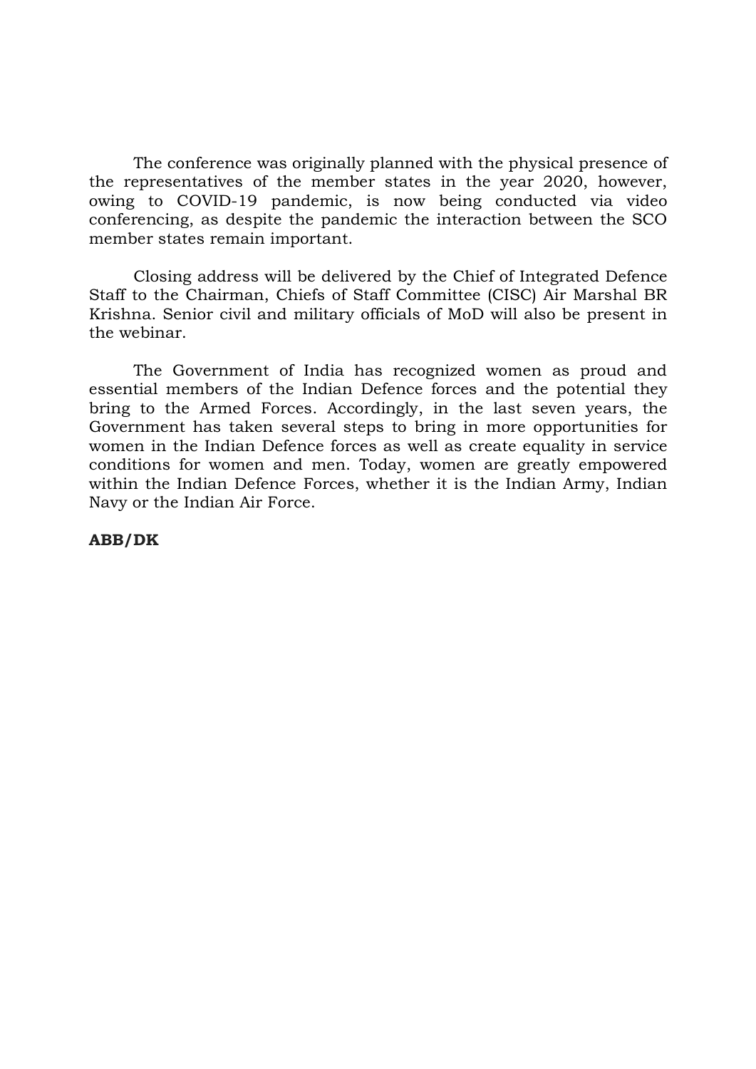The conference was originally planned with the physical presence of the representatives of the member states in the year 2020, however, owing to COVID-19 pandemic, is now being conducted via video conferencing, as despite the pandemic the interaction between the SCO member states remain important.

Closing address will be delivered by the Chief of Integrated Defence Staff to the Chairman, Chiefs of Staff Committee (CISC) Air Marshal BR Krishna. Senior civil and military officials of MoD will also be present in the webinar.

The Government of India has recognized women as proud and essential members of the Indian Defence forces and the potential they bring to the Armed Forces. Accordingly, in the last seven years, the Government has taken several steps to bring in more opportunities for women in the Indian Defence forces as well as create equality in service conditions for women and men. Today, women are greatly empowered within the Indian Defence Forces, whether it is the Indian Army, Indian Navy or the Indian Air Force.

**ABB/DK**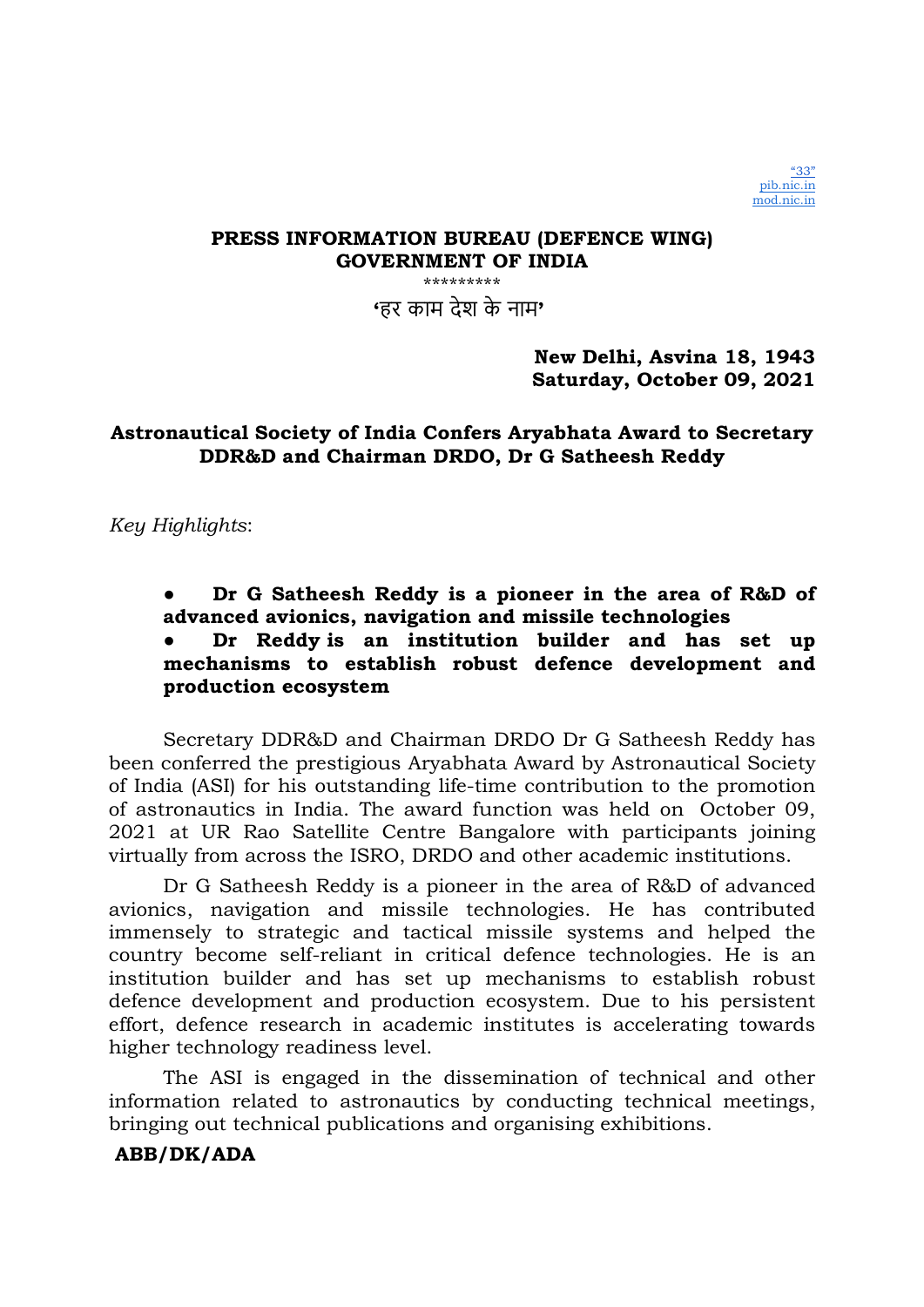"33"
pib.nic.in
mod.nic.in

**PRESS INFORMATION BUREAU (DEFENCE WING)**
**GOVERNMENT OF INDIA**

*********

**'हर काम देश के नाम'**

**New Delhi, Asvina 18, 1943**
**Saturday, October 09, 2021**

## Astronautical Society of India Confers Aryabhata Award to Secretary DDR&D and Chairman DRDO, Dr G Satheesh Reddy

*Key Highlights*:

- **Dr G Satheesh Reddy is a pioneer in the area of R&D of advanced avionics, navigation and missile technologies**
- **Dr Reddy is an institution builder and has set up mechanisms to establish robust defence development and production ecosystem**

Secretary DDR&D and Chairman DRDO Dr G Satheesh Reddy has been conferred the prestigious Aryabhata Award by Astronautical Society of India (ASI) for his outstanding life-time contribution to the promotion of astronautics in India. The award function was held on October 09, 2021 at UR Rao Satellite Centre Bangalore with participants joining virtually from across the ISRO, DRDO and other academic institutions.

Dr G Satheesh Reddy is a pioneer in the area of R&D of advanced avionics, navigation and missile technologies. He has contributed immensely to strategic and tactical missile systems and helped the country become self-reliant in critical defence technologies. He is an institution builder and has set up mechanisms to establish robust defence development and production ecosystem. Due to his persistent effort, defence research in academic institutes is accelerating towards higher technology readiness level.

The ASI is engaged in the dissemination of technical and other information related to astronautics by conducting technical meetings, bringing out technical publications and organising exhibitions.

**ABB/DK/ADA**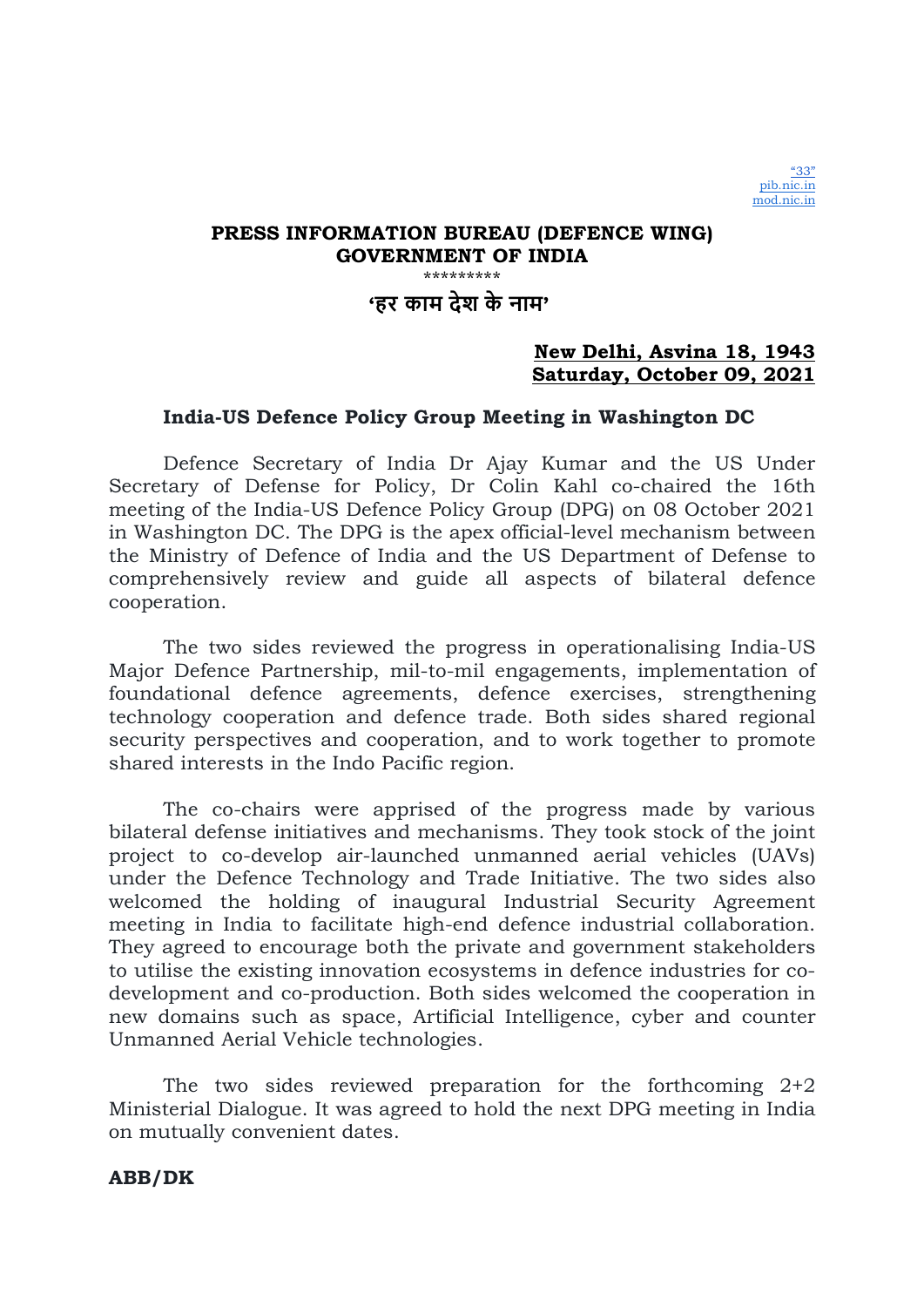"33"
pib.nic.in
mod.nic.in

**PRESS INFORMATION BUREAU (DEFENCE WING)**
**GOVERNMENT OF INDIA**

\*\*\*\*\*\*\*\*\*

**'हर काम देश के नाम'**

**New Delhi, Asvina 18, 1943**
**Saturday, October 09, 2021**

### India-US Defence Policy Group Meeting in Washington DC

Defence Secretary of India Dr Ajay Kumar and the US Under Secretary of Defense for Policy, Dr Colin Kahl co-chaired the 16th meeting of the India-US Defence Policy Group (DPG) on 08 October 2021 in Washington DC. The DPG is the apex official-level mechanism between the Ministry of Defence of India and the US Department of Defense to comprehensively review and guide all aspects of bilateral defence cooperation.

The two sides reviewed the progress in operationalising India-US Major Defence Partnership, mil-to-mil engagements, implementation of foundational defence agreements, defence exercises, strengthening technology cooperation and defence trade. Both sides shared regional security perspectives and cooperation, and to work together to promote shared interests in the Indo Pacific region.

The co-chairs were apprised of the progress made by various bilateral defense initiatives and mechanisms. They took stock of the joint project to co-develop air-launched unmanned aerial vehicles (UAVs) under the Defence Technology and Trade Initiative. The two sides also welcomed the holding of inaugural Industrial Security Agreement meeting in India to facilitate high-end defence industrial collaboration. They agreed to encourage both the private and government stakeholders to utilise the existing innovation ecosystems in defence industries for co-development and co-production. Both sides welcomed the cooperation in new domains such as space, Artificial Intelligence, cyber and counter Unmanned Aerial Vehicle technologies.

The two sides reviewed preparation for the forthcoming 2+2 Ministerial Dialogue. It was agreed to hold the next DPG meeting in India on mutually convenient dates.

**ABB/DK**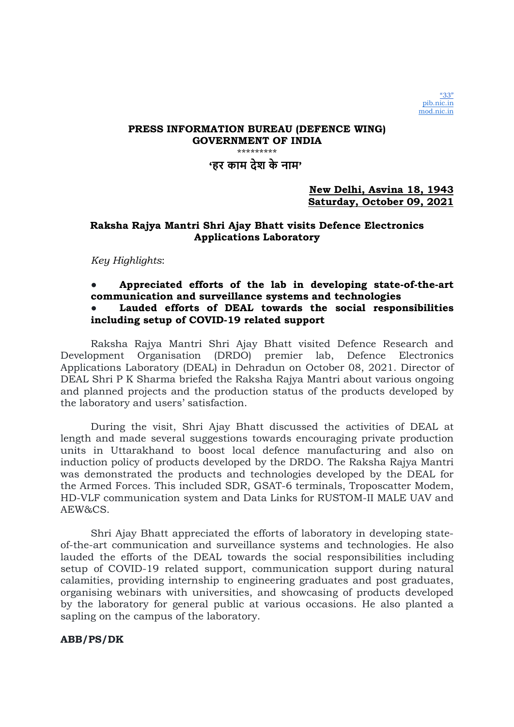"33"
pib.nic.in
mod.nic.in

**PRESS INFORMATION BUREAU (DEFENCE WING)**
**GOVERNMENT OF INDIA**

\*\*\*\*\*\*\*\*\*

**'हर काम देश के नाम'**

**New Delhi, Asvina 18, 1943**
**Saturday, October 09, 2021**

## Raksha Rajya Mantri Shri Ajay Bhatt visits Defence Electronics Applications Laboratory

*Key Highlights*:

- **Appreciated efforts of the lab in developing state-of-the-art communication and surveillance systems and technologies**
- **Lauded efforts of DEAL towards the social responsibilities including setup of COVID-19 related support**

Raksha Rajya Mantri Shri Ajay Bhatt visited Defence Research and Development Organisation (DRDO) premier lab, Defence Electronics Applications Laboratory (DEAL) in Dehradun on October 08, 2021. Director of DEAL Shri P K Sharma briefed the Raksha Rajya Mantri about various ongoing and planned projects and the production status of the products developed by the laboratory and users' satisfaction.

During the visit, Shri Ajay Bhatt discussed the activities of DEAL at length and made several suggestions towards encouraging private production units in Uttarakhand to boost local defence manufacturing and also on induction policy of products developed by the DRDO. The Raksha Rajya Mantri was demonstrated the products and technologies developed by the DEAL for the Armed Forces. This included SDR, GSAT-6 terminals, Troposcatter Modem, HD-VLF communication system and Data Links for RUSTOM-II MALE UAV and AEW&CS.

Shri Ajay Bhatt appreciated the efforts of laboratory in developing state-of-the-art communication and surveillance systems and technologies. He also lauded the efforts of the DEAL towards the social responsibilities including setup of COVID-19 related support, communication support during natural calamities, providing internship to engineering graduates and post graduates, organising webinars with universities, and showcasing of products developed by the laboratory for general public at various occasions. He also planted a sapling on the campus of the laboratory.

**ABB/PS/DK**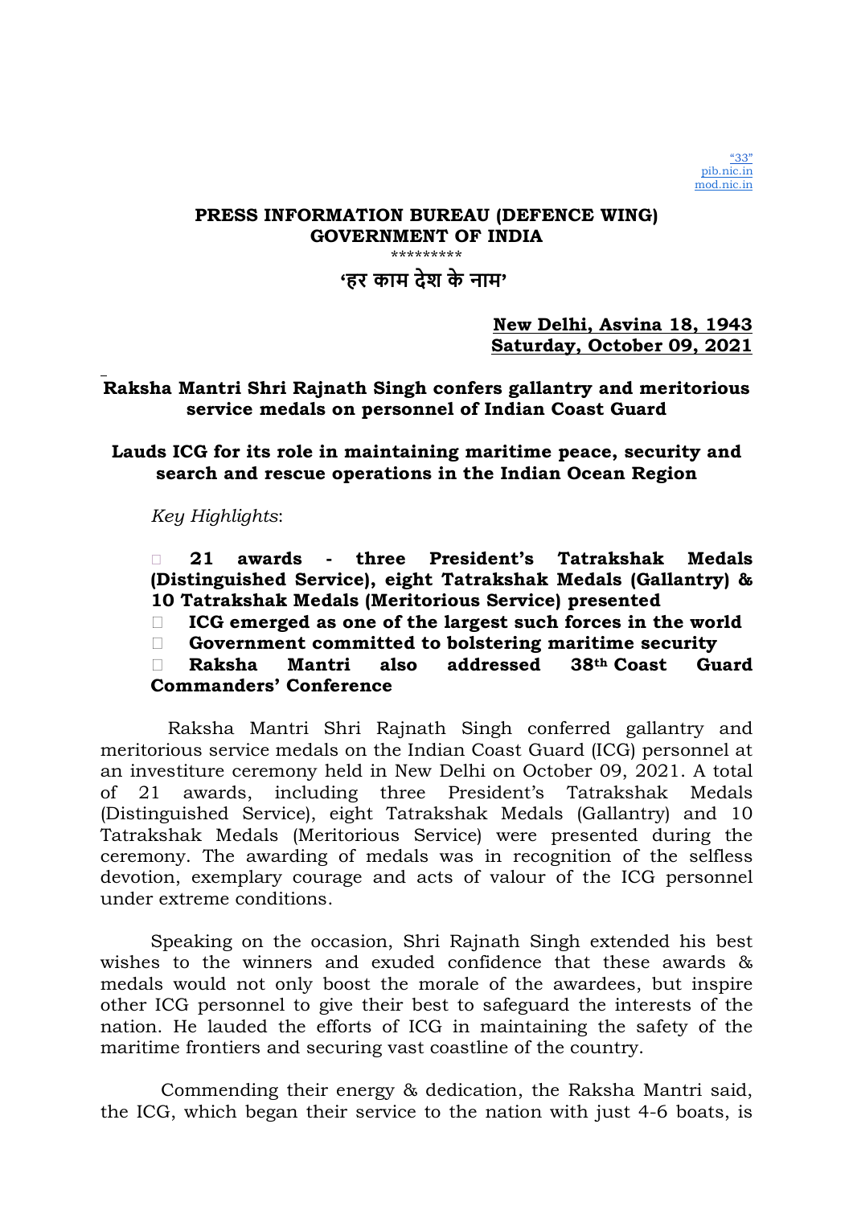"33"
pib.nic.in
mod.nic.in

**PRESS INFORMATION BUREAU (DEFENCE WING)**
**GOVERNMENT OF INDIA**
\*\*\*\*\*\*\*\*\*

**'हर काम देश के नाम'**

**New Delhi, Asvina 18, 1943**
**Saturday, October 09, 2021**

**Raksha Mantri Shri Rajnath Singh confers gallantry and meritorious service medals on personnel of Indian Coast Guard**

**Lauds ICG for its role in maintaining maritime peace, security and search and rescue operations in the Indian Ocean Region**

*Key Highlights*:

- **21 awards - three President's Tatrakshak Medals (Distinguished Service), eight Tatrakshak Medals (Gallantry) & 10 Tatrakshak Medals (Meritorious Service) presented**
- **ICG emerged as one of the largest such forces in the world**
- **Government committed to bolstering maritime security**
- **Raksha Mantri also addressed 38th Coast Guard Commanders' Conference**

Raksha Mantri Shri Rajnath Singh conferred gallantry and meritorious service medals on the Indian Coast Guard (ICG) personnel at an investiture ceremony held in New Delhi on October 09, 2021. A total of 21 awards, including three President's Tatrakshak Medals (Distinguished Service), eight Tatrakshak Medals (Gallantry) and 10 Tatrakshak Medals (Meritorious Service) were presented during the ceremony. The awarding of medals was in recognition of the selfless devotion, exemplary courage and acts of valour of the ICG personnel under extreme conditions.

Speaking on the occasion, Shri Rajnath Singh extended his best wishes to the winners and exuded confidence that these awards & medals would not only boost the morale of the awardees, but inspire other ICG personnel to give their best to safeguard the interests of the nation. He lauded the efforts of ICG in maintaining the safety of the maritime frontiers and securing vast coastline of the country.

Commending their energy & dedication, the Raksha Mantri said, the ICG, which began their service to the nation with just 4-6 boats, is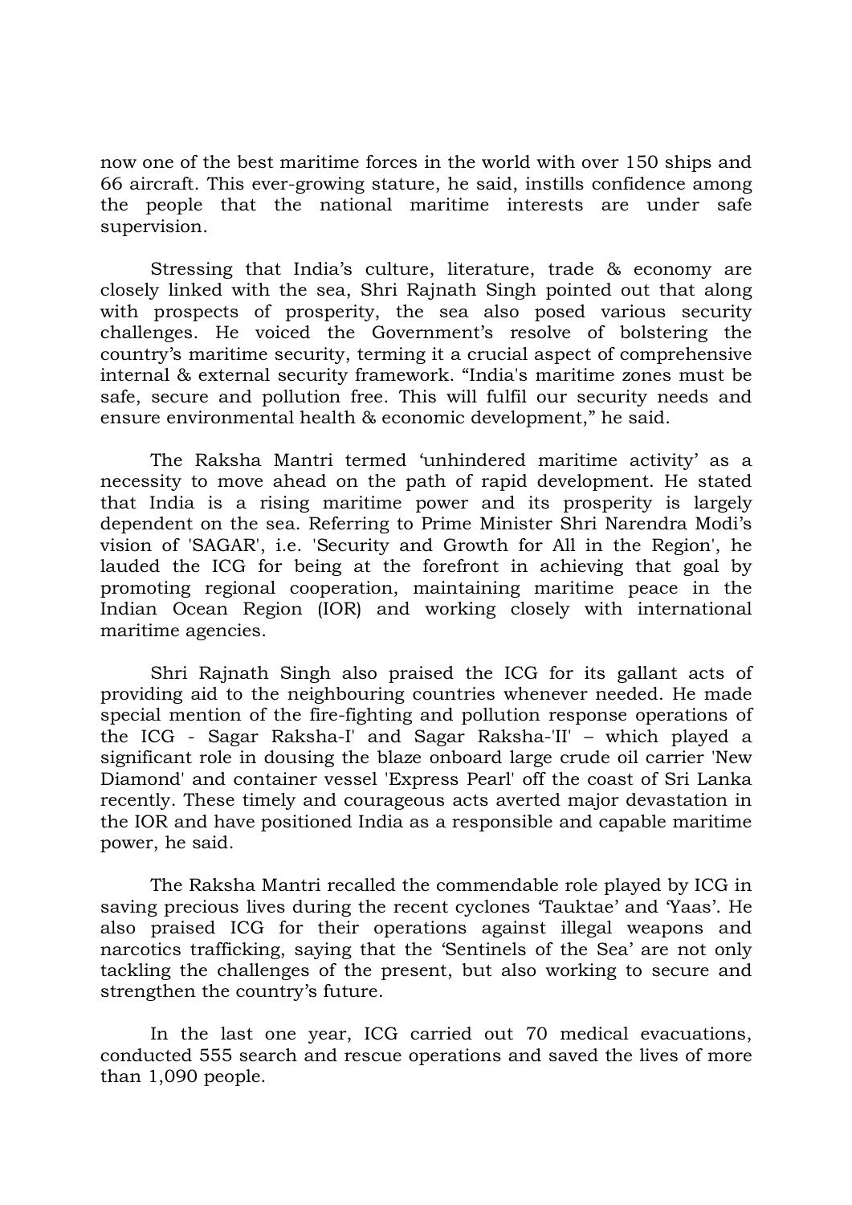now one of the best maritime forces in the world with over 150 ships and 66 aircraft. This ever-growing stature, he said, instills confidence among the people that the national maritime interests are under safe supervision.

Stressing that India's culture, literature, trade & economy are closely linked with the sea, Shri Rajnath Singh pointed out that along with prospects of prosperity, the sea also posed various security challenges. He voiced the Government's resolve of bolstering the country's maritime security, terming it a crucial aspect of comprehensive internal & external security framework. "India's maritime zones must be safe, secure and pollution free. This will fulfil our security needs and ensure environmental health & economic development," he said.

The Raksha Mantri termed 'unhindered maritime activity' as a necessity to move ahead on the path of rapid development. He stated that India is a rising maritime power and its prosperity is largely dependent on the sea. Referring to Prime Minister Shri Narendra Modi's vision of 'SAGAR', i.e. 'Security and Growth for All in the Region', he lauded the ICG for being at the forefront in achieving that goal by promoting regional cooperation, maintaining maritime peace in the Indian Ocean Region (IOR) and working closely with international maritime agencies.

Shri Rajnath Singh also praised the ICG for its gallant acts of providing aid to the neighbouring countries whenever needed. He made special mention of the fire-fighting and pollution response operations of the ICG - Sagar Raksha-I' and Sagar Raksha-'II' – which played a significant role in dousing the blaze onboard large crude oil carrier 'New Diamond' and container vessel 'Express Pearl' off the coast of Sri Lanka recently. These timely and courageous acts averted major devastation in the IOR and have positioned India as a responsible and capable maritime power, he said.

The Raksha Mantri recalled the commendable role played by ICG in saving precious lives during the recent cyclones 'Tauktae' and 'Yaas'. He also praised ICG for their operations against illegal weapons and narcotics trafficking, saying that the 'Sentinels of the Sea' are not only tackling the challenges of the present, but also working to secure and strengthen the country's future.

In the last one year, ICG carried out 70 medical evacuations, conducted 555 search and rescue operations and saved the lives of more than 1,090 people.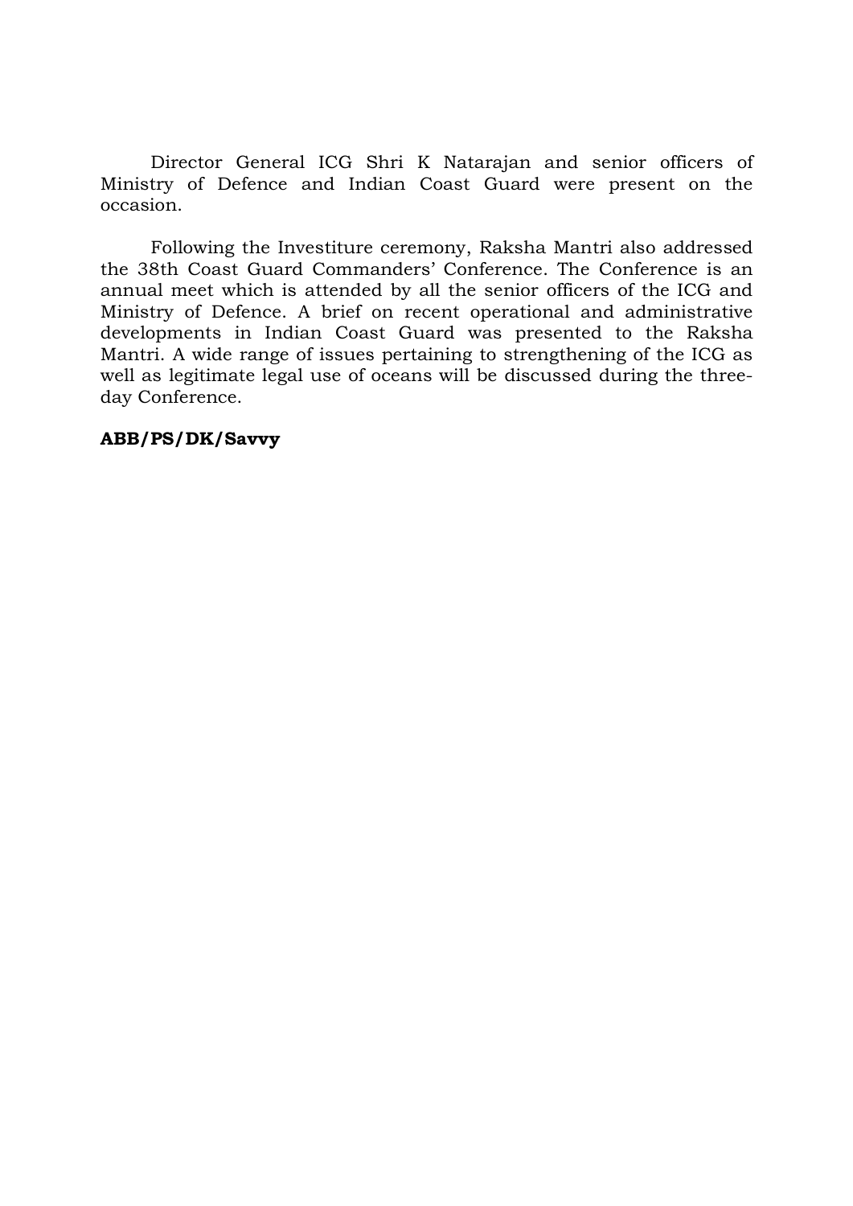Director General ICG Shri K Natarajan and senior officers of Ministry of Defence and Indian Coast Guard were present on the occasion.

Following the Investiture ceremony, Raksha Mantri also addressed the 38th Coast Guard Commanders' Conference. The Conference is an annual meet which is attended by all the senior officers of the ICG and Ministry of Defence. A brief on recent operational and administrative developments in Indian Coast Guard was presented to the Raksha Mantri. A wide range of issues pertaining to strengthening of the ICG as well as legitimate legal use of oceans will be discussed during the three-day Conference.

**ABB/PS/DK/Savvy**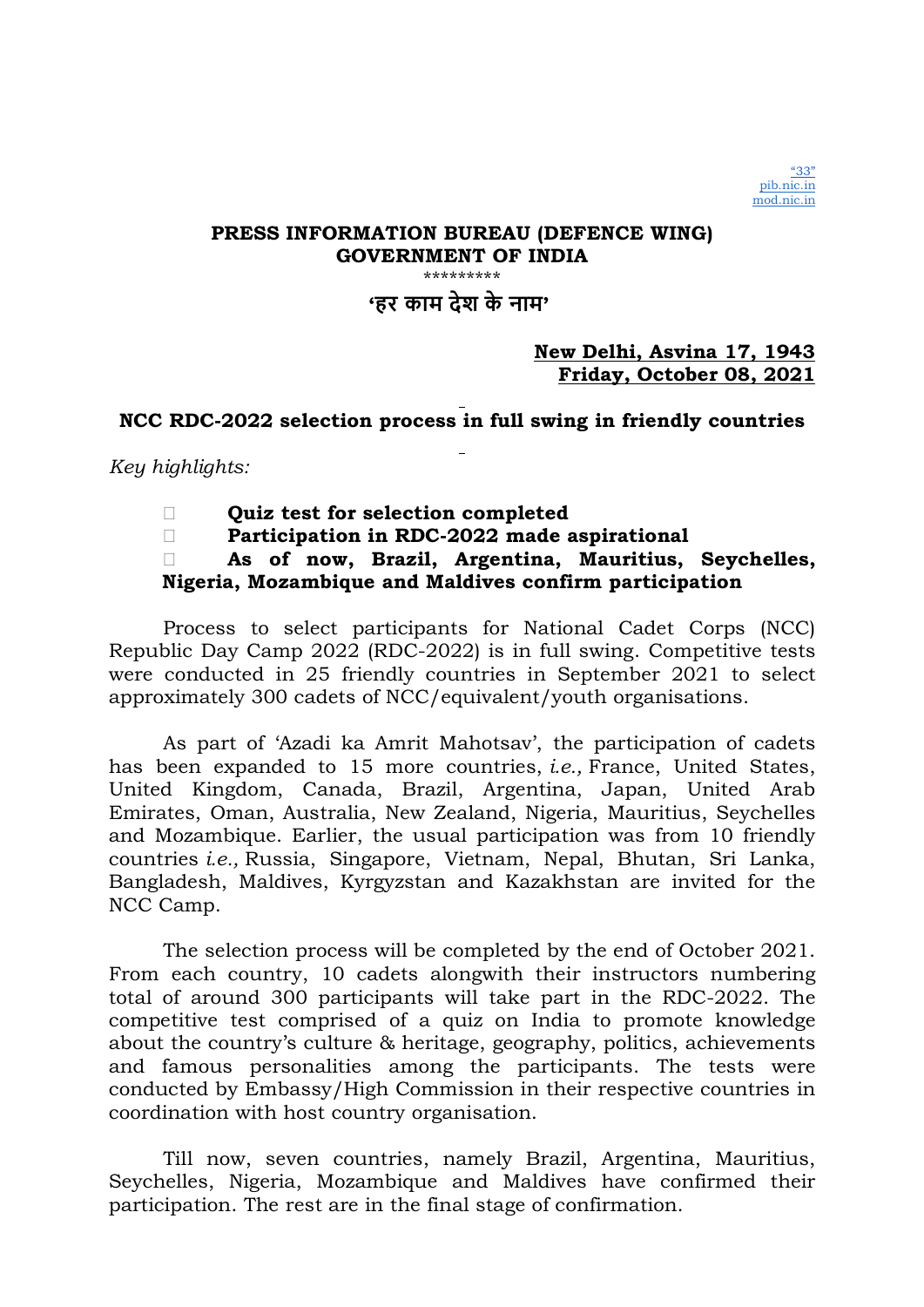"33"
pib.nic.in
mod.nic.in

**PRESS INFORMATION BUREAU (DEFENCE WING)**
**GOVERNMENT OF INDIA**

\*\*\*\*\*\*\*\*\*

**'हर काम देश के नाम'**

**New Delhi, Asvina 17, 1943**
**Friday, October 08, 2021**

## NCC RDC-2022 selection process in full swing in friendly countries

*Key highlights:*

- **Quiz test for selection completed**
- **Participation in RDC-2022 made aspirational**
- **As of now, Brazil, Argentina, Mauritius, Seychelles, Nigeria, Mozambique and Maldives confirm participation**

Process to select participants for National Cadet Corps (NCC) Republic Day Camp 2022 (RDC-2022) is in full swing. Competitive tests were conducted in 25 friendly countries in September 2021 to select approximately 300 cadets of NCC/equivalent/youth organisations.

As part of 'Azadi ka Amrit Mahotsav', the participation of cadets has been expanded to 15 more countries, *i.e.,* France, United States, United Kingdom, Canada, Brazil, Argentina, Japan, United Arab Emirates, Oman, Australia, New Zealand, Nigeria, Mauritius, Seychelles and Mozambique. Earlier, the usual participation was from 10 friendly countries *i.e.,* Russia, Singapore, Vietnam, Nepal, Bhutan, Sri Lanka, Bangladesh, Maldives, Kyrgyzstan and Kazakhstan are invited for the NCC Camp.

The selection process will be completed by the end of October 2021. From each country, 10 cadets alongwith their instructors numbering total of around 300 participants will take part in the RDC-2022. The competitive test comprised of a quiz on India to promote knowledge about the country's culture & heritage, geography, politics, achievements and famous personalities among the participants. The tests were conducted by Embassy/High Commission in their respective countries in coordination with host country organisation.

Till now, seven countries, namely Brazil, Argentina, Mauritius, Seychelles, Nigeria, Mozambique and Maldives have confirmed their participation. The rest are in the final stage of confirmation.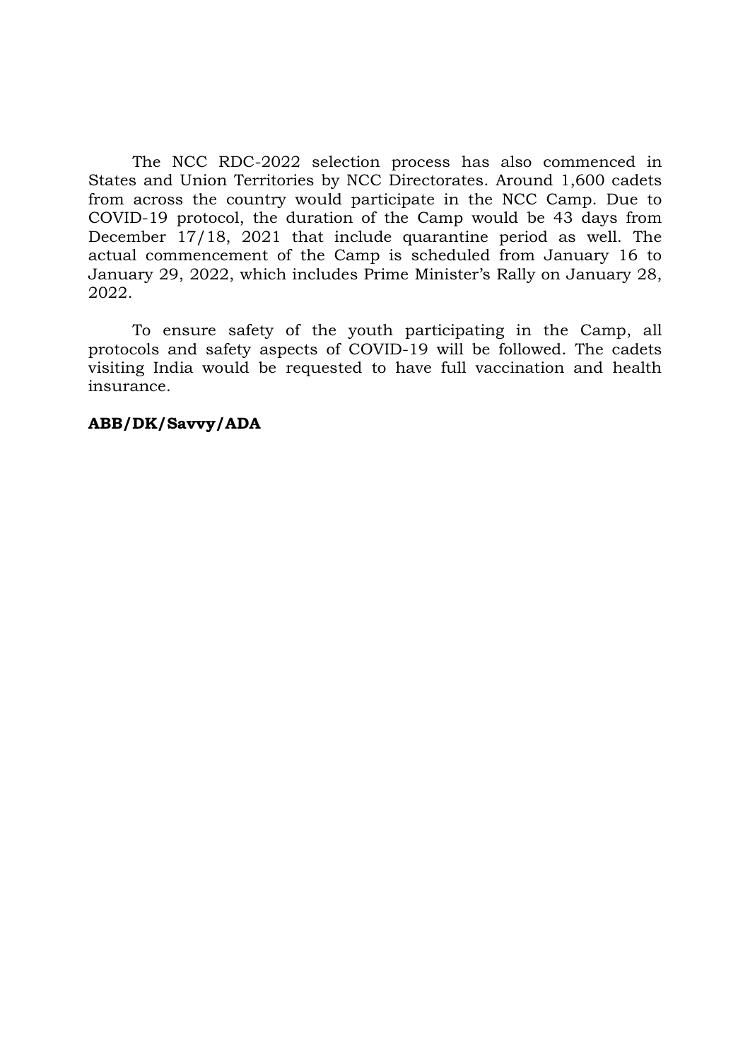The NCC RDC-2022 selection process has also commenced in States and Union Territories by NCC Directorates. Around 1,600 cadets from across the country would participate in the NCC Camp. Due to COVID-19 protocol, the duration of the Camp would be 43 days from December 17/18, 2021 that include quarantine period as well. The actual commencement of the Camp is scheduled from January 16 to January 29, 2022, which includes Prime Minister's Rally on January 28, 2022.

To ensure safety of the youth participating in the Camp, all protocols and safety aspects of COVID-19 will be followed. The cadets visiting India would be requested to have full vaccination and health insurance.

**ABB/DK/Savvy/ADA**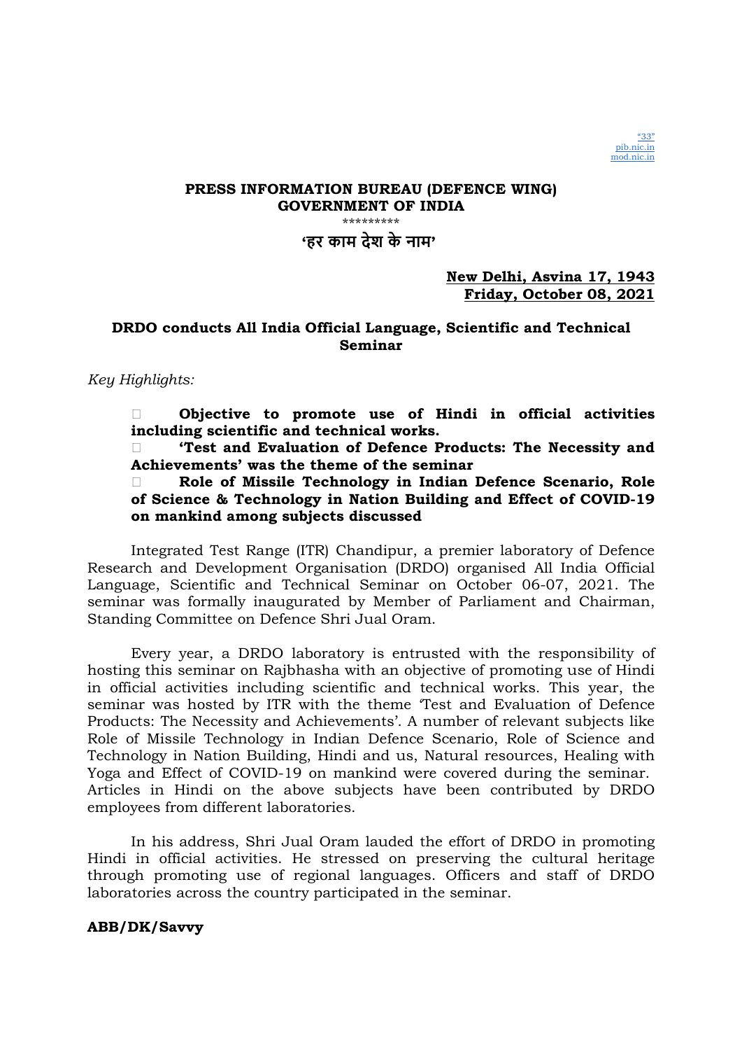"33"
pib.nic.in
mod.nic.in

**PRESS INFORMATION BUREAU (DEFENCE WING)**
**GOVERNMENT OF INDIA**

*********

**'हर काम देश के नाम'**

**New Delhi, Asvina 17, 1943**
**Friday, October 08, 2021**

## DRDO conducts All India Official Language, Scientific and Technical Seminar

*Key Highlights:*

- **Objective to promote use of Hindi in official activities including scientific and technical works.**
- **'Test and Evaluation of Defence Products: The Necessity and Achievements' was the theme of the seminar**
- **Role of Missile Technology in Indian Defence Scenario, Role of Science & Technology in Nation Building and Effect of COVID-19 on mankind among subjects discussed**

Integrated Test Range (ITR) Chandipur, a premier laboratory of Defence Research and Development Organisation (DRDO) organised All India Official Language, Scientific and Technical Seminar on October 06-07, 2021. The seminar was formally inaugurated by Member of Parliament and Chairman, Standing Committee on Defence Shri Jual Oram.

Every year, a DRDO laboratory is entrusted with the responsibility of hosting this seminar on Rajbhasha with an objective of promoting use of Hindi in official activities including scientific and technical works. This year, the seminar was hosted by ITR with the theme 'Test and Evaluation of Defence Products: The Necessity and Achievements'. A number of relevant subjects like Role of Missile Technology in Indian Defence Scenario, Role of Science and Technology in Nation Building, Hindi and us, Natural resources, Healing with Yoga and Effect of COVID-19 on mankind were covered during the seminar. Articles in Hindi on the above subjects have been contributed by DRDO employees from different laboratories.

In his address, Shri Jual Oram lauded the effort of DRDO in promoting Hindi in official activities. He stressed on preserving the cultural heritage through promoting use of regional languages. Officers and staff of DRDO laboratories across the country participated in the seminar.

**ABB/DK/Savvy**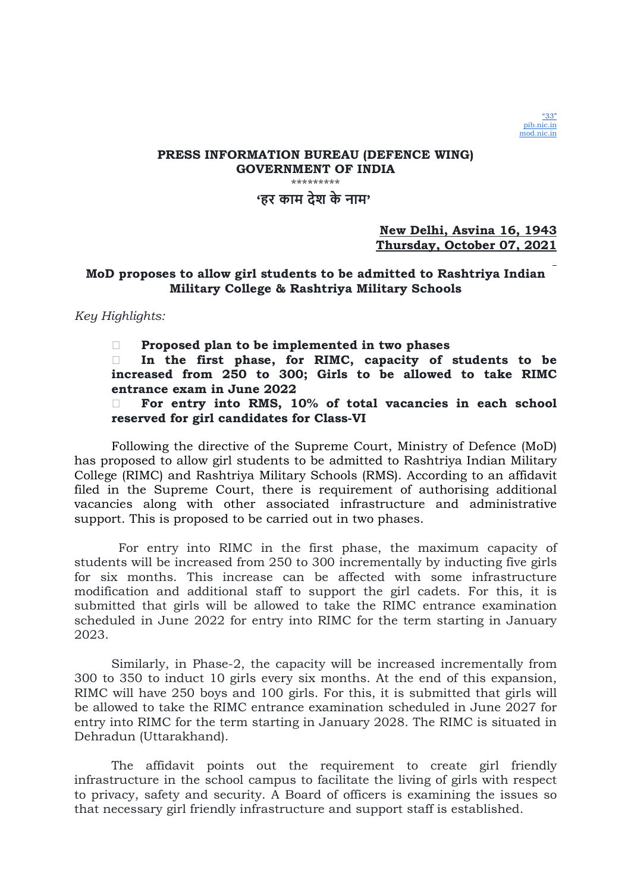"33"
pib.nic.in
mod.nic.in

**PRESS INFORMATION BUREAU (DEFENCE WING)**
**GOVERNMENT OF INDIA**

\*\*\*\*\*\*\*\*\*

**'हर काम देश के नाम'**

**New Delhi, Asvina 16, 1943**
**Thursday, October 07, 2021**

## MoD proposes to allow girl students to be admitted to Rashtriya Indian Military College & Rashtriya Military Schools

*Key Highlights:*

- **Proposed plan to be implemented in two phases**
- **In the first phase, for RIMC, capacity of students to be increased from 250 to 300; Girls to be allowed to take RIMC entrance exam in June 2022**
- **For entry into RMS, 10% of total vacancies in each school reserved for girl candidates for Class-VI**

Following the directive of the Supreme Court, Ministry of Defence (MoD) has proposed to allow girl students to be admitted to Rashtriya Indian Military College (RIMC) and Rashtriya Military Schools (RMS). According to an affidavit filed in the Supreme Court, there is requirement of authorising additional vacancies along with other associated infrastructure and administrative support. This is proposed to be carried out in two phases.

For entry into RIMC in the first phase, the maximum capacity of students will be increased from 250 to 300 incrementally by inducting five girls for six months. This increase can be affected with some infrastructure modification and additional staff to support the girl cadets. For this, it is submitted that girls will be allowed to take the RIMC entrance examination scheduled in June 2022 for entry into RIMC for the term starting in January 2023.

Similarly, in Phase-2, the capacity will be increased incrementally from 300 to 350 to induct 10 girls every six months. At the end of this expansion, RIMC will have 250 boys and 100 girls. For this, it is submitted that girls will be allowed to take the RIMC entrance examination scheduled in June 2027 for entry into RIMC for the term starting in January 2028. The RIMC is situated in Dehradun (Uttarakhand).

The affidavit points out the requirement to create girl friendly infrastructure in the school campus to facilitate the living of girls with respect to privacy, safety and security. A Board of officers is examining the issues so that necessary girl friendly infrastructure and support staff is established.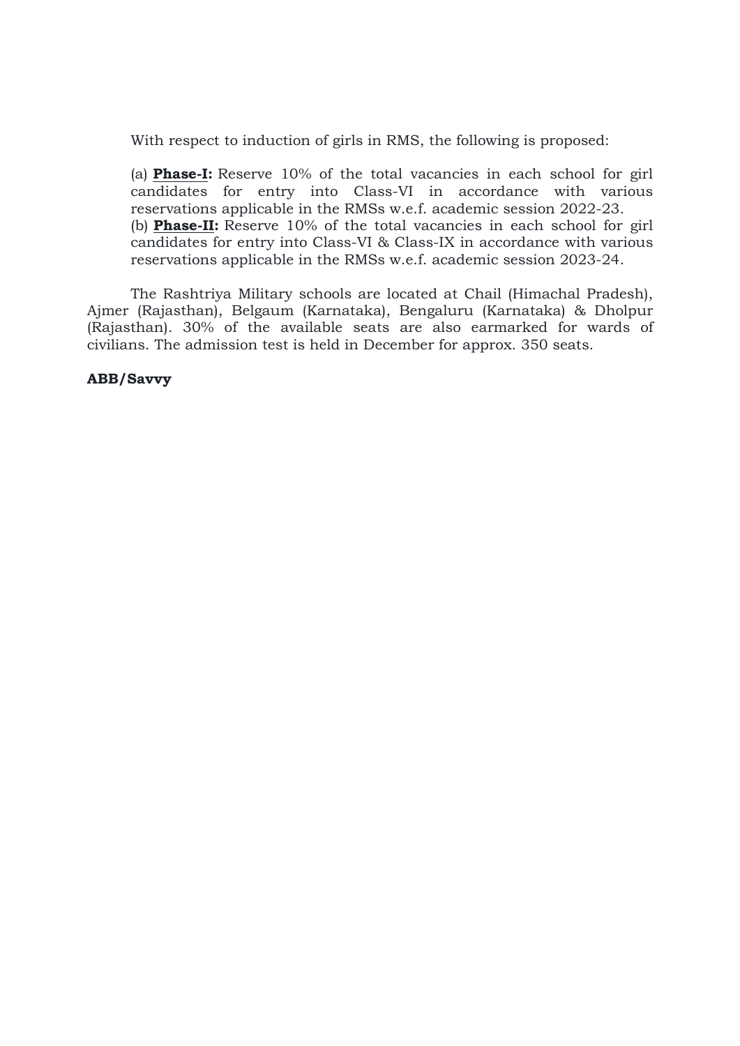With respect to induction of girls in RMS, the following is proposed:

(a) **Phase-I:** Reserve 10% of the total vacancies in each school for girl candidates for entry into Class-VI in accordance with various reservations applicable in the RMSs w.e.f. academic session 2022-23.
(b) **Phase-II:** Reserve 10% of the total vacancies in each school for girl candidates for entry into Class-VI & Class-IX in accordance with various reservations applicable in the RMSs w.e.f. academic session 2023-24.

The Rashtriya Military schools are located at Chail (Himachal Pradesh), Ajmer (Rajasthan), Belgaum (Karnataka), Bengaluru (Karnataka) & Dholpur (Rajasthan). 30% of the available seats are also earmarked for wards of civilians. The admission test is held in December for approx. 350 seats.

**ABB/Savvy**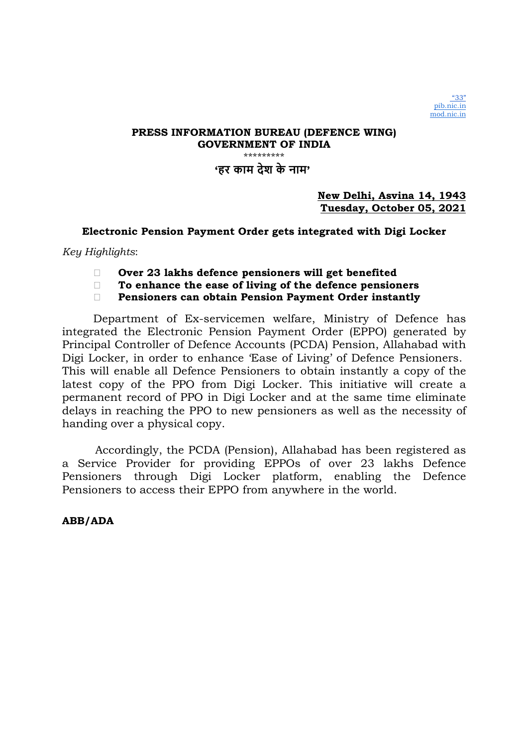"33"
pib.nic.in
mod.nic.in

**PRESS INFORMATION BUREAU (DEFENCE WING)**
**GOVERNMENT OF INDIA**

\*\*\*\*\*\*\*\*\*

**'हर काम देश के नाम'**

**New Delhi, Asvina 14, 1943**
**Tuesday, October 05, 2021**

## Electronic Pension Payment Order gets integrated with Digi Locker

*Key Highlights*:

- **Over 23 lakhs defence pensioners will get benefited**
- **To enhance the ease of living of the defence pensioners**
- **Pensioners can obtain Pension Payment Order instantly**

Department of Ex-servicemen welfare, Ministry of Defence has integrated the Electronic Pension Payment Order (EPPO) generated by Principal Controller of Defence Accounts (PCDA) Pension, Allahabad with Digi Locker, in order to enhance 'Ease of Living' of Defence Pensioners. This will enable all Defence Pensioners to obtain instantly a copy of the latest copy of the PPO from Digi Locker. This initiative will create a permanent record of PPO in Digi Locker and at the same time eliminate delays in reaching the PPO to new pensioners as well as the necessity of handing over a physical copy.

Accordingly, the PCDA (Pension), Allahabad has been registered as a Service Provider for providing EPPOs of over 23 lakhs Defence Pensioners through Digi Locker platform, enabling the Defence Pensioners to access their EPPO from anywhere in the world.

**ABB/ADA**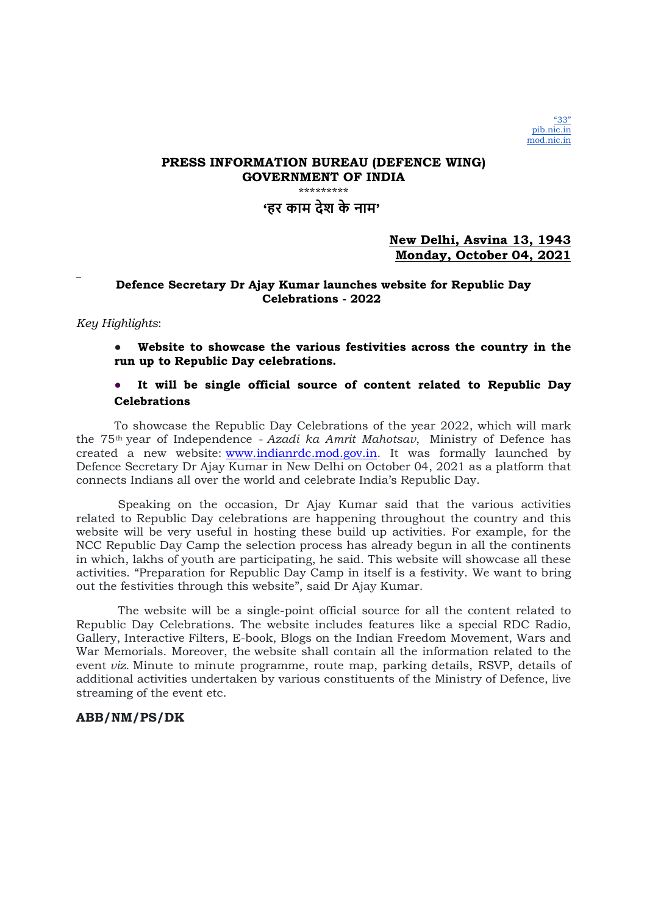"33"
pib.nic.in
mod.nic.in

**PRESS INFORMATION BUREAU (DEFENCE WING)**
**GOVERNMENT OF INDIA**

\*\*\*\*\*\*\*\*\*

**'हर काम देश के नाम'**

**New Delhi, Asvina 13, 1943**
**Monday, October 04, 2021**

### Defence Secretary Dr Ajay Kumar launches website for Republic Day Celebrations - 2022

*Key Highlights*:

- **Website to showcase the various festivities across the country in the run up to Republic Day celebrations.**
- **It will be single official source of content related to Republic Day Celebrations**

To showcase the Republic Day Celebrations of the year 2022, which will mark the 75th year of Independence - *Azadi ka Amrit Mahotsav*, Ministry of Defence has created a new website: www.indianrdc.mod.gov.in. It was formally launched by Defence Secretary Dr Ajay Kumar in New Delhi on October 04, 2021 as a platform that connects Indians all over the world and celebrate India's Republic Day.

Speaking on the occasion, Dr Ajay Kumar said that the various activities related to Republic Day celebrations are happening throughout the country and this website will be very useful in hosting these build up activities. For example, for the NCC Republic Day Camp the selection process has already begun in all the continents in which, lakhs of youth are participating, he said. This website will showcase all these activities. "Preparation for Republic Day Camp in itself is a festivity. We want to bring out the festivities through this website", said Dr Ajay Kumar.

The website will be a single-point official source for all the content related to Republic Day Celebrations. The website includes features like a special RDC Radio, Gallery, Interactive Filters, E-book, Blogs on the Indian Freedom Movement, Wars and War Memorials. Moreover, the website shall contain all the information related to the event *viz.* Minute to minute programme, route map, parking details, RSVP, details of additional activities undertaken by various constituents of the Ministry of Defence, live streaming of the event etc.

**ABB/NM/PS/DK**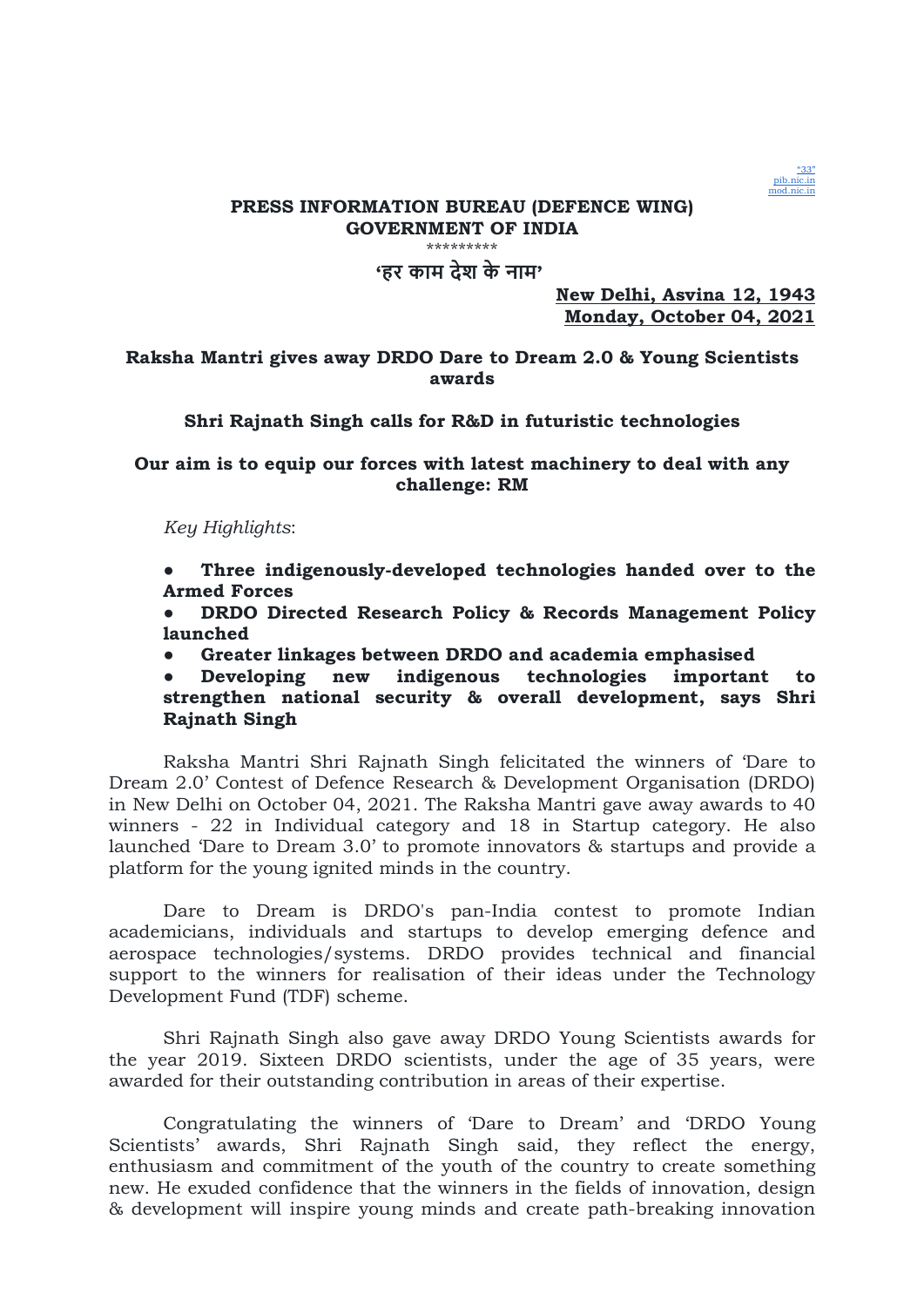"33"
pib.nic.in
mod.nic.in

**PRESS INFORMATION BUREAU (DEFENCE WING)**
**GOVERNMENT OF INDIA**

\*\*\*\*\*\*\*\*\*

**'हर काम देश के नाम'**

**New Delhi, Asvina 12, 1943**
**Monday, October 04, 2021**

## Raksha Mantri gives away DRDO Dare to Dream 2.0 & Young Scientists awards

### Shri Rajnath Singh calls for R&D in futuristic technologies

### Our aim is to equip our forces with latest machinery to deal with any challenge: RM

*Key Highlights*:

- **Three indigenously-developed technologies handed over to the Armed Forces**
- **DRDO Directed Research Policy & Records Management Policy launched**
- **Greater linkages between DRDO and academia emphasised**
- **Developing new indigenous technologies important to strengthen national security & overall development, says Shri Rajnath Singh**

Raksha Mantri Shri Rajnath Singh felicitated the winners of 'Dare to Dream 2.0' Contest of Defence Research & Development Organisation (DRDO) in New Delhi on October 04, 2021. The Raksha Mantri gave away awards to 40 winners - 22 in Individual category and 18 in Startup category. He also launched 'Dare to Dream 3.0' to promote innovators & startups and provide a platform for the young ignited minds in the country.

Dare to Dream is DRDO's pan-India contest to promote Indian academicians, individuals and startups to develop emerging defence and aerospace technologies/systems. DRDO provides technical and financial support to the winners for realisation of their ideas under the Technology Development Fund (TDF) scheme.

Shri Rajnath Singh also gave away DRDO Young Scientists awards for the year 2019. Sixteen DRDO scientists, under the age of 35 years, were awarded for their outstanding contribution in areas of their expertise.

Congratulating the winners of 'Dare to Dream' and 'DRDO Young Scientists' awards, Shri Rajnath Singh said, they reflect the energy, enthusiasm and commitment of the youth of the country to create something new. He exuded confidence that the winners in the fields of innovation, design & development will inspire young minds and create path-breaking innovation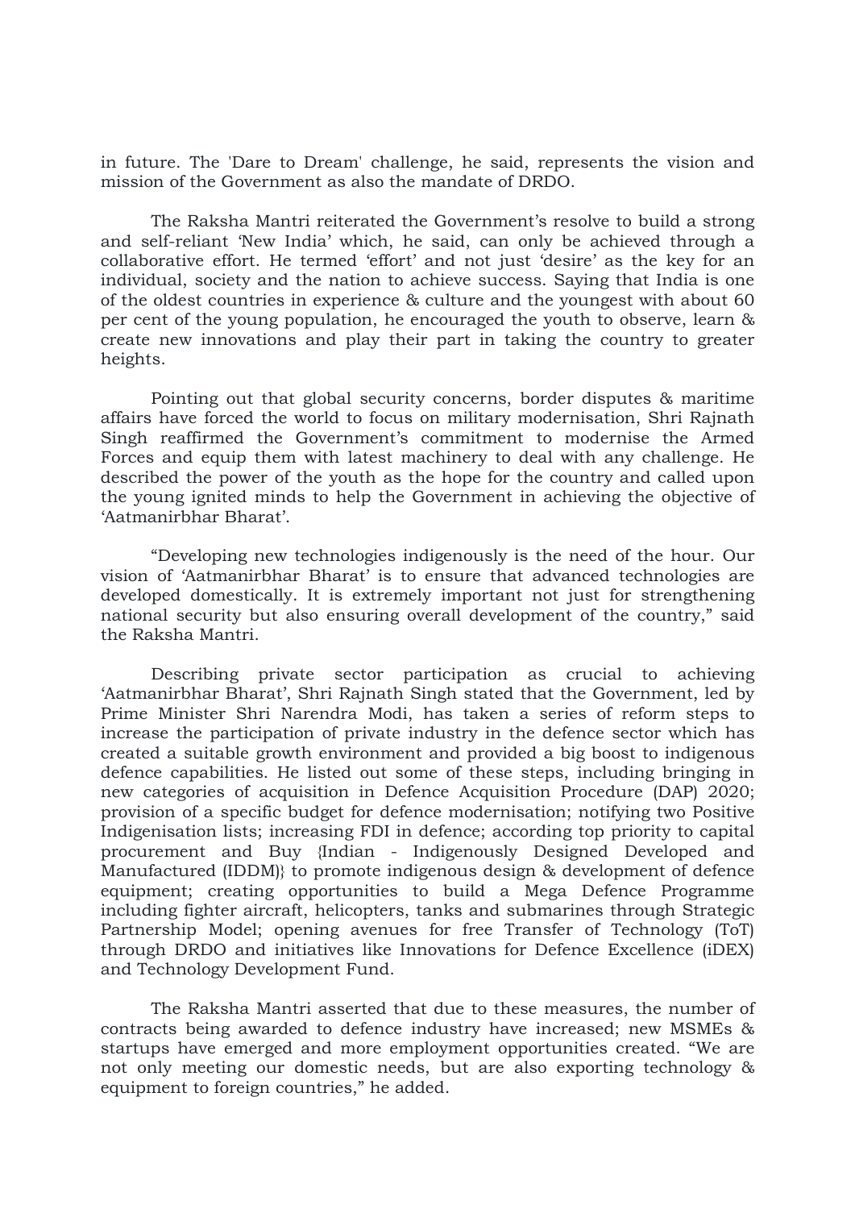in future. The 'Dare to Dream' challenge, he said, represents the vision and mission of the Government as also the mandate of DRDO.

The Raksha Mantri reiterated the Government's resolve to build a strong and self-reliant 'New India' which, he said, can only be achieved through a collaborative effort. He termed 'effort' and not just 'desire' as the key for an individual, society and the nation to achieve success. Saying that India is one of the oldest countries in experience & culture and the youngest with about 60 per cent of the young population, he encouraged the youth to observe, learn & create new innovations and play their part in taking the country to greater heights.

Pointing out that global security concerns, border disputes & maritime affairs have forced the world to focus on military modernisation, Shri Rajnath Singh reaffirmed the Government's commitment to modernise the Armed Forces and equip them with latest machinery to deal with any challenge. He described the power of the youth as the hope for the country and called upon the young ignited minds to help the Government in achieving the objective of 'Aatmanirbhar Bharat'.

"Developing new technologies indigenously is the need of the hour. Our vision of 'Aatmanirbhar Bharat' is to ensure that advanced technologies are developed domestically. It is extremely important not just for strengthening national security but also ensuring overall development of the country," said the Raksha Mantri.

Describing private sector participation as crucial to achieving 'Aatmanirbhar Bharat', Shri Rajnath Singh stated that the Government, led by Prime Minister Shri Narendra Modi, has taken a series of reform steps to increase the participation of private industry in the defence sector which has created a suitable growth environment and provided a big boost to indigenous defence capabilities. He listed out some of these steps, including bringing in new categories of acquisition in Defence Acquisition Procedure (DAP) 2020; provision of a specific budget for defence modernisation; notifying two Positive Indigenisation lists; increasing FDI in defence; according top priority to capital procurement and Buy {Indian - Indigenously Designed Developed and Manufactured (IDDM)} to promote indigenous design & development of defence equipment; creating opportunities to build a Mega Defence Programme including fighter aircraft, helicopters, tanks and submarines through Strategic Partnership Model; opening avenues for free Transfer of Technology (ToT) through DRDO and initiatives like Innovations for Defence Excellence (iDEX) and Technology Development Fund.

The Raksha Mantri asserted that due to these measures, the number of contracts being awarded to defence industry have increased; new MSMEs & startups have emerged and more employment opportunities created. "We are not only meeting our domestic needs, but are also exporting technology & equipment to foreign countries," he added.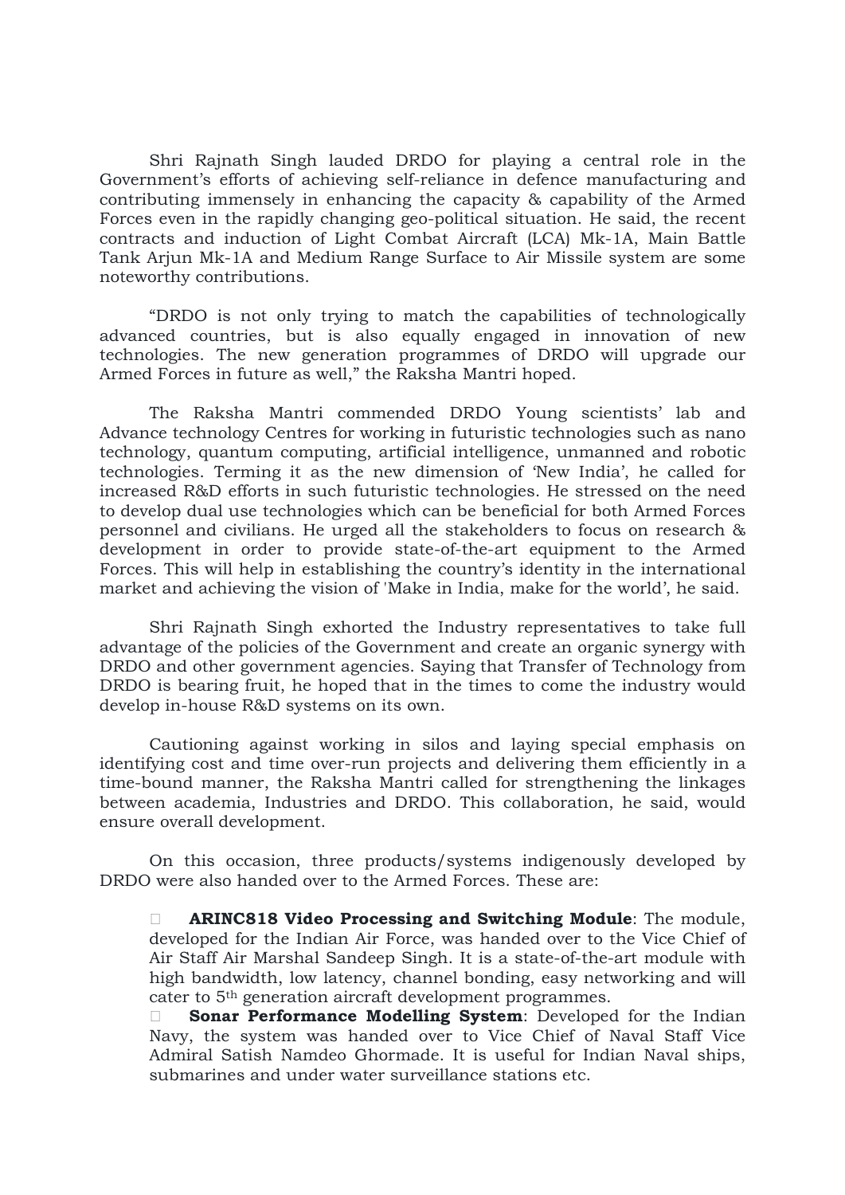Shri Rajnath Singh lauded DRDO for playing a central role in the Government's efforts of achieving self-reliance in defence manufacturing and contributing immensely in enhancing the capacity & capability of the Armed Forces even in the rapidly changing geo-political situation. He said, the recent contracts and induction of Light Combat Aircraft (LCA) Mk-1A, Main Battle Tank Arjun Mk-1A and Medium Range Surface to Air Missile system are some noteworthy contributions.

"DRDO is not only trying to match the capabilities of technologically advanced countries, but is also equally engaged in innovation of new technologies. The new generation programmes of DRDO will upgrade our Armed Forces in future as well," the Raksha Mantri hoped.

The Raksha Mantri commended DRDO Young scientists' lab and Advance technology Centres for working in futuristic technologies such as nano technology, quantum computing, artificial intelligence, unmanned and robotic technologies. Terming it as the new dimension of 'New India', he called for increased R&D efforts in such futuristic technologies. He stressed on the need to develop dual use technologies which can be beneficial for both Armed Forces personnel and civilians. He urged all the stakeholders to focus on research & development in order to provide state-of-the-art equipment to the Armed Forces. This will help in establishing the country's identity in the international market and achieving the vision of 'Make in India, make for the world', he said.

Shri Rajnath Singh exhorted the Industry representatives to take full advantage of the policies of the Government and create an organic synergy with DRDO and other government agencies. Saying that Transfer of Technology from DRDO is bearing fruit, he hoped that in the times to come the industry would develop in-house R&D systems on its own.

Cautioning against working in silos and laying special emphasis on identifying cost and time over-run projects and delivering them efficiently in a time-bound manner, the Raksha Mantri called for strengthening the linkages between academia, Industries and DRDO. This collaboration, he said, would ensure overall development.

On this occasion, three products/systems indigenously developed by DRDO were also handed over to the Armed Forces. These are:

- **ARINC818 Video Processing and Switching Module**: The module, developed for the Indian Air Force, was handed over to the Vice Chief of Air Staff Air Marshal Sandeep Singh. It is a state-of-the-art module with high bandwidth, low latency, channel bonding, easy networking and will cater to 5th generation aircraft development programmes.
- **Sonar Performance Modelling System**: Developed for the Indian Navy, the system was handed over to Vice Chief of Naval Staff Vice Admiral Satish Namdeo Ghormade. It is useful for Indian Naval ships, submarines and under water surveillance stations etc.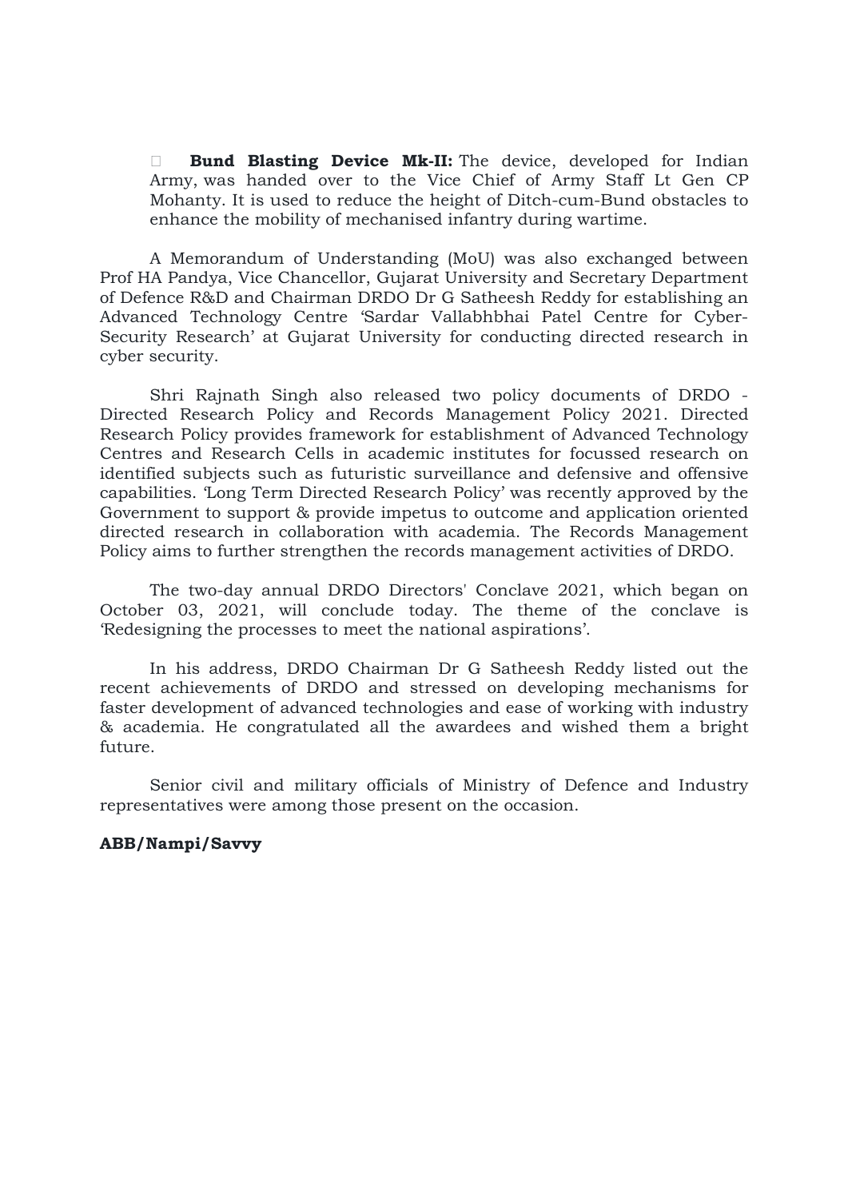- **Bund Blasting Device Mk-II:** The device, developed for Indian Army, was handed over to the Vice Chief of Army Staff Lt Gen CP Mohanty. It is used to reduce the height of Ditch-cum-Bund obstacles to enhance the mobility of mechanised infantry during wartime.

A Memorandum of Understanding (MoU) was also exchanged between Prof HA Pandya, Vice Chancellor, Gujarat University and Secretary Department of Defence R&D and Chairman DRDO Dr G Satheesh Reddy for establishing an Advanced Technology Centre 'Sardar Vallabhbhai Patel Centre for Cyber-Security Research' at Gujarat University for conducting directed research in cyber security.

Shri Rajnath Singh also released two policy documents of DRDO - Directed Research Policy and Records Management Policy 2021. Directed Research Policy provides framework for establishment of Advanced Technology Centres and Research Cells in academic institutes for focussed research on identified subjects such as futuristic surveillance and defensive and offensive capabilities. 'Long Term Directed Research Policy' was recently approved by the Government to support & provide impetus to outcome and application oriented directed research in collaboration with academia. The Records Management Policy aims to further strengthen the records management activities of DRDO.

The two-day annual DRDO Directors' Conclave 2021, which began on October 03, 2021, will conclude today. The theme of the conclave is 'Redesigning the processes to meet the national aspirations'.

In his address, DRDO Chairman Dr G Satheesh Reddy listed out the recent achievements of DRDO and stressed on developing mechanisms for faster development of advanced technologies and ease of working with industry & academia. He congratulated all the awardees and wished them a bright future.

Senior civil and military officials of Ministry of Defence and Industry representatives were among those present on the occasion.

**ABB/Nampi/Savvy**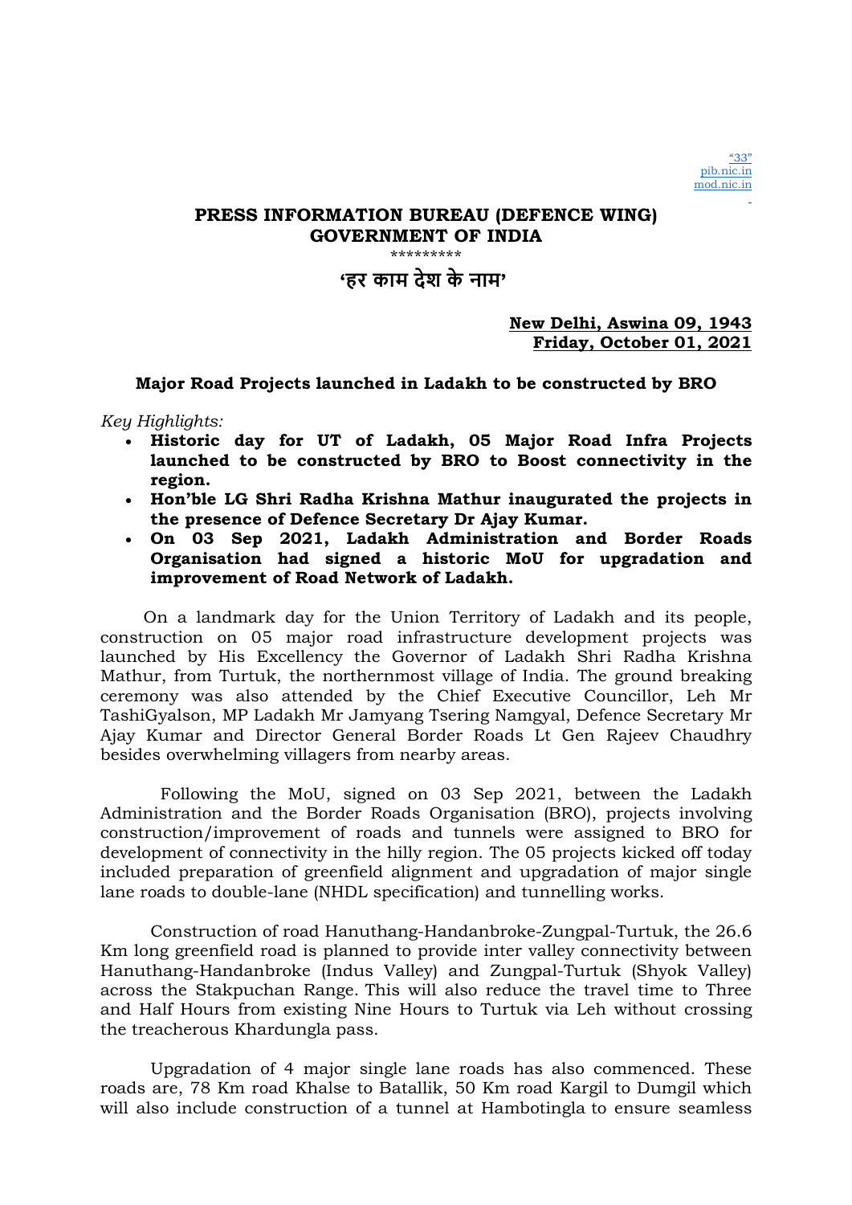"33"
pib.nic.in
mod.nic.in

**PRESS INFORMATION BUREAU (DEFENCE WING)**
**GOVERNMENT OF INDIA**

\*\*\*\*\*\*\*\*\*

**'हर काम देश के नाम'**

**New Delhi, Aswina 09, 1943**
**Friday, October 01, 2021**

**Major Road Projects launched in Ladakh to be constructed by BRO**

*Key Highlights:*

- **Historic day for UT of Ladakh, 05 Major Road Infra Projects launched to be constructed by BRO to Boost connectivity in the region.**
- **Hon'ble LG Shri Radha Krishna Mathur inaugurated the projects in the presence of Defence Secretary Dr Ajay Kumar.**
- **On 03 Sep 2021, Ladakh Administration and Border Roads Organisation had signed a historic MoU for upgradation and improvement of Road Network of Ladakh.**

On a landmark day for the Union Territory of Ladakh and its people, construction on 05 major road infrastructure development projects was launched by His Excellency the Governor of Ladakh Shri Radha Krishna Mathur, from Turtuk, the northernmost village of India. The ground breaking ceremony was also attended by the Chief Executive Councillor, Leh Mr TashiGyalson, MP Ladakh Mr Jamyang Tsering Namgyal, Defence Secretary Mr Ajay Kumar and Director General Border Roads Lt Gen Rajeev Chaudhry besides overwhelming villagers from nearby areas.

Following the MoU, signed on 03 Sep 2021, between the Ladakh Administration and the Border Roads Organisation (BRO), projects involving construction/improvement of roads and tunnels were assigned to BRO for development of connectivity in the hilly region. The 05 projects kicked off today included preparation of greenfield alignment and upgradation of major single lane roads to double-lane (NHDL specification) and tunnelling works.

Construction of road Hanuthang-Handanbroke-Zungpal-Turtuk, the 26.6 Km long greenfield road is planned to provide inter valley connectivity between Hanuthang-Handanbroke (Indus Valley) and Zungpal-Turtuk (Shyok Valley) across the Stakpuchan Range. This will also reduce the travel time to Three and Half Hours from existing Nine Hours to Turtuk via Leh without crossing the treacherous Khardungla pass.

Upgradation of 4 major single lane roads has also commenced. These roads are, 78 Km road Khalse to Batallik, 50 Km road Kargil to Dumgil which will also include construction of a tunnel at Hambotingla to ensure seamless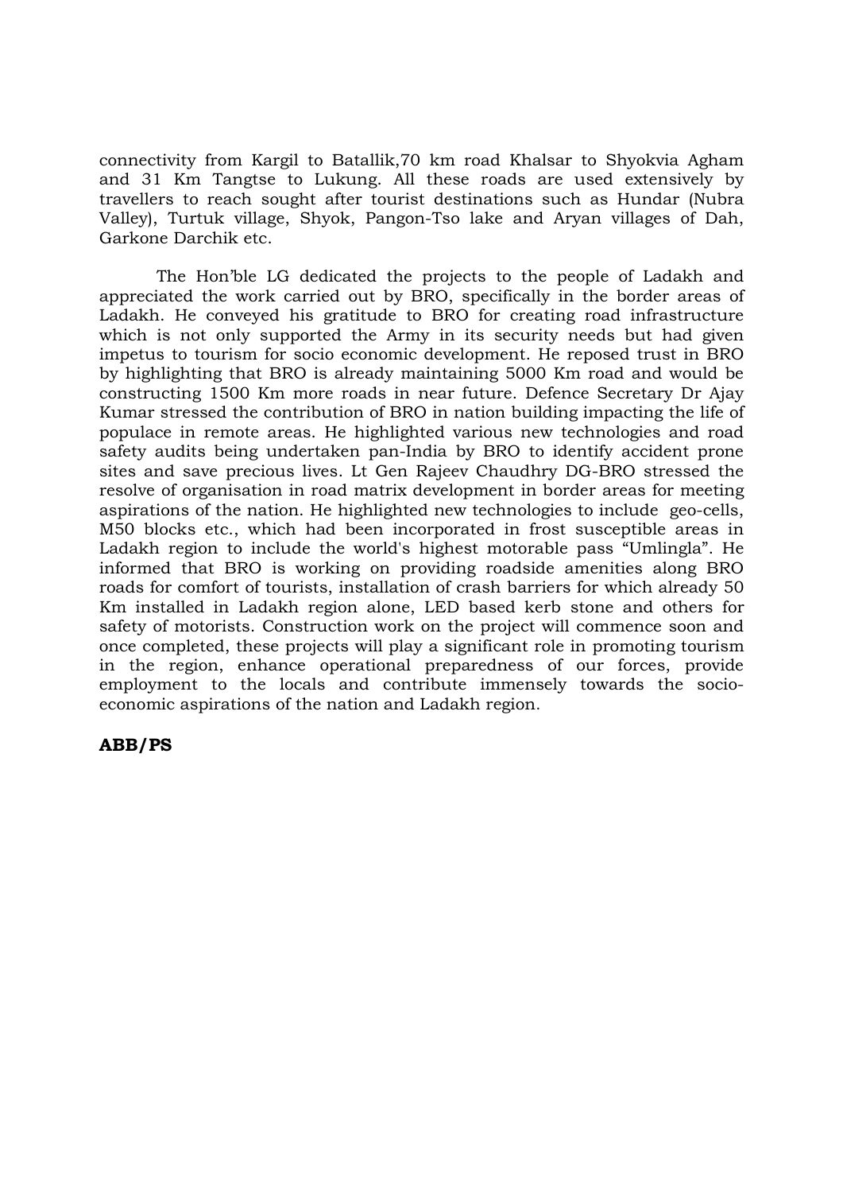connectivity from Kargil to Batallik,70 km road Khalsar to Shyokvia Agham and 31 Km Tangtse to Lukung. All these roads are used extensively by travellers to reach sought after tourist destinations such as Hundar (Nubra Valley), Turtuk village, Shyok, Pangon-Tso lake and Aryan villages of Dah, Garkone Darchik etc.

The Hon'ble LG dedicated the projects to the people of Ladakh and appreciated the work carried out by BRO, specifically in the border areas of Ladakh. He conveyed his gratitude to BRO for creating road infrastructure which is not only supported the Army in its security needs but had given impetus to tourism for socio economic development. He reposed trust in BRO by highlighting that BRO is already maintaining 5000 Km road and would be constructing 1500 Km more roads in near future. Defence Secretary Dr Ajay Kumar stressed the contribution of BRO in nation building impacting the life of populace in remote areas. He highlighted various new technologies and road safety audits being undertaken pan-India by BRO to identify accident prone sites and save precious lives. Lt Gen Rajeev Chaudhry DG-BRO stressed the resolve of organisation in road matrix development in border areas for meeting aspirations of the nation. He highlighted new technologies to include geo-cells, M50 blocks etc., which had been incorporated in frost susceptible areas in Ladakh region to include the world's highest motorable pass "Umlingla". He informed that BRO is working on providing roadside amenities along BRO roads for comfort of tourists, installation of crash barriers for which already 50 Km installed in Ladakh region alone, LED based kerb stone and others for safety of motorists. Construction work on the project will commence soon and once completed, these projects will play a significant role in promoting tourism in the region, enhance operational preparedness of our forces, provide employment to the locals and contribute immensely towards the socio-economic aspirations of the nation and Ladakh region.

**ABB/PS**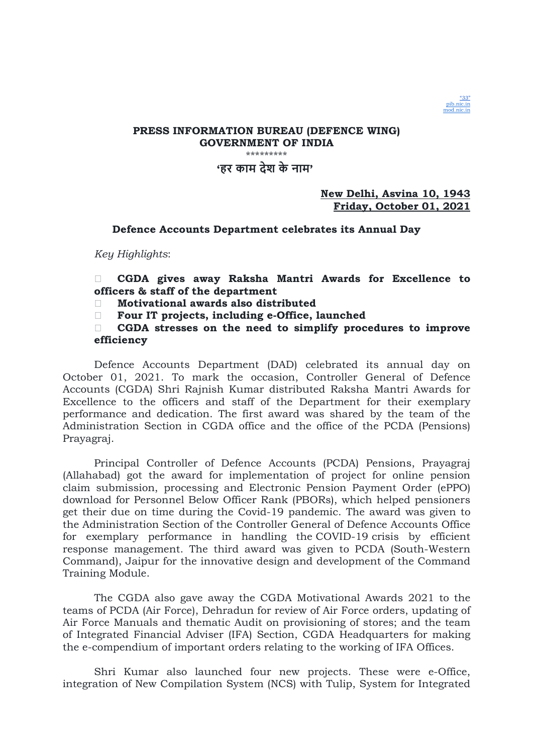"33"
pib.nic.in
mod.nic.in

**PRESS INFORMATION BUREAU (DEFENCE WING)**
**GOVERNMENT OF INDIA**

\*\*\*\*\*\*\*\*\*

**'हर काम देश के नाम'**

**New Delhi, Asvina 10, 1943**
**Friday, October 01, 2021**

## Defence Accounts Department celebrates its Annual Day

*Key Highlights*:

- **CGDA gives away Raksha Mantri Awards for Excellence to officers & staff of the department**
- **Motivational awards also distributed**
- **Four IT projects, including e-Office, launched**
- **CGDA stresses on the need to simplify procedures to improve efficiency**

Defence Accounts Department (DAD) celebrated its annual day on October 01, 2021. To mark the occasion, Controller General of Defence Accounts (CGDA) Shri Rajnish Kumar distributed Raksha Mantri Awards for Excellence to the officers and staff of the Department for their exemplary performance and dedication. The first award was shared by the team of the Administration Section in CGDA office and the office of the PCDA (Pensions) Prayagraj.

Principal Controller of Defence Accounts (PCDA) Pensions, Prayagraj (Allahabad) got the award for implementation of project for online pension claim submission, processing and Electronic Pension Payment Order (ePPO) download for Personnel Below Officer Rank (PBORs), which helped pensioners get their due on time during the Covid-19 pandemic. The award was given to the Administration Section of the Controller General of Defence Accounts Office for exemplary performance in handling the COVID-19 crisis by efficient response management. The third award was given to PCDA (South-Western Command), Jaipur for the innovative design and development of the Command Training Module.

The CGDA also gave away the CGDA Motivational Awards 2021 to the teams of PCDA (Air Force), Dehradun for review of Air Force orders, updating of Air Force Manuals and thematic Audit on provisioning of stores; and the team of Integrated Financial Adviser (IFA) Section, CGDA Headquarters for making the e-compendium of important orders relating to the working of IFA Offices.

Shri Kumar also launched four new projects. These were e-Office, integration of New Compilation System (NCS) with Tulip, System for Integrated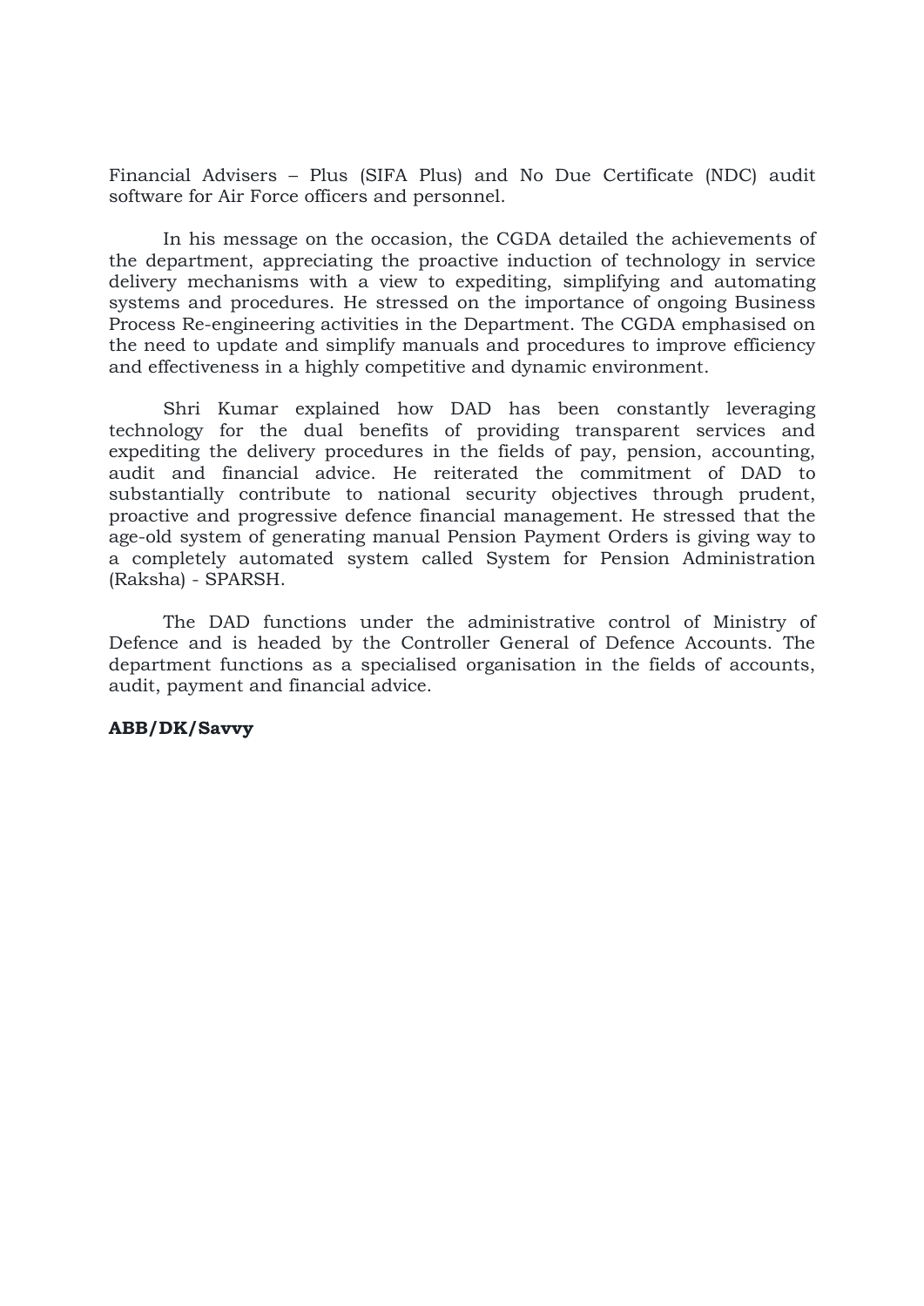Financial Advisers – Plus (SIFA Plus) and No Due Certificate (NDC) audit software for Air Force officers and personnel.

In his message on the occasion, the CGDA detailed the achievements of the department, appreciating the proactive induction of technology in service delivery mechanisms with a view to expediting, simplifying and automating systems and procedures. He stressed on the importance of ongoing Business Process Re-engineering activities in the Department. The CGDA emphasised on the need to update and simplify manuals and procedures to improve efficiency and effectiveness in a highly competitive and dynamic environment.

Shri Kumar explained how DAD has been constantly leveraging technology for the dual benefits of providing transparent services and expediting the delivery procedures in the fields of pay, pension, accounting, audit and financial advice. He reiterated the commitment of DAD to substantially contribute to national security objectives through prudent, proactive and progressive defence financial management. He stressed that the age-old system of generating manual Pension Payment Orders is giving way to a completely automated system called System for Pension Administration (Raksha) - SPARSH.

The DAD functions under the administrative control of Ministry of Defence and is headed by the Controller General of Defence Accounts. The department functions as a specialised organisation in the fields of accounts, audit, payment and financial advice.

**ABB/DK/Savvy**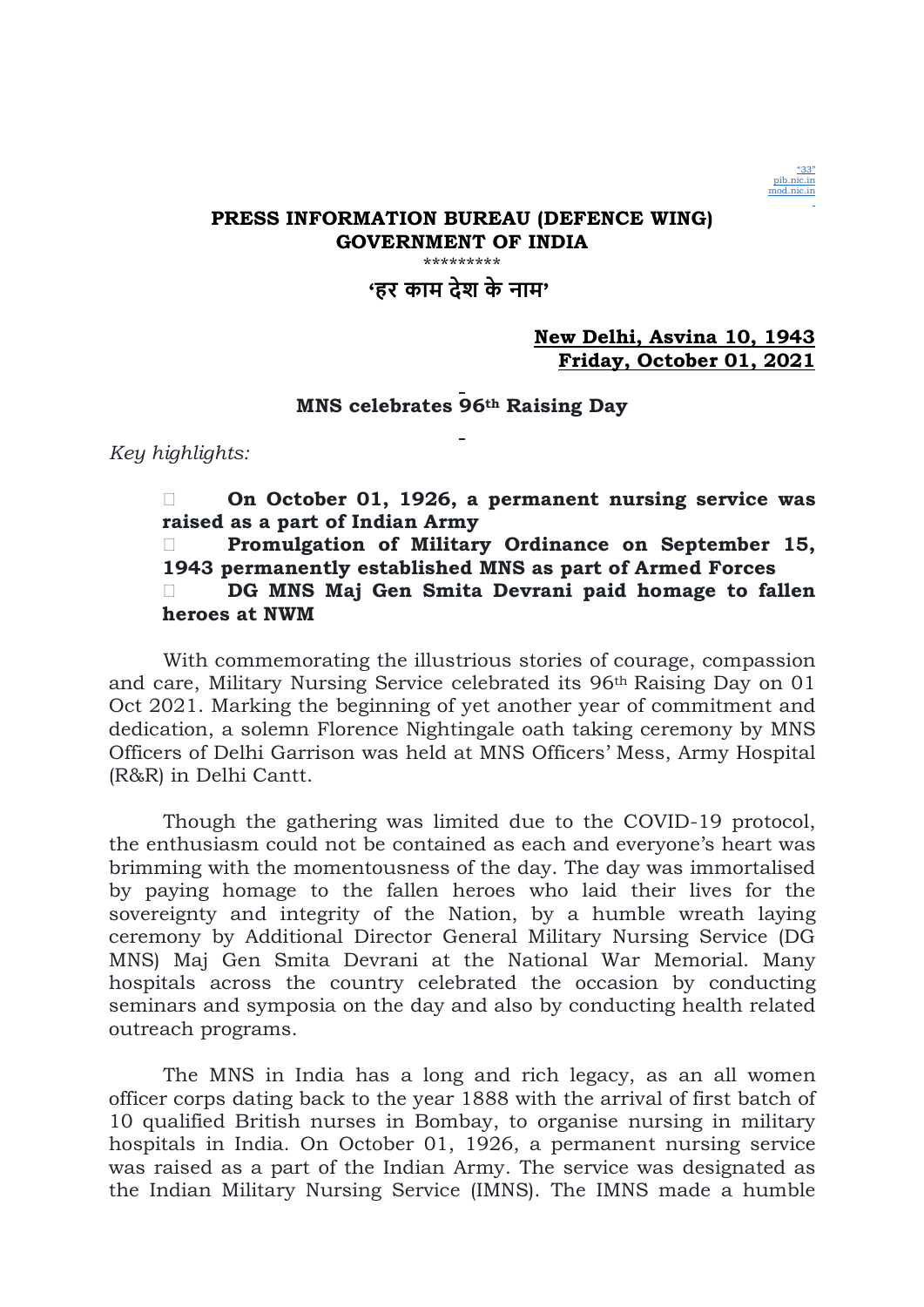"33"
pib.nic.in
mod.nic.in

**PRESS INFORMATION BUREAU (DEFENCE WING)**
**GOVERNMENT OF INDIA**

\*\*\*\*\*\*\*\*\*

**'हर काम देश के नाम'**

**New Delhi, Asvina 10, 1943**
**Friday, October 01, 2021**

**MNS celebrates 96th Raising Day**

*Key highlights:*

- **On October 01, 1926, a permanent nursing service was raised as a part of Indian Army**
- **Promulgation of Military Ordinance on September 15, 1943 permanently established MNS as part of Armed Forces**
- **DG MNS Maj Gen Smita Devrani paid homage to fallen heroes at NWM**

With commemorating the illustrious stories of courage, compassion and care, Military Nursing Service celebrated its 96th Raising Day on 01 Oct 2021. Marking the beginning of yet another year of commitment and dedication, a solemn Florence Nightingale oath taking ceremony by MNS Officers of Delhi Garrison was held at MNS Officers' Mess, Army Hospital (R&R) in Delhi Cantt.

Though the gathering was limited due to the COVID-19 protocol, the enthusiasm could not be contained as each and everyone's heart was brimming with the momentousness of the day. The day was immortalised by paying homage to the fallen heroes who laid their lives for the sovereignty and integrity of the Nation, by a humble wreath laying ceremony by Additional Director General Military Nursing Service (DG MNS) Maj Gen Smita Devrani at the National War Memorial. Many hospitals across the country celebrated the occasion by conducting seminars and symposia on the day and also by conducting health related outreach programs.

The MNS in India has a long and rich legacy, as an all women officer corps dating back to the year 1888 with the arrival of first batch of 10 qualified British nurses in Bombay, to organise nursing in military hospitals in India. On October 01, 1926, a permanent nursing service was raised as a part of the Indian Army. The service was designated as the Indian Military Nursing Service (IMNS). The IMNS made a humble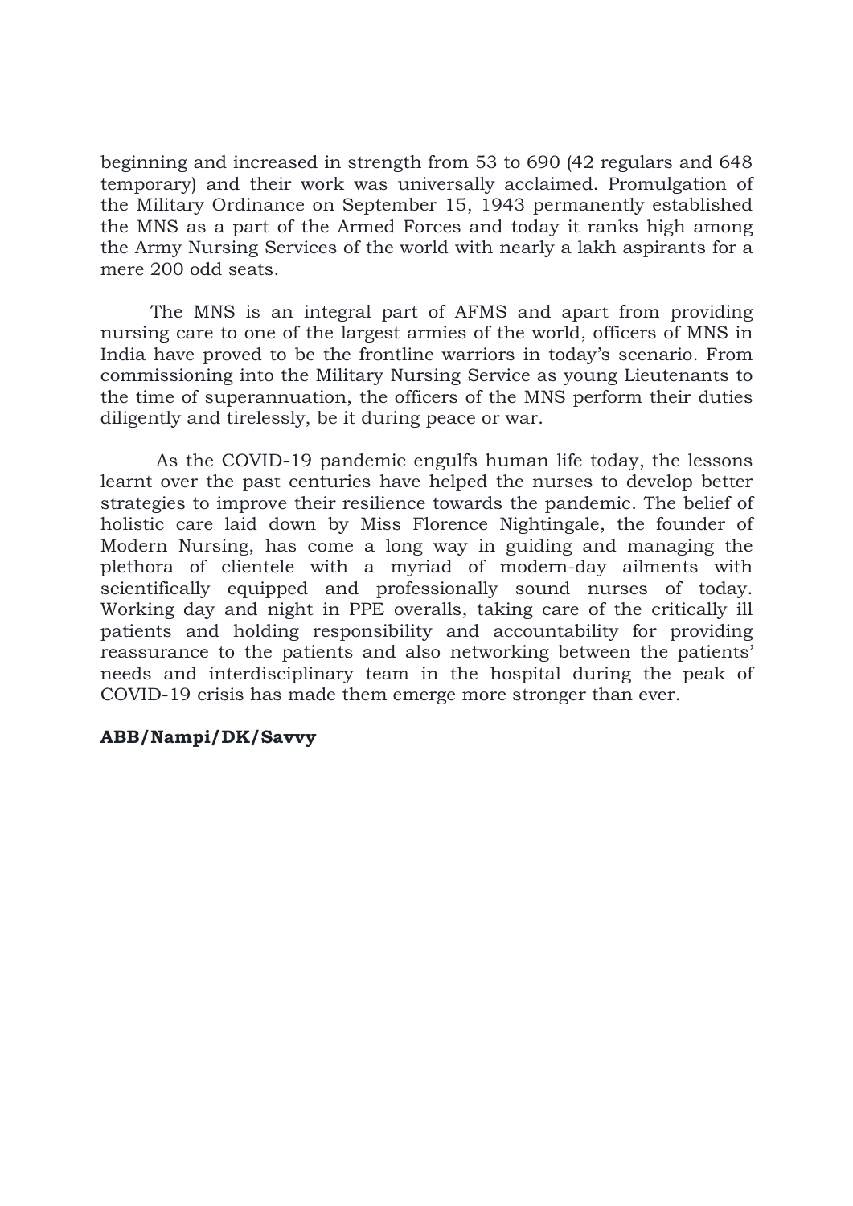beginning and increased in strength from 53 to 690 (42 regulars and 648 temporary) and their work was universally acclaimed. Promulgation of the Military Ordinance on September 15, 1943 permanently established the MNS as a part of the Armed Forces and today it ranks high among the Army Nursing Services of the world with nearly a lakh aspirants for a mere 200 odd seats.

The MNS is an integral part of AFMS and apart from providing nursing care to one of the largest armies of the world, officers of MNS in India have proved to be the frontline warriors in today's scenario. From commissioning into the Military Nursing Service as young Lieutenants to the time of superannuation, the officers of the MNS perform their duties diligently and tirelessly, be it during peace or war.

As the COVID-19 pandemic engulfs human life today, the lessons learnt over the past centuries have helped the nurses to develop better strategies to improve their resilience towards the pandemic. The belief of holistic care laid down by Miss Florence Nightingale, the founder of Modern Nursing, has come a long way in guiding and managing the plethora of clientele with a myriad of modern-day ailments with scientifically equipped and professionally sound nurses of today. Working day and night in PPE overalls, taking care of the critically ill patients and holding responsibility and accountability for providing reassurance to the patients and also networking between the patients' needs and interdisciplinary team in the hospital during the peak of COVID-19 crisis has made them emerge more stronger than ever.

**ABB/Nampi/DK/Savvy**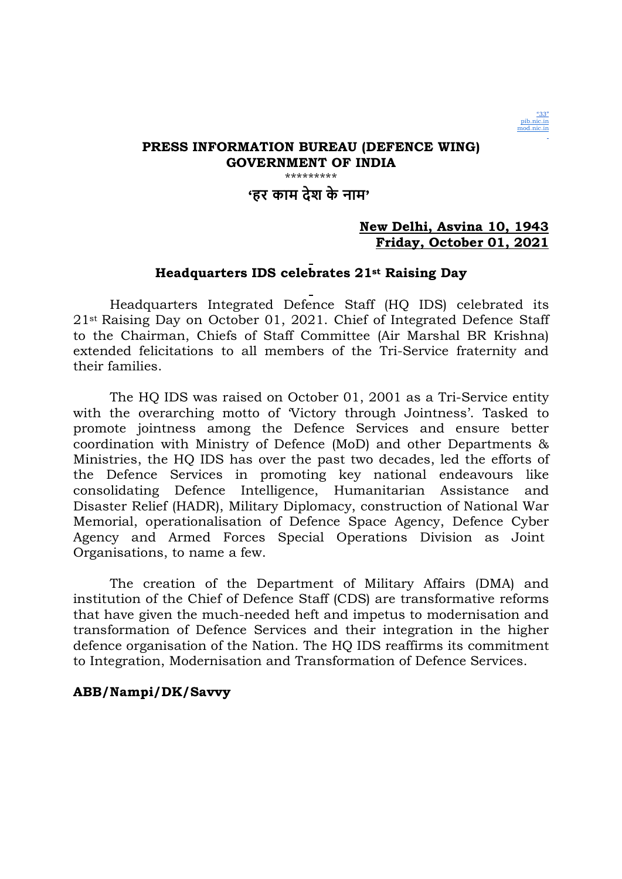"33"
pib.nic.in
mod.nic.in

**PRESS INFORMATION BUREAU (DEFENCE WING)**
**GOVERNMENT OF INDIA**

\*\*\*\*\*\*\*\*\*

**'हर काम देश के नाम'**

**New Delhi, Asvina 10, 1943**
**Friday, October 01, 2021**

## Headquarters IDS celebrates 21st Raising Day

Headquarters Integrated Defence Staff (HQ IDS) celebrated its 21st Raising Day on October 01, 2021. Chief of Integrated Defence Staff to the Chairman, Chiefs of Staff Committee (Air Marshal BR Krishna) extended felicitations to all members of the Tri-Service fraternity and their families.

The HQ IDS was raised on October 01, 2001 as a Tri-Service entity with the overarching motto of 'Victory through Jointness'. Tasked to promote jointness among the Defence Services and ensure better coordination with Ministry of Defence (MoD) and other Departments & Ministries, the HQ IDS has over the past two decades, led the efforts of the Defence Services in promoting key national endeavours like consolidating Defence Intelligence, Humanitarian Assistance and Disaster Relief (HADR), Military Diplomacy, construction of National War Memorial, operationalisation of Defence Space Agency, Defence Cyber Agency and Armed Forces Special Operations Division as Joint Organisations, to name a few.

The creation of the Department of Military Affairs (DMA) and institution of the Chief of Defence Staff (CDS) are transformative reforms that have given the much-needed heft and impetus to modernisation and transformation of Defence Services and their integration in the higher defence organisation of the Nation. The HQ IDS reaffirms its commitment to Integration, Modernisation and Transformation of Defence Services.

**ABB/Nampi/DK/Savvy**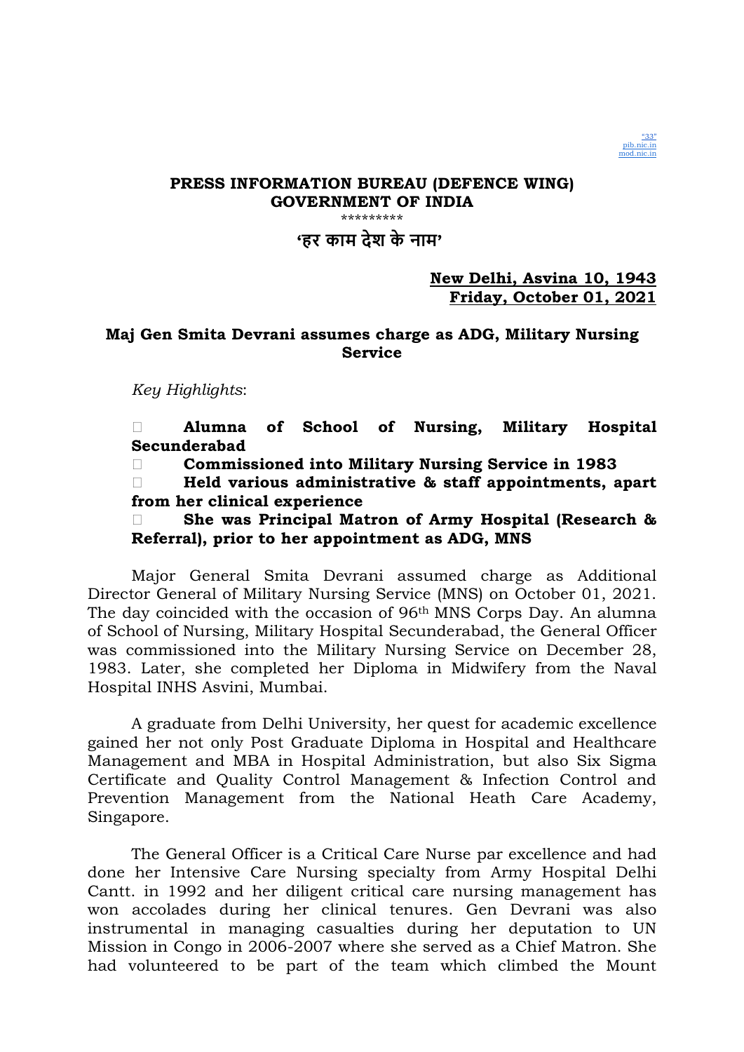"33"
pib.nic.in
mod.nic.in

**PRESS INFORMATION BUREAU (DEFENCE WING)**
**GOVERNMENT OF INDIA**

\*\*\*\*\*\*\*\*\*

**'हर काम देश के नाम'**

**New Delhi, Asvina 10, 1943**
**Friday, October 01, 2021**

## Maj Gen Smita Devrani assumes charge as ADG, Military Nursing Service

*Key Highlights*:

- **Alumna of School of Nursing, Military Hospital Secunderabad**
- **Commissioned into Military Nursing Service in 1983**
- **Held various administrative & staff appointments, apart from her clinical experience**
- **She was Principal Matron of Army Hospital (Research & Referral), prior to her appointment as ADG, MNS**

Major General Smita Devrani assumed charge as Additional Director General of Military Nursing Service (MNS) on October 01, 2021. The day coincided with the occasion of 96th MNS Corps Day. An alumna of School of Nursing, Military Hospital Secunderabad, the General Officer was commissioned into the Military Nursing Service on December 28, 1983. Later, she completed her Diploma in Midwifery from the Naval Hospital INHS Asvini, Mumbai.

A graduate from Delhi University, her quest for academic excellence gained her not only Post Graduate Diploma in Hospital and Healthcare Management and MBA in Hospital Administration, but also Six Sigma Certificate and Quality Control Management & Infection Control and Prevention Management from the National Heath Care Academy, Singapore.

The General Officer is a Critical Care Nurse par excellence and had done her Intensive Care Nursing specialty from Army Hospital Delhi Cantt. in 1992 and her diligent critical care nursing management has won accolades during her clinical tenures. Gen Devrani was also instrumental in managing casualties during her deputation to UN Mission in Congo in 2006-2007 where she served as a Chief Matron. She had volunteered to be part of the team which climbed the Mount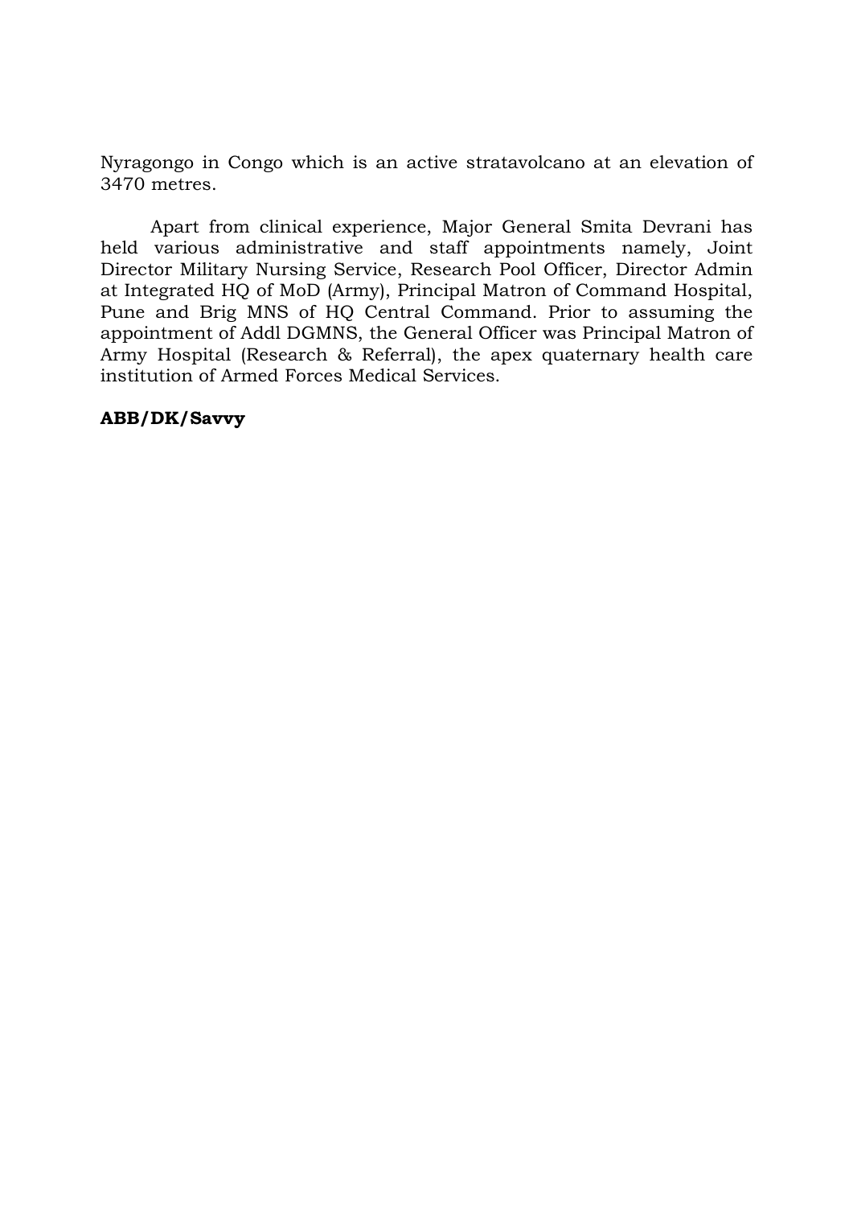Nyragongo in Congo which is an active stratavolcano at an elevation of 3470 metres.

Apart from clinical experience, Major General Smita Devrani has held various administrative and staff appointments namely, Joint Director Military Nursing Service, Research Pool Officer, Director Admin at Integrated HQ of MoD (Army), Principal Matron of Command Hospital, Pune and Brig MNS of HQ Central Command. Prior to assuming the appointment of Addl DGMNS, the General Officer was Principal Matron of Army Hospital (Research & Referral), the apex quaternary health care institution of Armed Forces Medical Services.

**ABB/DK/Savvy**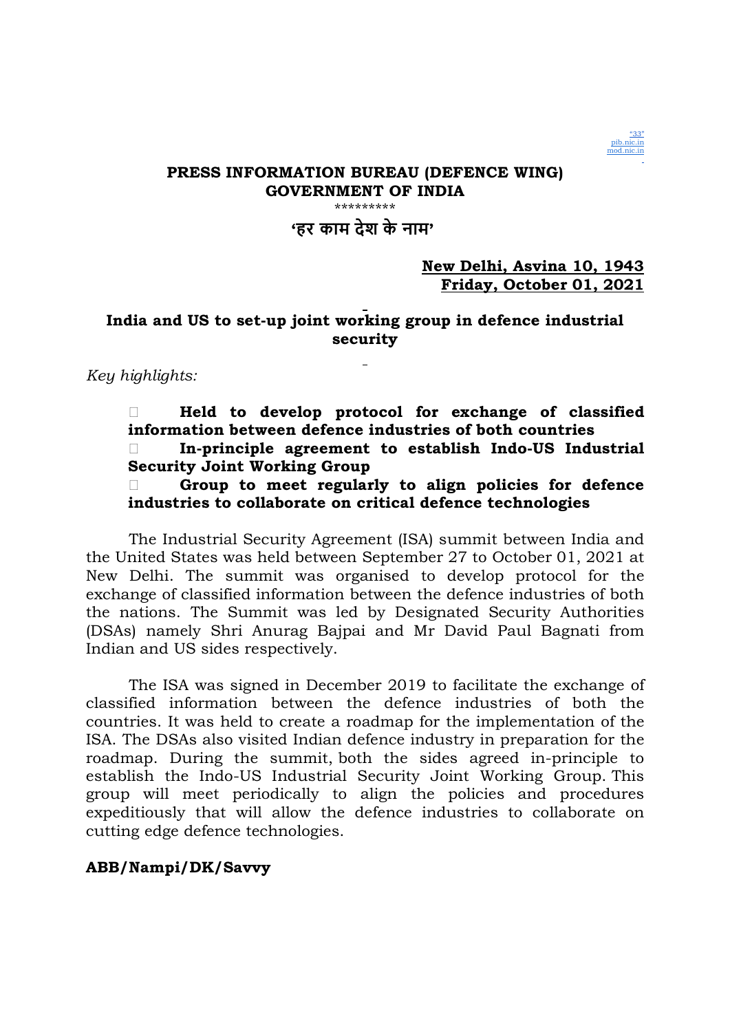"33"
pib.nic.in
mod.nic.in

**PRESS INFORMATION BUREAU (DEFENCE WING)**
**GOVERNMENT OF INDIA**

\*\*\*\*\*\*\*\*\*

**'हर काम देश के नाम'**

**New Delhi, Asvina 10, 1943**
**Friday, October 01, 2021**

## India and US to set-up joint working group in defence industrial security

*Key highlights:*

- **Held to develop protocol for exchange of classified information between defence industries of both countries**
- **In-principle agreement to establish Indo-US Industrial Security Joint Working Group**
- **Group to meet regularly to align policies for defence industries to collaborate on critical defence technologies**

The Industrial Security Agreement (ISA) summit between India and the United States was held between September 27 to October 01, 2021 at New Delhi. The summit was organised to develop protocol for the exchange of classified information between the defence industries of both the nations. The Summit was led by Designated Security Authorities (DSAs) namely Shri Anurag Bajpai and Mr David Paul Bagnati from Indian and US sides respectively.

The ISA was signed in December 2019 to facilitate the exchange of classified information between the defence industries of both the countries. It was held to create a roadmap for the implementation of the ISA. The DSAs also visited Indian defence industry in preparation for the roadmap. During the summit, both the sides agreed in-principle to establish the Indo-US Industrial Security Joint Working Group. This group will meet periodically to align the policies and procedures expeditiously that will allow the defence industries to collaborate on cutting edge defence technologies.

**ABB/Nampi/DK/Savvy**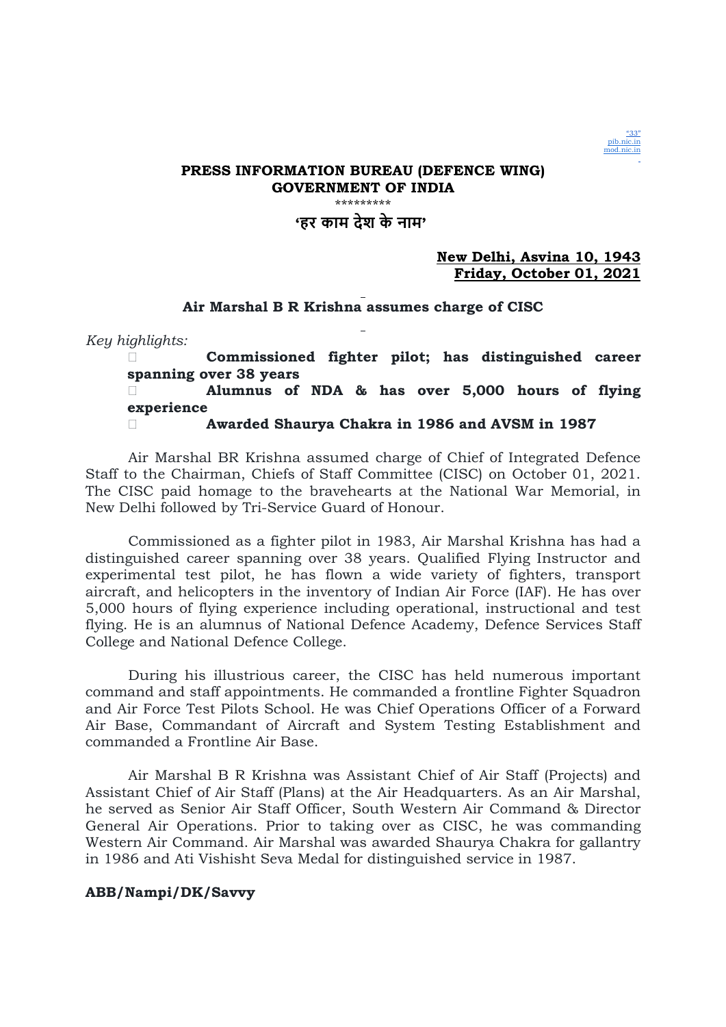"33"
pib.nic.in
mod.nic.in

**PRESS INFORMATION BUREAU (DEFENCE WING)**
**GOVERNMENT OF INDIA**

\*\*\*\*\*\*\*\*\*

**'हर काम देश के नाम'**

**New Delhi, Asvina 10, 1943**
**Friday, October 01, 2021**

## Air Marshal B R Krishna assumes charge of CISC

*Key highlights:*

- **Commissioned fighter pilot; has distinguished career spanning over 38 years**
- **Alumnus of NDA & has over 5,000 hours of flying experience**
- **Awarded Shaurya Chakra in 1986 and AVSM in 1987**

Air Marshal BR Krishna assumed charge of Chief of Integrated Defence Staff to the Chairman, Chiefs of Staff Committee (CISC) on October 01, 2021. The CISC paid homage to the bravehearts at the National War Memorial, in New Delhi followed by Tri-Service Guard of Honour.

Commissioned as a fighter pilot in 1983, Air Marshal Krishna has had a distinguished career spanning over 38 years. Qualified Flying Instructor and experimental test pilot, he has flown a wide variety of fighters, transport aircraft, and helicopters in the inventory of Indian Air Force (IAF). He has over 5,000 hours of flying experience including operational, instructional and test flying. He is an alumnus of National Defence Academy, Defence Services Staff College and National Defence College.

During his illustrious career, the CISC has held numerous important command and staff appointments. He commanded a frontline Fighter Squadron and Air Force Test Pilots School. He was Chief Operations Officer of a Forward Air Base, Commandant of Aircraft and System Testing Establishment and commanded a Frontline Air Base.

Air Marshal B R Krishna was Assistant Chief of Air Staff (Projects) and Assistant Chief of Air Staff (Plans) at the Air Headquarters. As an Air Marshal, he served as Senior Air Staff Officer, South Western Air Command & Director General Air Operations. Prior to taking over as CISC, he was commanding Western Air Command. Air Marshal was awarded Shaurya Chakra for gallantry in 1986 and Ati Vishisht Seva Medal for distinguished service in 1987.

**ABB/Nampi/DK/Savvy**